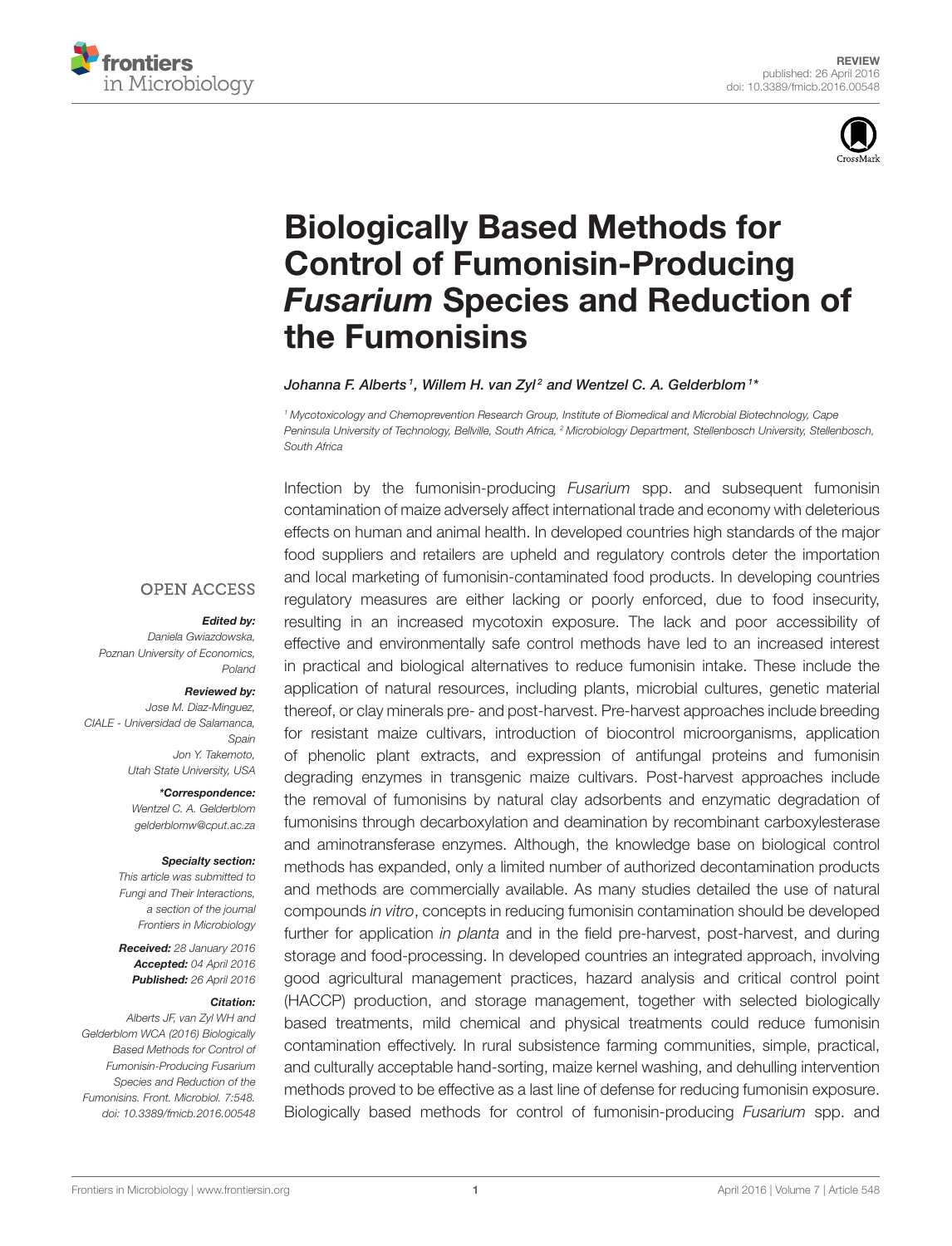REVIEW
published: 26 April 2016
doi: 10.3389/fmicb.2016.00548

# Biologically Based Methods for Control of Fumonisin-Producing *Fusarium* Species and Reduction of the Fumonisins

*Johanna F. Alberts[1], Willem H. van Zyl[2] and Wentzel C. A. Gelderblom[1]**

[1] Mycotoxicology and Chemoprevention Research Group, Institute of Biomedical and Microbial Biotechnology, Cape Peninsula University of Technology, Bellville, South Africa, [2] Microbiology Department, Stellenbosch University, Stellenbosch, South Africa

OPEN ACCESS

**Edited by:**
Daniela Gwiazdowska,
Poznan University of Economics, Poland

**Reviewed by:**
Jose M. Diaz-Minguez,
CIALE - Universidad de Salamanca, Spain
Jon Y. Takemoto,
Utah State University, USA

***Correspondence:**
Wentzel C. A. Gelderblom
gelderblomw@cput.ac.za

**Specialty section:**
This article was submitted to Fungi and Their Interactions, a section of the journal Frontiers in Microbiology

**Received:** 28 January 2016
**Accepted:** 04 April 2016
**Published:** 26 April 2016

**Citation:**
Alberts JF, van Zyl WH and Gelderblom WCA (2016) Biologically Based Methods for Control of Fumonisin-Producing Fusarium Species and Reduction of the Fumonisins. Front. Microbiol. 7:548. doi: 10.3389/fmicb.2016.00548

Infection by the fumonisin-producing *Fusarium* spp. and subsequent fumonisin contamination of maize adversely affect international trade and economy with deleterious effects on human and animal health. In developed countries high standards of the major food suppliers and retailers are upheld and regulatory controls deter the importation and local marketing of fumonisin-contaminated food products. In developing countries regulatory measures are either lacking or poorly enforced, due to food insecurity, resulting in an increased mycotoxin exposure. The lack and poor accessibility of effective and environmentally safe control methods have led to an increased interest in practical and biological alternatives to reduce fumonisin intake. These include the application of natural resources, including plants, microbial cultures, genetic material thereof, or clay minerals pre- and post-harvest. Pre-harvest approaches include breeding for resistant maize cultivars, introduction of biocontrol microorganisms, application of phenolic plant extracts, and expression of antifungal proteins and fumonisin degrading enzymes in transgenic maize cultivars. Post-harvest approaches include the removal of fumonisins by natural clay adsorbents and enzymatic degradation of fumonisins through decarboxylation and deamination by recombinant carboxylesterase and aminotransferase enzymes. Although, the knowledge base on biological control methods has expanded, only a limited number of authorized decontamination products and methods are commercially available. As many studies detailed the use of natural compounds *in vitro*, concepts in reducing fumonisin contamination should be developed further for application *in planta* and in the field pre-harvest, post-harvest, and during storage and food-processing. In developed countries an integrated approach, involving good agricultural management practices, hazard analysis and critical control point (HACCP) production, and storage management, together with selected biologically based treatments, mild chemical and physical treatments could reduce fumonisin contamination effectively. In rural subsistence farming communities, simple, practical, and culturally acceptable hand-sorting, maize kernel washing, and dehulling intervention methods proved to be effective as a last line of defense for reducing fumonisin exposure. Biologically based methods for control of fumonisin-producing *Fusarium* spp. and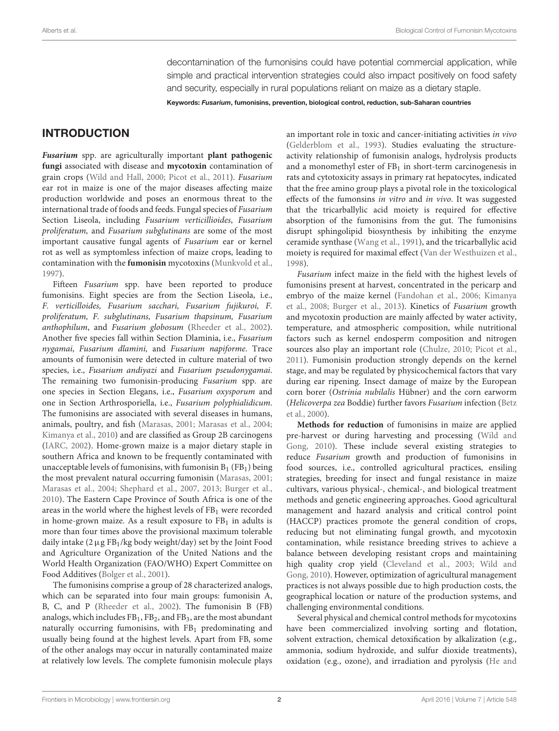decontamination of the fumonisins could have potential commercial application, while simple and practical intervention strategies could also impact positively on food safety and security, especially in rural populations reliant on maize as a dietary staple.

**Keywords:** ***Fusarium*****, fumonisins, prevention, biological control, reduction, sub-Saharan countries**

## INTRODUCTION

***Fusarium*** spp. are agriculturally important **plant pathogenic fungi** associated with disease and **mycotoxin** contamination of grain crops (Wild and Hall, 2000; Picot et al., 2011). *Fusarium* ear rot in maize is one of the major diseases affecting maize production worldwide and poses an enormous threat to the international trade of foods and feeds. Fungal species of *Fusarium* Section Liseola, including *Fusarium verticillioides*, *Fusarium proliferatum,* and *Fusarium subglutinans* are some of the most important causative fungal agents of *Fusarium* ear or kernel rot as well as symptomless infection of maize crops, leading to contamination with the **fumonisin** mycotoxins (Munkvold et al., 1997).

Fifteen *Fusarium* spp. have been reported to produce fumonisins. Eight species are from the Section Liseola, i.e., *F. verticillioides, Fusarium sacchari, Fusarium fujikuroi, F. proliferatum, F. subglutinans, Fusarium thapsinum, Fusarium anthophilum*, and *Fusarium globosum* (Rheeder et al., 2002). Another five species fall within Section Dlaminia, i.e., *Fusarium nygamai*, *Fusarium dlamini,* and *Fusarium napiforme*. Trace amounts of fumonisin were detected in culture material of two species, i.e., *Fusarium andiyazi* and *Fusarium pseudonygamai*. The remaining two fumonisin-producing *Fusarium* spp. are one species in Section Elegans, i.e., *Fusarium oxysporum* and one in Section Arthrosporiella, i.e., *Fusarium polyphialidicum*. The fumonisins are associated with several diseases in humans, animals, poultry, and fish (Marasas, 2001; Marasas et al., 2004; Kimanya et al., 2010) and are classified as Group 2B carcinogens (IARC, 2002). Home-grown maize is a major dietary staple in southern Africa and known to be frequently contaminated with unacceptable levels of fumonisins, with fumonisin $B_1$ ($FB_1$) being the most prevalent natural occurring fumonisin (Marasas, 2001; Marasas et al., 2004; Shephard et al., 2007, 2013; Burger et al., 2010). The Eastern Cape Province of South Africa is one of the areas in the world where the highest levels of $FB_1$ were recorded in home-grown maize. As a result exposure to $FB_1$ in adults is more than four times above the provisional maximum tolerable daily intake (2 $\mu$g $FB_1$/kg body weight/day) set by the Joint Food and Agriculture Organization of the United Nations and the World Health Organization (FAO/WHO) Expert Committee on Food Additives (Bolger et al., 2001).

The fumonisins comprise a group of 28 characterized analogs, which can be separated into four main groups: fumonisin A, B, C, and P (Rheeder et al., 2002). The fumonisin B (FB) analogs, which includes $FB_1$, $FB_2$, and $FB_3$, are the most abundant naturally occurring fumonisins, with $FB_1$ predominating and usually being found at the highest levels. Apart from FB, some of the other analogs may occur in naturally contaminated maize at relatively low levels. The complete fumonisin molecule plays an important role in toxic and cancer-initiating activities *in vivo* (Gelderblom et al., 1993). Studies evaluating the structure-activity relationship of fumonisin analogs, hydrolysis products and a monomethyl ester of $FB_1$ in short-term carcinogenesis in rats and cytotoxicity assays in primary rat hepatocytes, indicated that the free amino group plays a pivotal role in the toxicological effects of the fumonsins *in vitro* and *in vivo*. It was suggested that the tricarballylic acid moiety is required for effective absorption of the fumonisins from the gut. The fumonisins disrupt sphingolipid biosynthesis by inhibiting the enzyme ceramide synthase (Wang et al., 1991), and the tricarballylic acid moiety is required for maximal effect (Van der Westhuizen et al., 1998).

*Fusarium* infect maize in the field with the highest levels of fumonisins present at harvest, concentrated in the pericarp and embryo of the maize kernel (Fandohan et al., 2006; Kimanya et al., 2008; Burger et al., 2013). Kinetics of *Fusarium* growth and mycotoxin production are mainly affected by water activity, temperature, and atmospheric composition, while nutritional factors such as kernel endosperm composition and nitrogen sources also play an important role (Chulze, 2010; Picot et al., 2011). Fumonisin production strongly depends on the kernel stage, and may be regulated by physicochemical factors that vary during ear ripening. Insect damage of maize by the European corn borer (*Ostrinia nubilalis* Hübner) and the corn earworm (*Helicoverpa zea* Boddie) further favors *Fusarium* infection (Betz et al., 2000).

**Methods for reduction** of fumonisins in maize are applied pre-harvest or during harvesting and processing (Wild and Gong, 2010). These include several existing strategies to reduce *Fusarium* growth and production of fumonisins in food sources, i.e., controlled agricultural practices, ensiling strategies, breeding for insect and fungal resistance in maize cultivars, various physical-, chemical-, and biological treatment methods and genetic engineering approaches. Good agricultural management and hazard analysis and critical control point (HACCP) practices promote the general condition of crops, reducing but not eliminating fungal growth, and mycotoxin contamination, while resistance breeding strives to achieve a balance between developing resistant crops and maintaining high quality crop yield (Cleveland et al., 2003; Wild and Gong, 2010). However, optimization of agricultural management practices is not always possible due to high production costs, the geographical location or nature of the production systems, and challenging environmental conditions.

Several physical and chemical control methods for mycotoxins have been commercialized involving sorting and flotation, solvent extraction, chemical detoxification by alkalization (e.g., ammonia, sodium hydroxide, and sulfur dioxide treatments), oxidation (e.g., ozone), and irradiation and pyrolysis (He and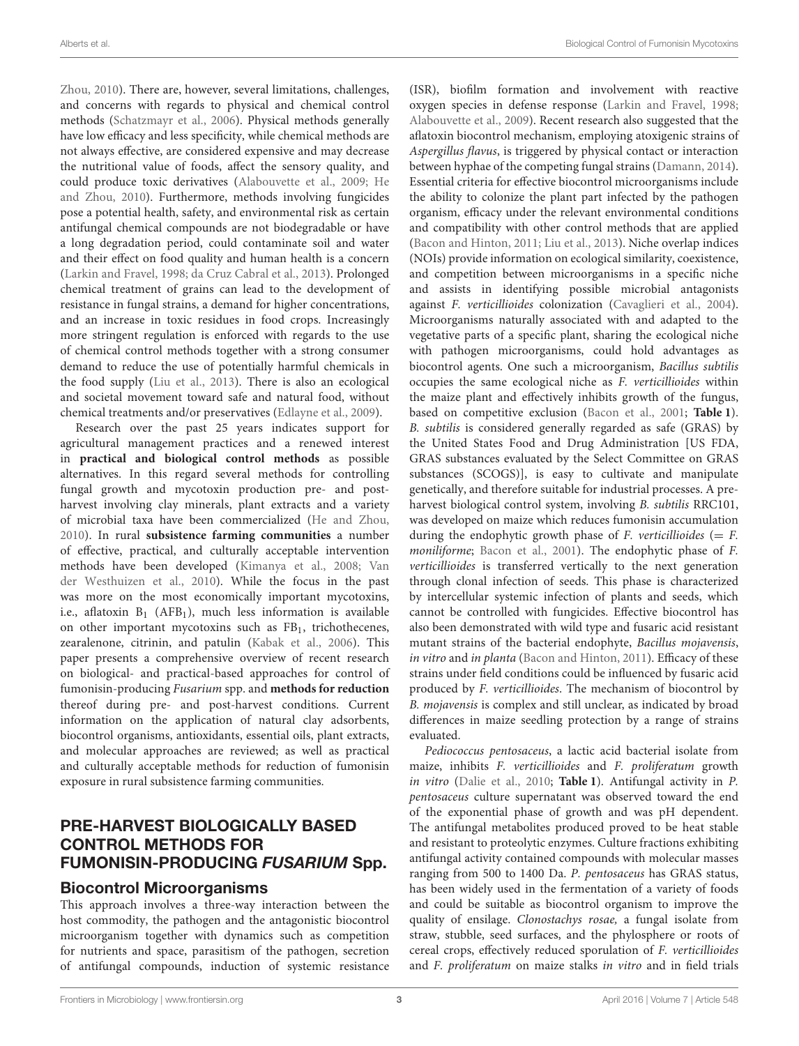Zhou, 2010). There are, however, several limitations, challenges, and concerns with regards to physical and chemical control methods (Schatzmayr et al., 2006). Physical methods generally have low efficacy and less specificity, while chemical methods are not always effective, are considered expensive and may decrease the nutritional value of foods, affect the sensory quality, and could produce toxic derivatives (Alabouvette et al., 2009; He and Zhou, 2010). Furthermore, methods involving fungicides pose a potential health, safety, and environmental risk as certain antifungal chemical compounds are not biodegradable or have a long degradation period, could contaminate soil and water and their effect on food quality and human health is a concern (Larkin and Fravel, 1998; da Cruz Cabral et al., 2013). Prolonged chemical treatment of grains can lead to the development of resistance in fungal strains, a demand for higher concentrations, and an increase in toxic residues in food crops. Increasingly more stringent regulation is enforced with regards to the use of chemical control methods together with a strong consumer demand to reduce the use of potentially harmful chemicals in the food supply (Liu et al., 2013). There is also an ecological and societal movement toward safe and natural food, without chemical treatments and/or preservatives (Edlayne et al., 2009).

Research over the past 25 years indicates support for agricultural management practices and a renewed interest in **practical and biological control methods** as possible alternatives. In this regard several methods for controlling fungal growth and mycotoxin production pre- and post-harvest involving clay minerals, plant extracts and a variety of microbial taxa have been commercialized (He and Zhou, 2010). In rural **subsistence farming communities** a number of effective, practical, and culturally acceptable intervention methods have been developed (Kimanya et al., 2008; Van der Westhuizen et al., 2010). While the focus in the past was more on the most economically important mycotoxins, i.e., aflatoxin $B_1$ ($AFB_1$), much less information is available on other important mycotoxins such as $FB_1$, trichothecenes, zearalenone, citrinin, and patulin (Kabak et al., 2006). This paper presents a comprehensive overview of recent research on biological- and practical-based approaches for control of fumonisin-producing *Fusarium* spp. and **methods for reduction** thereof during pre- and post-harvest conditions. Current information on the application of natural clay adsorbents, biocontrol organisms, antioxidants, essential oils, plant extracts, and molecular approaches are reviewed; as well as practical and culturally acceptable methods for reduction of fumonisin exposure in rural subsistence farming communities.

## PRE-HARVEST BIOLOGICALLY BASED CONTROL METHODS FOR FUMONISIN-PRODUCING *FUSARIUM* Spp.

### Biocontrol Microorganisms

This approach involves a three-way interaction between the host commodity, the pathogen and the antagonistic biocontrol microorganism together with dynamics such as competition for nutrients and space, parasitism of the pathogen, secretion of antifungal compounds, induction of systemic resistance (ISR), biofilm formation and involvement with reactive oxygen species in defense response (Larkin and Fravel, 1998; Alabouvette et al., 2009). Recent research also suggested that the aflatoxin biocontrol mechanism, employing atoxigenic strains of *Aspergillus flavus*, is triggered by physical contact or interaction between hyphae of the competing fungal strains (Damann, 2014). Essential criteria for effective biocontrol microorganisms include the ability to colonize the plant part infected by the pathogen organism, efficacy under the relevant environmental conditions and compatibility with other control methods that are applied (Bacon and Hinton, 2011; Liu et al., 2013). Niche overlap indices (NOIs) provide information on ecological similarity, coexistence, and competition between microorganisms in a specific niche and assists in identifying possible microbial antagonists against *F. verticillioides* colonization (Cavaglieri et al., 2004). Microorganisms naturally associated with and adapted to the vegetative parts of a specific plant, sharing the ecological niche with pathogen microorganisms, could hold advantages as biocontrol agents. One such a microorganism, *Bacillus subtilis* occupies the same ecological niche as *F. verticillioides* within the maize plant and effectively inhibits growth of the fungus, based on competitive exclusion (Bacon et al., 2001; **Table 1**). *B. subtilis* is considered generally regarded as safe (GRAS) by the United States Food and Drug Administration [US FDA, GRAS substances evaluated by the Select Committee on GRAS substances (SCOGS)], is easy to cultivate and manipulate genetically, and therefore suitable for industrial processes. A pre-harvest biological control system, involving *B. subtilis* RRC101, was developed on maize which reduces fumonisin accumulation during the endophytic growth phase of *F. verticillioides* (= *F. moniliforme*; Bacon et al., 2001). The endophytic phase of *F. verticillioides* is transferred vertically to the next generation through clonal infection of seeds. This phase is characterized by intercellular systemic infection of plants and seeds, which cannot be controlled with fungicides. Effective biocontrol has also been demonstrated with wild type and fusaric acid resistant mutant strains of the bacterial endophyte, *Bacillus mojavensis*, *in vitro* and *in planta* (Bacon and Hinton, 2011). Efficacy of these strains under field conditions could be influenced by fusaric acid produced by *F. verticillioides*. The mechanism of biocontrol by *B. mojavensis* is complex and still unclear, as indicated by broad differences in maize seedling protection by a range of strains evaluated.

*Pediococcus pentosaceus*, a lactic acid bacterial isolate from maize, inhibits *F. verticillioides* and *F. proliferatum* growth *in vitro* (Dalie et al., 2010; **Table 1**). Antifungal activity in *P. pentosaceus* culture supernatant was observed toward the end of the exponential phase of growth and was pH dependent. The antifungal metabolites produced proved to be heat stable and resistant to proteolytic enzymes. Culture fractions exhibiting antifungal activity contained compounds with molecular masses ranging from 500 to 1400 Da. *P. pentosaceus* has GRAS status, has been widely used in the fermentation of a variety of foods and could be suitable as biocontrol organism to improve the quality of ensilage. *Clonostachys rosae,* a fungal isolate from straw, stubble, seed surfaces, and the phylosphere or roots of cereal crops, effectively reduced sporulation of *F. verticillioides* and *F. proliferatum* on maize stalks *in vitro* and in field trials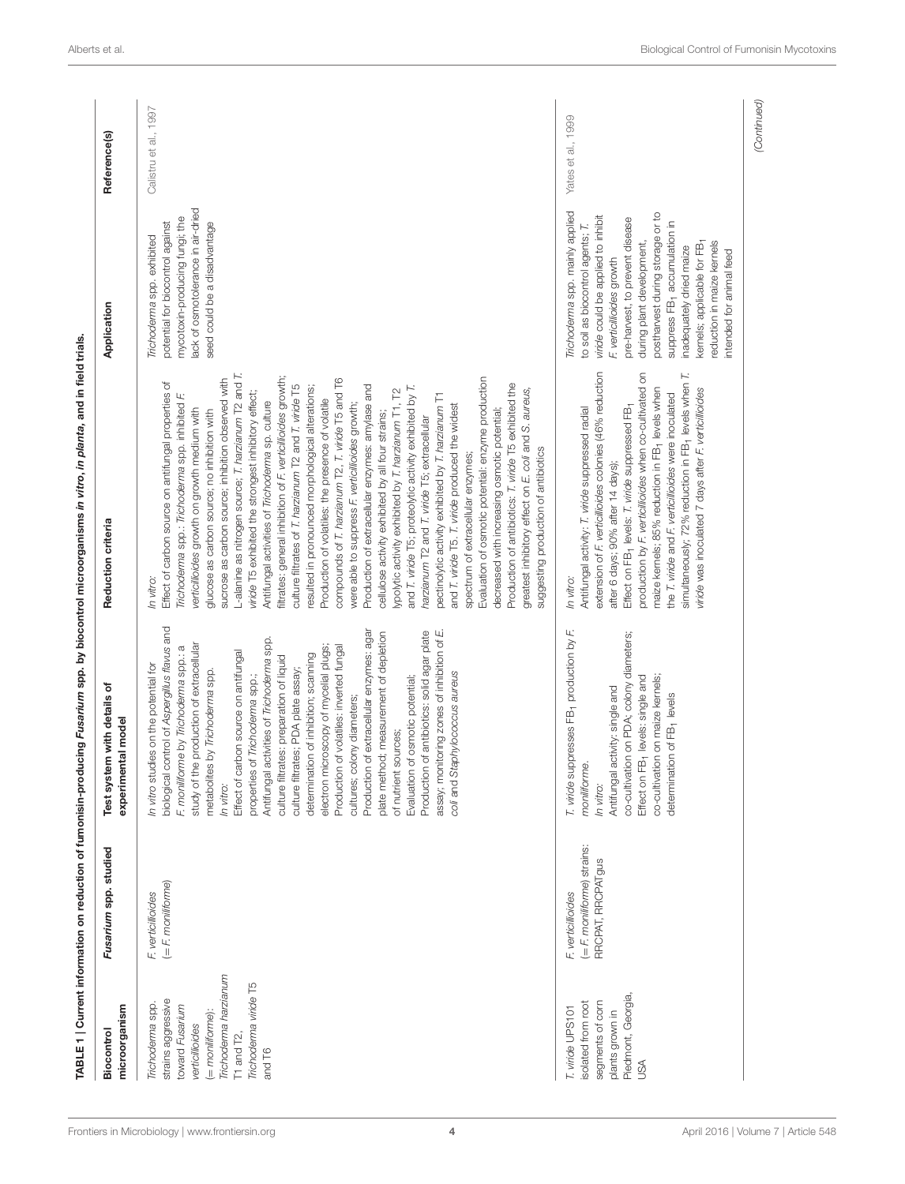TABLE 1 | Current information on reduction of fumonisin-producing *Fusarium* spp. by biocontrol microorganisms *in vitro*, *in planta*, and in field trials.

| Biocontrol microorganism | *Fusarium* spp. studied | Test system with details of experimental model | Reduction criteria | Application | Reference(s) |
|---|---|---|---|---|---|
| *Trichoderma* spp. strains aggressive toward *Fusarium verticillioides* (= *F. moniliforme*): *Trichoderma harzianum* T1 and T2, *Trichoderma viride* T5 and T6 | *F. verticillioides* (= *F. moniliforme*) | *In vitro* studies on the potential for biological control of *Aspergillus flavus* and *F. moniliforme* by *Trichoderma* spp.: a study of the production of extracellular metabolites by *Trichoderma* spp. *In vitro*: Effect of carbon source on antifungal properties of *Trichoderma* spp.; Antifungal activities of *Trichoderma* spp. culture filtrates: preparation of liquid culture filtrates; PDA plate assay; determination of inhibition; scanning electron microscopy of mycelial plugs; Production of volatiles: inverted fungal cultures; colony diameters; Production of extracellular enzymes: agar plate method; measurement of depletion of nutrient sources; Evaluation of osmotic potential; Production of antibiotics: solid agar plate assay; monitoring zones of inhibition of *E. coli* and *Staphylococcus aureus* | *In vitro*: Effect of carbon source on antifungal properties of *Trichoderma* spp.: *Trichoderma* spp. inhibited *F. verticillioides* growth on growth medium with glucose as carbon source; no inhibition with sucrose as carbon source; inhibition observed with L-alanine as nitrogen source; *T. harzianum* T2 and *T. viride* T5 exhibited the strongest inhibitory effect; Antifungal activities of *Trichoderma* sp. culture filtrates: general inhibition of *F. verticillioides* growth; culture filtrates of *T. harzianum* T2 and *T. viride* T5 resulted in pronounced morphological alterations; Production of volatiles: the presence of volatile compounds of *T. harzianum* T2, *T. viride* T5 and T6 were able to suppress *F. verticillioides* growth; Production of extracellular enzymes: amylase and cellulose activity exhibited by all four strains; lypolytic activity exhibited by *T. harzianum* T1, T2 and *T. viride* T5; proteolytic activity exhibited by *T. harzianum* T2 and *T. viride* T5; extracellular pectinolytic activity exhibited by *T. harzianum* T1 and *T. viride* T5. *T. viride* produced the widest spectrum of extracellular enzymes; Evaluation of osmotic potential: enzyme production decreased with increasing osmotic potential; Production of antibiotics: *T. viride* T5 exhibited the greatest inhibitory effect on *E. coli* and *S. aureus*, suggesting production of antibiotics | *Trichoderma* spp. exhibited potential for biocontrol against mycotoxin-producing fungi; the lack of osmotolerance in air-dried seed could be a disadvantage | Calistru et al., 1997 |
| *T. viride* UPS101 isolated from root segments of corn plants grown in Piedmont, Georgia, USA | *F. verticillioides* (= *F. moniliforme*) strains: RRCPAT, RRCPATgus | *T. viride* suppresses $FB_1$ production by *F. moniliforme*. *In vitro*: Antifungal activity: single and co-cultivation on PDA; colony diameters; Effect on $FB_1$ levels: single and co-cultivation on maize kernels; determination of $FB_1$ levels | *In vitro*: Antifungal activity: *T. viride* suppressed radial extension of *F. verticillioides* colonies (46% reduction after 6 days; 90% after 14 days); Effect on $FB_1$ levels: *T. viride* suppressed $FB_1$ production by *F. verticillioides* when co-cultivated on maize kernels; 85% reduction in $FB_1$ levels when the *T. viride* and *F. verticillioides* were inoculated simultaneously; 72% reduction in $FB_1$ levels when *T. viride* was inoculated 7 days after *F. verticillioides* | *Trichoderma* spp. mainly applied to soil as biocontrol agents; *T. viride* could be applied to inhibit *F. verticillioides* growth pre-harvest; to prevent disease during plant development, postharvest during storage or to suppress $FB_1$ accumulation in inadequately dried maize kernels; applicable for $FB_1$ reduction in maize kernels intended for animal feed | Yates et al., 1999 |

*(Continued)*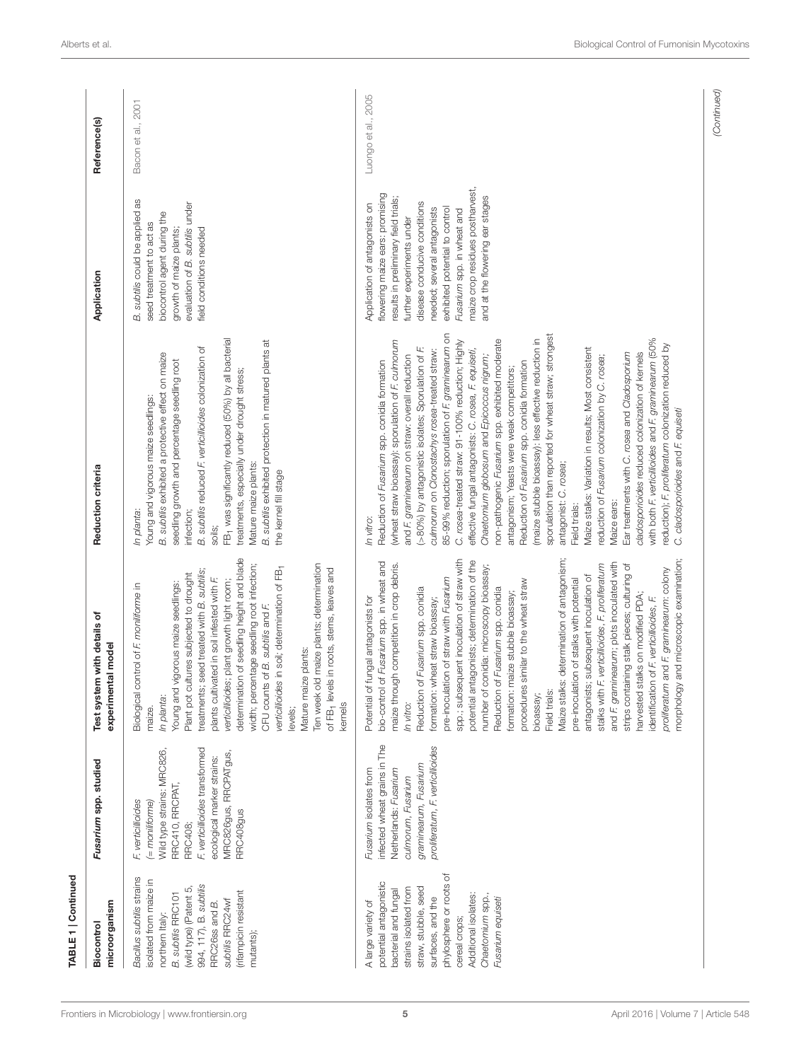**TABLE 1 | Continued**

| Biocontrol microorganism | *Fusarium* spp. studied | Test system with details of experimental model | Reduction criteria | Application | Reference(s) |
|---|---|---|---|---|---|
| *Bacillus subtilis* strains isolated from maize in northern Italy: *B. subtilis* RRC101 (wild type) (Patent 5, 994, 117), *B. subtilis* RRC26ss and *B. subtilis* RRC24wf (rifampicin resistant mutants); | *F. verticillioides* (= *moniliforme*) Wild type strains: MRC826, RRC410, RRCPAT, RRC408; *F. verticillioides* transformed ecological marker strains: MRC826gus, RRCPATgus, RRC408gus | Biological control of *F. moniliforme* in maize. *In planta*: Young and vigorous maize seedlings: Plant pot cultures subjected to drought treatments; seed treated with *B. subtilis*; plants cultivated in soil infested with *F. verticillioides*; plant growth light room; determination of seedling height and blade width; percentage seedling root infection; CFU counts of *B. subtilis* and *F. verticillioides* in soil; determination of $FB_1$ levels; Mature maize plants: Ten week old maize plants; determination of $FB_1$ levels in roots, stems, leaves and kernels | *In planta*: Young and vigorous maize seedlings: *B. subtilis* exhibited a protective effect on maize seedling growth and percentage seedling root infection; *B. subtilis* reduced *F. verticillioides* colonization of soils; $FB_1$ was significantly reduced (50%) by all bacterial treatments, especially under drought stress; Mature maize plants: *B. subtilis* exhibited protection in matured plants at the kernel fill stage | *B. subtilis* could be applied as seed treatment to act as biocontrol agent during the growth of maize plants; evaluation of *B. subtilis* under field conditions needed | Bacon et al., 2001 |
| A large variety of potential antagonistic bacterial and fungal strains isolated from straw, stubble, seed surfaces, and the phylosphere or roots of cereal crops; Additional isolates: *Chaetomium* spp., *Fusarium equiseti* | *Fusarium* isolates from infected wheat grains in The Netherlands: *Fusarium culmorum*, *Fusarium graminearum*, *Fusarium proliferatum*, *F. verticillioides* | Potential of fungal antagonists for bio-control of *Fusarium* spp. in wheat and maize through competition in crop debris. *In vitro*: Reduction of *Fusarium* spp. conidia formation: wheat straw bioassay; pre-inoculation of straw with *Fusarium* spp.; subsequent inoculation of straw with potential antagonists; determination of the number of conidia: microscopy bioassay; Reduction of *Fusarium* spp. conidia formation: maize stubble bioassay; procedures similar to the wheat straw bioassay; Field trials: Maize stalks: determination of antagonism; pre-inoculation of stalks with potential antagonists; subsequent inoculation of stalks with *F. verticillioides*, *F. proliferatum* and *F. graminearum*; plots inoculated with strips containing stalk pieces; culturing of harvested stalks on modified PDA; identification of *F. verticillioides*, *F. proliferatum* and *F. graminearum*: colony morphology and microscopic examination; | *In vitro*: Reduction of *Fusarium* spp. conidia formation (wheat straw bioassay): sporulation of *F. culmorum* and *F. graminearum* on straw: overall reduction (>80%) by antagonistic isolates; Sporulation of *F. culmorum* on *Clonostachys rosea*-treated straw: 85–99% reduction; sporulation of *F. graminearum* on *C. rosea*-treated straw: 91–100% reduction; Highly effective fungal antagonists: *C. rosea*, *F. equiseti*, *Chaetomium globosum* and *Epicoccus nigrum*; non-pathogenic *Fusarium* spp. exhibited moderate antagonism; Yeasts were weak competitors; Reduction of *Fusarium* spp. conidia formation (maize stubble bioassay): less effective reduction in sporulation than reported for wheat straw; strongest antagonist: *C. rosea*; Field trials: Maize stalks: Variation in results; Most consistent reduction of *Fusarium* colonization by *C. rosea*; Maize ears: Ear treatments with *C. rosea* and *Cladosporium cladosporioides* reduced colonization of kernels with both *F. verticillioides* and *F. graminearum* (50% reduction); *F. proliferatum* colonization reduced by *C. cladosporioides* and *F. equiseti* | Application of antagonists on flowering maize ears: promising results in preliminary field trials; further experiments under disease conducive conditions needed; several antagonists exhibited potential to control *Fusarium* spp. in wheat and maize crop residues postharvest, and at the flowering ear stages | Luongo et al., 2005 |

*(Continued)*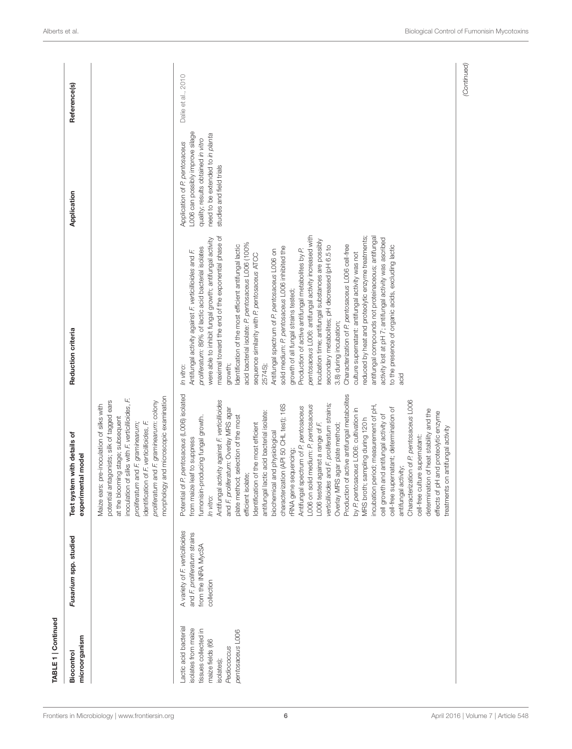**TABLE 1 | Continued**

| Biocontrol microorganism | *Fusarium* spp. studied | Test system with details of experimental model | Reduction criteria | Application | Reference(s) |
|---|---|---|---|---|---|
| | | Maize ears: pre-inoculation of silks with potential antagonists; silk of tagged ears at the blooming stage; subsequent inoculation of silks with *F. verticillioides*, *F. proliferatum* and *F. graminearum*; identification of *F. verticillioides*, *F. proliferatum* and *F. graminearum*: colony morphology and microscopic examination | | | |
| Lactic acid bacterial isolates from maize tissues collected in maize fields (66 isolates); *Pediococcus pentosaceus* L006 | A variety of *F. verticillioides* and *F. proliferatum* strains from the INRA MycSA collection | Potential of *P. pentosaceus* (L006) isolated from maize leaf to suppress fumonisin-producing fungal growth. *In vitro*: Antifungal activity against *F. verticillioides* and *F. proliferatum*: Overlay MRS agar plate method; selection of the most efficient isolate; Identification of the most efficient antifungal lactic acid bacterial isolate: biochemical and physiological characterization (API 50 CHL test); 16S rRNA gene sequencing; Antifungal spectrum of *P. pentosaceus* L006 on solid medium: *P. pentosaceus* L006 tested against a range of *F. verticillioides* and *F. proliferatum* strains; Overlay MRS agar plate method; Production of active antifungal metabolites by *P. pentosaceus* L006: cultivation in MRS broth; sampling during 120 h incubation period; measurement of pH, cell growth and antifungal activity of cell-free supernatant; determination of antifungal activity; Characterization of *P. pentosaceus* L006 cell-free culture supernatant: determination of heat stability and the effects of pH and proteolytic enzyme treatments on antifungal activity | *In vitro*: Antifungal activity against *F. verticillioides* and *F. proliferatum*: 89% of lactic acid bacterial isolates were able to inhibit fungal growth; antifungal activity maximal toward the end of the exponential phase of growth; Identification of the most efficient antifungal lactic acid bacterial isolate: *P. pentosaceus* L006 (100% sequence similarity with *P. pentosaceus* ATCC 25745); Antifungal spectrum of *P. pentosaceus* L006 on solid medium: *P. pentosaceus* L006 inhibited the growth of all fungal strains tested; Production of active antifungal metabolites by *P. pentosaceus* L006: antifungal activity increased with incubation time; antifungal substances are possibly secondary metabolites; pH decreased (pH 6.5 to 3.8) during incubation; Characterization of *P. pentosaceus* L006 cell-free culture supernatant: antifungal activity was not reduced by heat and proteolytic enzyme treatments; antifungal compounds not proteinaceous; antifungal activity lost at pH 7; antifungal activity was ascribed to the presence of organic acids, excluding lactic acid | Application of *P. pentosaceus* L006 can possibly improve silage quality; results obtained *in vitro* need to be extended to *in planta* studies and field trials | Dalie et al., 2010 |

*(Continued)*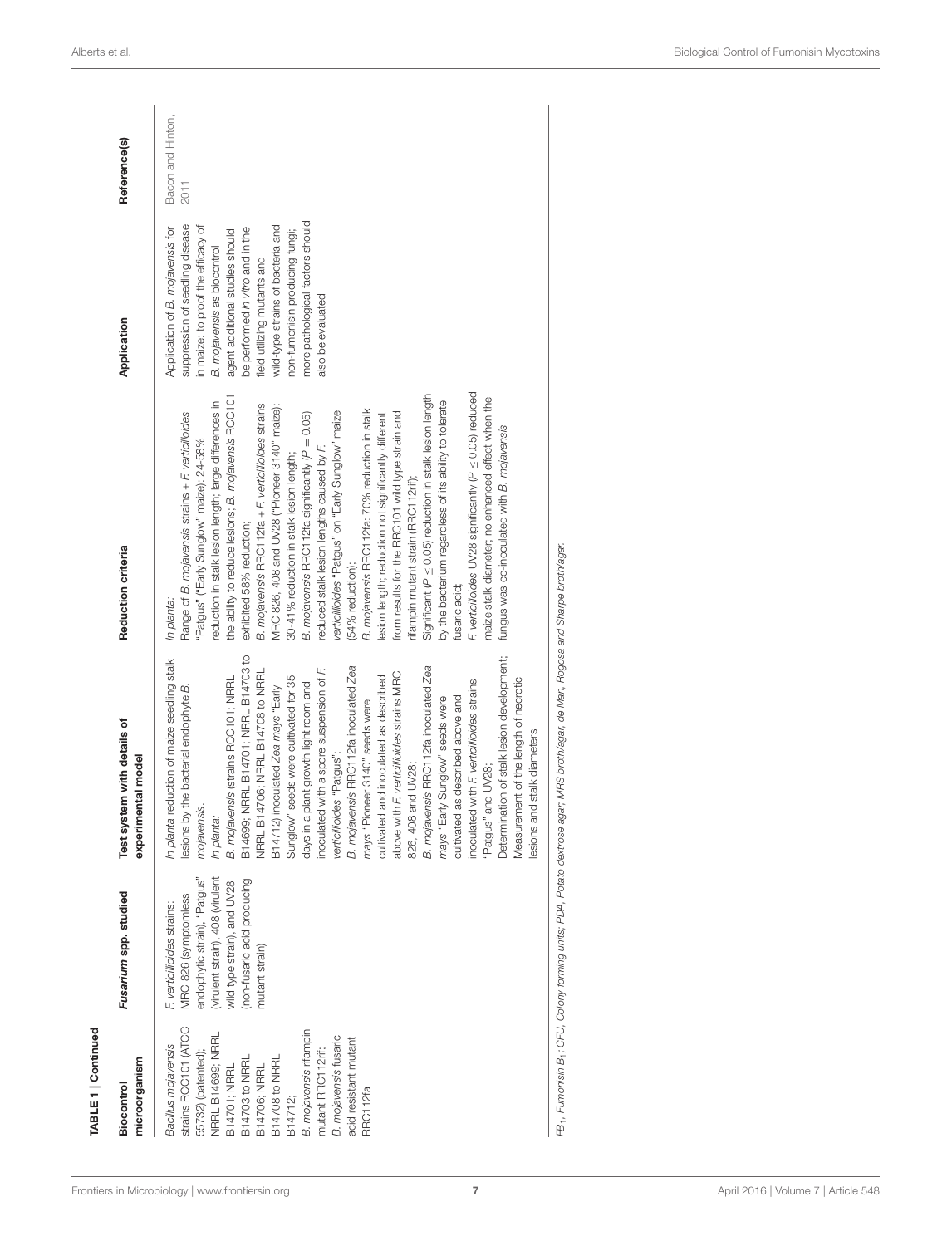**TABLE 1 | Continued**

| Biocontrol microorganism | *Fusarium* spp. studied | Test system with details of experimental model | Reduction criteria | Application | Reference(s) |
|---|---|---|---|---|---|
| *Bacillus mojavensis* strains RCC101 (ATCC 55732) (patented); NRRL B14699; NRRL B14701; NRRL B14703 to NRRL B14706; NRRL B14708 to NRRL B14712; *B. mojavensis* rifampin mutant RRC112rif; *B. mojavensis* fusaric acid resistant mutant RRC112fa | *F. verticillioides* strains: MRC 826 (symptomless endophytic strain), "Patgus" (virulent strain), 408 (virulent wild type strain), and UV28 (non-fusaric acid producing mutant strain) | *In planta* reduction of maize seedling stalk lesions by the bacterial endophyte *B. mojavensis*. *In planta*: *B. mojavensis* (strains RCC101; NRRL B14699; NRRL B14701; NRRL B14703 to NRRL B14706; NRRL B14708 to NRRL B14712) inoculated *Zea mays* "Early Sunglow" seeds were cultivated for 35 days in a plant growth light room and inoculated with a spore suspension of *F. verticillioides* "Patgus"; *B. mojavensis* RRC112fa inoculated *Zea mays* "Pioneer 3140" seeds were cultivated and inoculated as described above with *F. verticillioides* strains MRC 826, 408 and UV28; *B. mojavensis* RRC112fa inoculated *Zea mays* "Early Sunglow" seeds were cultivated as described above and inoculated with *F. verticillioides* strains "Patgus" and UV28; Determination of stalk lesion development; Measurement of the length of necrotic lesions and stalk diameters | *In planta*: Range of *B. mojavensis* strains + *F. verticillioides* "Patgus" ("Early Sunglow" maize): 24-58% reduction in stalk lesion length; large differences in the ability to reduce lesions; *B. mojavensis* RCC101 exhibited 58% reduction; *B. mojavensis* RRC112fa + *F. verticillioides* strains MRC 826, 408 and UV28 ("Pioneer 3140" maize): 30-41% reduction in stalk lesion length; *B. mojavensis* RRC112fa significantly ($P = 0.05$) reduced stalk lesion lengths caused by *F. verticillioides* "Patgus" on "Early Sunglow" maize (54% reduction); *B. mojavensis* RRC112fa: 70% reduction in stalk lesion length; reduction not significantly different from results for the RRC101 wild type strain and rifampin mutant strain (RRC112rif); Significant ($P \leq 0.05$) reduction in stalk lesion length by the bacterium regardless of its ability to tolerate fusaric acid; *F. verticillioides* UV28 significantly ($P \leq 0.05$) reduced maize stalk diameter; no enhanced effect when the fungus was co-inoculated with *B. mojavensis* | Application of *B. mojavensis* for suppression of seedling disease in maize: to proof the efficacy of *B. mojavensis* as biocontrol agent additional studies should be performed *in vitro* and in the field utilizing mutants and wild-type strains of bacteria and non-fumonisin producing fungi; more pathological factors should also be evaluated | Bacon and Hinton, 2011 |

*FB*$_1$*, Fumonisin B*$_1$*; CFU, Colony forming units; PDA, Potato dextrose agar; MRS broth/agar, de Man, Rogosa and Sharpe broth/agar.*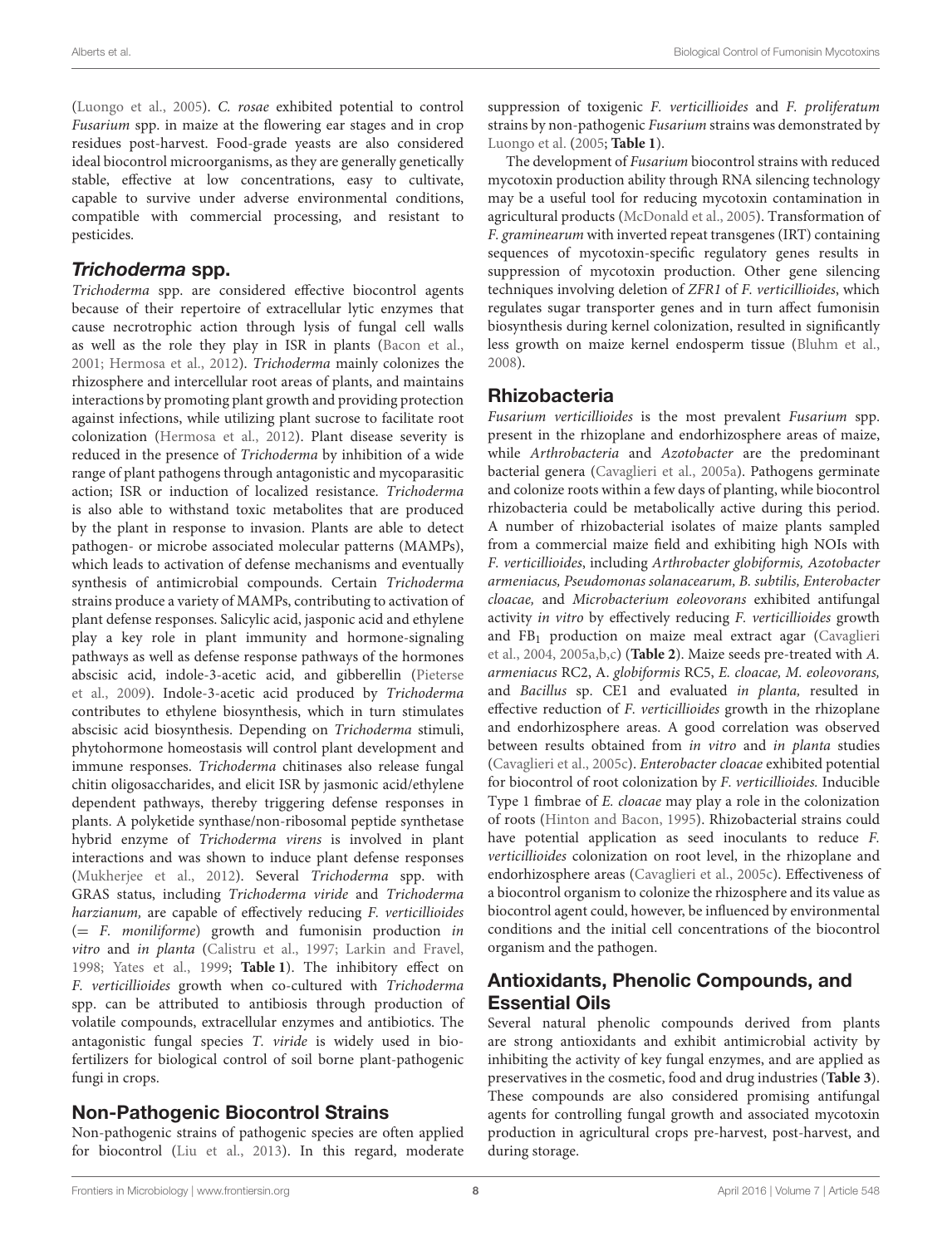(Luongo et al., 2005). *C. rosae* exhibited potential to control *Fusarium* spp. in maize at the flowering ear stages and in crop residues post-harvest. Food-grade yeasts are also considered ideal biocontrol microorganisms, as they are generally genetically stable, effective at low concentrations, easy to cultivate, capable to survive under adverse environmental conditions, compatible with commercial processing, and resistant to pesticides.

## *Trichoderma* spp.

*Trichoderma* spp. are considered effective biocontrol agents because of their repertoire of extracellular lytic enzymes that cause necrotrophic action through lysis of fungal cell walls as well as the role they play in ISR in plants (Bacon et al., 2001; Hermosa et al., 2012). *Trichoderma* mainly colonizes the rhizosphere and intercellular root areas of plants, and maintains interactions by promoting plant growth and providing protection against infections, while utilizing plant sucrose to facilitate root colonization (Hermosa et al., 2012). Plant disease severity is reduced in the presence of *Trichoderma* by inhibition of a wide range of plant pathogens through antagonistic and mycoparasitic action; ISR or induction of localized resistance. *Trichoderma* is also able to withstand toxic metabolites that are produced by the plant in response to invasion. Plants are able to detect pathogen- or microbe associated molecular patterns (MAMPs), which leads to activation of defense mechanisms and eventually synthesis of antimicrobial compounds. Certain *Trichoderma* strains produce a variety of MAMPs, contributing to activation of plant defense responses. Salicylic acid, jasponic acid and ethylene play a key role in plant immunity and hormone-signaling pathways as well as defense response pathways of the hormones abscisic acid, indole-3-acetic acid, and gibberellin (Pieterse et al., 2009). Indole-3-acetic acid produced by *Trichoderma* contributes to ethylene biosynthesis, which in turn stimulates abscisic acid biosynthesis. Depending on *Trichoderma* stimuli, phytohormone homeostasis will control plant development and immune responses. *Trichoderma* chitinases also release fungal chitin oligosaccharides, and elicit ISR by jasmonic acid/ethylene dependent pathways, thereby triggering defense responses in plants. A polyketide synthase/non-ribosomal peptide synthetase hybrid enzyme of *Trichoderma virens* is involved in plant interactions and was shown to induce plant defense responses (Mukherjee et al., 2012). Several *Trichoderma* spp. with GRAS status, including *Trichoderma viride* and *Trichoderma harzianum*, are capable of effectively reducing *F. verticillioides* (= *F. moniliforme*) growth and fumonisin production *in vitro* and *in planta* (Calistru et al., 1997; Larkin and Fravel, 1998; Yates et al., 1999; **Table 1**). The inhibitory effect on *F. verticillioides* growth when co-cultured with *Trichoderma* spp. can be attributed to antibiosis through production of volatile compounds, extracellular enzymes and antibiotics. The antagonistic fungal species *T. viride* is widely used in bio-fertilizers for biological control of soil borne plant-pathogenic fungi in crops.

## Non-Pathogenic Biocontrol Strains

Non-pathogenic strains of pathogenic species are often applied for biocontrol (Liu et al., 2013). In this regard, moderate suppression of toxigenic *F. verticillioides* and *F. proliferatum* strains by non-pathogenic *Fusarium* strains was demonstrated by Luongo et al. (2005; **Table 1**).

The development of *Fusarium* biocontrol strains with reduced mycotoxin production ability through RNA silencing technology may be a useful tool for reducing mycotoxin contamination in agricultural products (McDonald et al., 2005). Transformation of *F. graminearum* with inverted repeat transgenes (IRT) containing sequences of mycotoxin-specific regulatory genes results in suppression of mycotoxin production. Other gene silencing techniques involving deletion of *ZFR1* of *F. verticillioides*, which regulates sugar transporter genes and in turn affect fumonisin biosynthesis during kernel colonization, resulted in significantly less growth on maize kernel endosperm tissue (Bluhm et al., 2008).

## Rhizobacteria

*Fusarium verticillioides* is the most prevalent *Fusarium* spp. present in the rhizoplane and endorhizosphere areas of maize, while *Arthrobacteria* and *Azotobacter* are the predominant bacterial genera (Cavaglieri et al., 2005a). Pathogens germinate and colonize roots within a few days of planting, while biocontrol rhizobacteria could be metabolically active during this period. A number of rhizobacterial isolates of maize plants sampled from a commercial maize field and exhibiting high NOIs with *F. verticillioides*, including *Arthrobacter globiformis, Azotobacter armeniacus, Pseudomonas solanacearum, B. subtilis, Enterobacter cloacae,* and *Microbacterium eoleovorans* exhibited antifungal activity *in vitro* by effectively reducing *F. verticillioides* growth and $FB_1$ production on maize meal extract agar (Cavaglieri et al., 2004, 2005a,b,c) (**Table 2**). Maize seeds pre-treated with *A. armeniacus* RC2, *A. globiformis* RC5, *E. cloacae, M. eoleovorans,* and *Bacillus* sp. CE1 and evaluated *in planta,* resulted in effective reduction of *F. verticillioides* growth in the rhizoplane and endorhizosphere areas. A good correlation was observed between results obtained from *in vitro* and *in planta* studies (Cavaglieri et al., 2005c). *Enterobacter cloacae* exhibited potential for biocontrol of root colonization by *F. verticillioides.* Inducible Type 1 fimbrae of *E. cloacae* may play a role in the colonization of roots (Hinton and Bacon, 1995). Rhizobacterial strains could have potential application as seed inoculants to reduce *F. verticillioides* colonization on root level, in the rhizoplane and endorhizosphere areas (Cavaglieri et al., 2005c). Effectiveness of a biocontrol organism to colonize the rhizosphere and its value as biocontrol agent could, however, be influenced by environmental conditions and the initial cell concentrations of the biocontrol organism and the pathogen.

## Antioxidants, Phenolic Compounds, and Essential Oils

Several natural phenolic compounds derived from plants are strong antioxidants and exhibit antimicrobial activity by inhibiting the activity of key fungal enzymes, and are applied as preservatives in the cosmetic, food and drug industries (**Table 3**). These compounds are also considered promising antifungal agents for controlling fungal growth and associated mycotoxin production in agricultural crops pre-harvest, post-harvest, and during storage.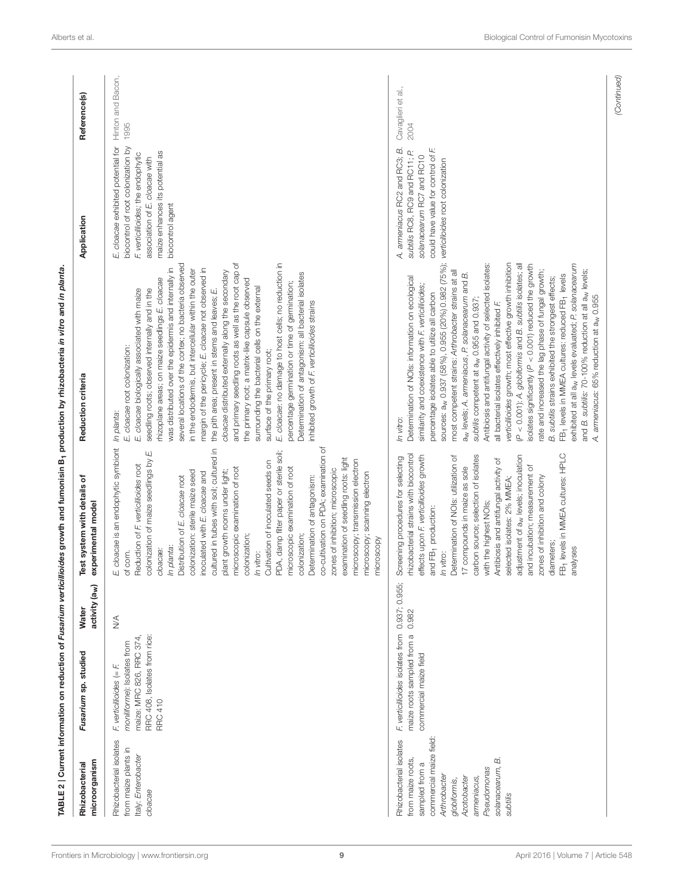**TABLE 2 | Current information on reduction of *Fusarium verticillioides* growth and fumonisin $B_1$ production by rhizobacteria *in vitro* and *in planta*.**

| Rhizobacterial microorganism | *Fusarium* sp. studied | Water activity ($a_w$) | Test system with details of experimental model | Reduction criteria | Application | Reference(s) |
|---|---|---|---|---|---|---|
| Rhizobacterial isolates from maize plants in Italy; *Enterobacter cloacae* | *F. verticillioides* (= *F. moniliforme*): Isolates from maize: MRC 826, RRC 374, RRC 408, Isolates from rice: RRC 410 | N/A | *E. cloacae* is an endophytic symbiont of corn. Reduction of *F. verticillioides* root colonization of maize seedlings by *E. cloacae*: *In planta*: Distribution of *E. cloacae* root colonization: sterile maize seed inoculated with *E. cloacae* and cultured in tubes with soil; cultured in plant growth rooms under light; microscopic examination of root colonization; *In vitro*: Cultivation of inoculated seeds on PDA, damp filter paper or sterile soil; microscopic examination of root colonization; Determination of antagonism: co-cultivation on PDA; examination of zones of inhibition; microscopic examination of seedling roots: light microscopy; transmission electron microscopy; scanning electron microscopy | *In planta*: *E. cloacae* root colonization: *E. cloacae* biologically associated with maize seedling roots: observed internally and in the rhizoplane areas; on maize seedlings *E. cloacae* was distributed over the epidermis and internally in several locations of the cortex; no bacteria observed in the endodermis, but intercellular within the outer margin of the pericycle; *E. cloacae* not observed in the pith area; present in stems and leaves; *E. cloacae* distributed externally along the secondary and primary seedling roots as well as the root cap of the primary root; a matrix-like capsule observed surrounding the bacterial cells on the external surface of the primary root; *E. cloacae*: no damage to host cells; no reduction in percentage germination or time of germination; Determination of antagonism: all bacterial isolates inhibited growth of *F. verticillioides* strains | *E. cloacae* exhibited potential for biocontrol of root colonization by *F. verticillioides*; the endophytic association of *E. cloacae* with maize enhances its potential as biocontrol agent | Hinton and Bacon, 1995 |
| Rhizobacterial isolates from maize roots, sampled from a commercial maize field: *Arthrobacter globiformis*, *Azotobacter armeniacus*, *Pseudomonas solanacearum*, *B. subtilis* | *F. verticillioides* isolates from maize roots sampled from a commercial maize field | 0.937, 0.955, 0.982 | Screening procedures for selecting rhizobacterial strains with biocontrol effects upon *F. verticillioides* growth and $FB_1$ production: *In vitro*: Determination of NOIs: utilization of 17 compounds in maize as sole carbon source; selection of isolates with the highest NOIs; Antibiosis and antifungal activity of selected isolates: 2% MMEA; adjustment of $a_w$ levels; inoculation and incubation; measurement of zones of inhibition and colony diameters; $FB_1$ levels in MMEA cultures: HPLC analyses | *In vitro*: Determination of NOIs: information on ecological similarity and coexistence with *F. verticillioides*; percentage isolates able to utilize all carbon sources: $a_w$ 0.937 (58%), 0.955 (20%) 0.982 (75%); most competent strains: *Arthrobacter* strains at all $a_w$ levels; *A. armeniacus*, *P. solanacearum* and *B. subtilis* competent at $a_w$ 0.955 and 0.937; Antibiosis and antifungal activity of selected isolates: all bacterial isolates effectively inhibited *F. verticillioides* growth; most effective growth inhibition ($P < 0.001$): *A. globiformis* and *B. subtilis* isolates; all isolates significantly ($P < 0.001$) reduced the growth rate and increased the lag phase of fungal growth; *B. subtilis* strains exhibited the strongest effects; $FB_1$ levels in MMEA cultures: reduced $FB_1$ levels exhibited at all $a_w$ levels evaluated; *P. solanacearum* and *B. subtilis*: 70–100% reduction at all $a_w$ levels; *A. armeniacus*: 65% reduction at $a_w$ 0.955 | *A. armeniacus* RC2 and RC3; *B. subtilis* RC8, RC9 and RC11; *P. solanacearum* RC7 and RC10 could have value for control of *F. verticillioides* root colonization | Cavaglieri et al., 2004 |

*(Continued)*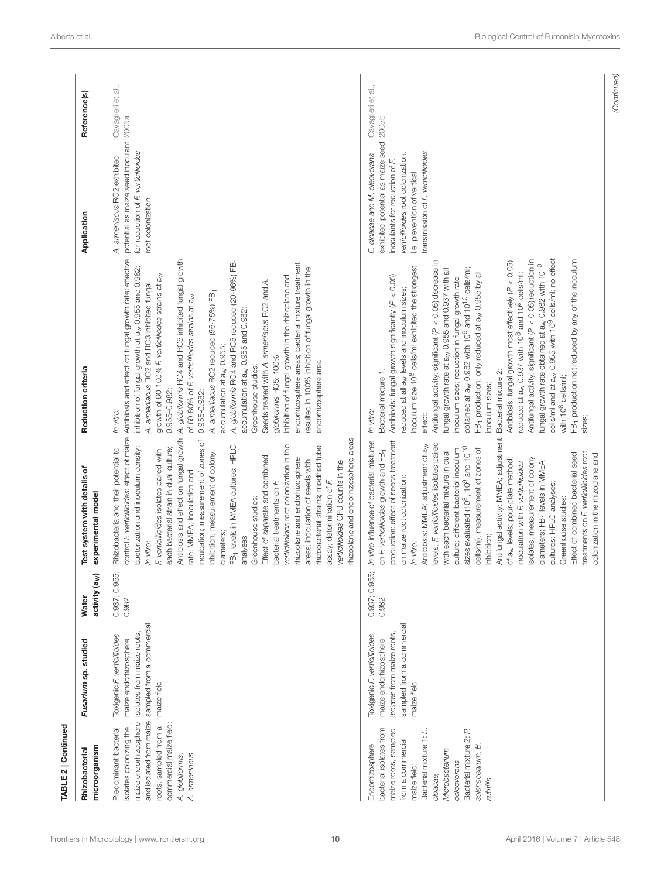**TABLE 2 | Continued**

| Rhizobacterial microorganism | *Fusarium* sp. studied | Water activity ($a_w$) | Test system with details of experimental model | Reduction criteria | Application | Reference(s) |
|---|---|---|---|---|---|---|
| Predominant bacterial isolates colonizing the maize endorhizosphere and isolated from maize roots, sampled from a commercial maize field: *A. globiformis*, *A. armeniacus* | Toxigenic *F. verticillioides* maize endorhizosphere isolates from maize roots, sampled from a commercial maize field | 0.937; 0.955; 0.982 | Rhizobacteria and their potential to control *F. verticillioides*: effect of maize bacterization and inoculum density: *In vitro*: *F. verticillioides* isolates paired with each bacterial strain in dual culture; Antibiosis and effect on fungal growth rate: MMEA; inoculation and incubation; measurement of zones of inhibition; measurement of colony diameters; $FB_1$ levels in MMEA cultures: HPLC analyses Greenhouse studies: Effect of separate and combined bacterial treatments on *F. verticillioides* root colonization in the rhizoplane and endorhizosphere areas; inoculation of seeds with rhizobacterial strains; modified tube assay; determination of *F. verticillioides* CFU counts in the rhizoplane and endorhizosphere areas | *In vitro*: Antibiosis and effect on fungal growth rate: effective inhibition of fungal growth at $a_w$ 0.955 and 0.982; *A. armeniacus* RC2 and RC3 inhibited fungal growth of 60–100% *F. verticillioides* strains at $a_w$ 0.955–0.982; *A. globiformis* RC4 and RC5 inhibited fungal growth of 69–80% of *F. verticillioides* strains at $a_w$ 0.955–0.982; *A. armeniacus* RC2 reduced (56–75%) $FB_1$ accumulation at $a_w$ 0.955; *A. globiformis* RC4 and RC5 reduced (20–96%) $FB_1$ accumulation at $a_w$ 0.955 and 0.982; Greenhouse studies: Seeds treated with *A. armeniacus* RC2 and *A. globiformis* RC5: 100% inhibition of fungal growth in the rhizoplane and endorhizosphere areas; bacterial mixture treatment resulted in 100% inhibition of fungal growth in the endorhizosphere area | *A. armeniacus* RC2 exhibited potential as maize seed inoculant for reduction of *F. verticillioides* root colonization | Cavaglieri et al., 2005a |
| Endorhizosphere bacterial isolates from maize roots, sampled from a commercial maize field: Bacterial mixture 1: *E. cloacae*, *Microbacterium oleovorans* Bacterial mixture 2: *P. solanacearum*, *B. subtilis* | Toxigenic *F. verticillioides* maize endorhizosphere isolates from maize roots, sampled from a commercial maize field | 0.937; 0.955; 0.982 | *In vitro* influence of bacterial mixtures on *F. verticillioides* growth and $FB_1$ production: effect of seeds treatment on maize root colonization: *In vitro*: Antibiosis: MMEA; adjustment of $a_w$ levels; *F. verticillioides* isolates paired with each bacterial mixture in dual culture; different bacterial inoculum sizes evaluated ($10^8$, $10^9$ and $10^{10}$ cells/ml); measurement of zones of inhibition; Antifungal activity: MMEA; adjustment of $a_w$ levels; pour-plate method; inoculation with *F. verticillioides* isolates; measurement of colony diameters; $FB_1$ levels in MMEA cultures: HPLC analyses; Greenhouse studies: Effect of combined bacterial seed treatments on *F. verticillioides* root colonization in the rhizoplane and | *In vitro*: Bacterial mixture 1: Antibiosis: fungal growth significantly ($P < 0.05$) reduced at all $a_w$ levels and inoculum sizes; inoculum size $10^8$ cells/ml exhibited the strongest effect; Antifungal activity: significant ($P < 0.05$) decrease in fungal growth rate at $a_w$ 0.955 and 0.937 with all inoculum sizes; reduction in fungal growth rate obtained at $a_w$ 0.982 with $10^9$ and $10^{10}$ cells/ml; $FB_1$ production: only reduced at $a_w$ 0.955 by all inoculum sizes; Bacterial mixture 2: Antibiosis: fungal growth most effectively ($P < 0.05$) reduced at $a_w$ 0.937 with $10^8$ and $10^9$ cells/ml; Antifungal activity: significant ($P < 0.05$) reduction in fungal growth rate obtained at $a_w$ 0.982 with $10^{10}$ cells/ml and at $a_w$ 0.955 with $10^9$ cells/ml; no effect with $10^8$ cells/ml; $FB_1$ production not reduced by any of the inoculum sizes; | *E. cloacae* and *M. oleovorans* exhibited potential as maize seed inoculants for reduction of *F. verticillioides* root colonization, i.e. prevention of vertical transmission of *F. verticillioides* | Cavaglieri et al., 2005b |

*(Continued)*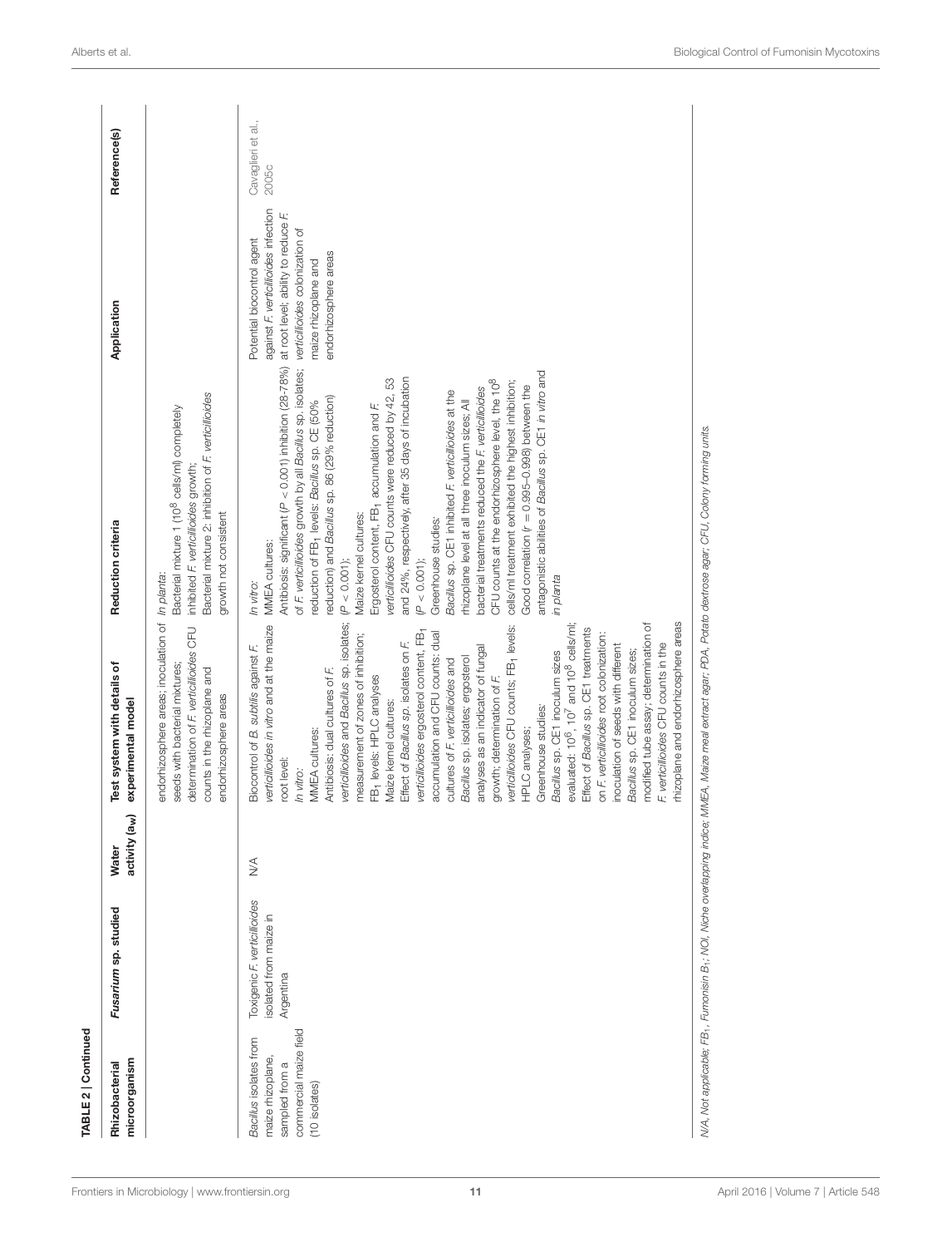**TABLE 2 | Continued**

| Rhizobacterial microorganism | *Fusarium* sp. studied | Water activity ($a_w$) | Test system with details of experimental model | Reduction criteria | Application | Reference(s) |
|---|---|---|---|---|---|---|
| | | | endorhizosphere areas; inoculation of seeds with bacterial mixtures; determination of *F. verticillioides* CFU counts in the rhizoplane and endorhizosphere areas | *In planta*: Bacterial mixture 1 ($10^8$ cells/ml) completely inhibited *F. verticillioides* growth; Bacterial mixture 2: inhibition of *F. verticillioides* growth not consistent | | |
| *Bacillus* isolates from maize rhizoplane, sampled from a commercial maize field (10 isolates) | Toxigenic *F. verticillioides* isolated from maize in Argentina | N/A | Biocontrol of *B. subtilis* against *F. verticillioides in vitro* and at the maize root level: *In vitro*: MMEA cultures: Antibiosis: dual cultures of *F. verticillioides* and *Bacillus* sp. isolates; measurement of zones of inhibition; $FB_1$ levels: HPLC analyses Maize kernel cultures: Effect of *Bacillus sp.* isolates on *F. verticillioides* ergosterol content, $FB_1$ accumulation and CFU counts: dual cultures of *F. verticillioides* and *Bacillus* sp. isolates; ergosterol analyses as an indicator of fungal growth; determination of *F. verticillioides* CFU counts; $FB_1$ levels: HPLC analyses; Greenhouse studies: *Bacillus* sp. CE1 inoculum sizes evaluated: $10^6$, $10^7$ and $10^8$ cells/ml; Effect of *Bacillus* sp. CE1 treatments on *F. verticillioides* root colonization: inoculation of seeds with different *Bacillus* sp. CE1 inoculum sizes; modified tube assay; determination of *F. verticillioides* CFU counts in the rhizoplane and endorhizosphere areas | *In vitro*: MMEA cultures: Antibiosis: significant ($P < 0.001$) inhibition (28-78%) of *F. verticillioides* growth by all *Bacillus* sp. isolates; reduction of $FB_1$ levels: *Bacillus* sp. CE (50% reduction) and *Bacillus* sp. 86 (29% reduction) ($P < 0.001$); Maize kernel cultures: Ergosterol content, $FB_1$ accumulation and *F. verticillioides* CFU counts were reduced by 42, 53 and 24%, respectively, after 35 days of incubation ($P < 0.001$); Greenhouse studies: *Bacillus* sp. CE1 inhibited *F. verticillioides* at the rhizoplane level at all three inoculum sizes; All bacterial treatments reduced the *F. verticillioides* CFU counts at the endorhizosphere level, the $10^8$ cells/ml treatment exhibited the highest inhibition; Good correlation ($r = 0.995$–$0.998$) between the antagonistic abilities of *Bacillus* sp. CE1 *in vitro* and *in planta* | Potential biocontrol agent against *F. verticillioides* infection at root level; ability to reduce *F. verticillioides* colonization of maize rhizoplane and endorhizosphere areas | Cavaglieri et al., 2005c |

*N/A, Not applicable; $FB_1$, Fumonisin $B_1$; NOI, Niche overlapping indice; MMEA, Maize meal extract agar; PDA, Potato dextrose agar; CFU, Colony forming units.*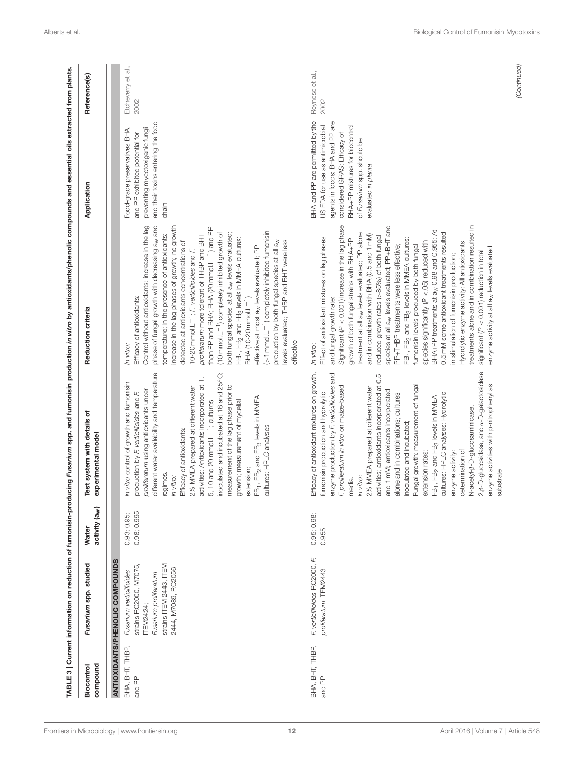**TABLE 3 | Current information on reduction of fumonisin-producing *Fusarium* spp. and fumonisin production *in vitro* by antioxidants/phenolic compounds and essential oils extracted from plants.**

| Biocontrol compound | *Fusarium* spp. studied | Water activity ($a_w$) | Test system with details of experimental model | Reduction criteria | Application | Reference(s) |
|---|---|---|---|---|---|---|
| **ANTIOXIDANTS/PHENOLIC COMPOUNDS** | | | | | | |
| BHA, BHT, THBP, and PP | *Fusarium verticillioides* strains RC2000, M7075, ITEM2424; *Fusarium proliferatum* strains ITEM 2443, ITEM 2444, M7089, RC2056 | 0.93; 0.95; 0.98; 0.995 | *In vitro* control of growth and fumonisin production by *F. verticillioides* and *F. proliferatum* using antioxidants under different water availability and temperature regimes. *In vitro*: Efficacy of antioxidants: 2% MMEA prepared at different water activities; Antioxidants incorporated at 1, 5, 10 and 20 mmol.L$^{-1}$; cultures inoculated and incubated at 18 and 25°C; measurement of the lag phase prior to growth; measurement of mycelial extension; $FB_1$, $FB_2$ and $FB_3$ levels in MMEA cultures: HPLC analyses | *In vitro*: Efficacy of antioxidants: Control without antioxidants: increase in the lag phase of fungal growth with decreasing $a_w$ and temperature; in the presence of antioxidants: increase in the lag phases of growth; no growth detected at antioxidants concentrations of 10-20 mmol.L$^{-1}$; *F. verticillioides* and *F. proliferatum* more tolerant of THBP and BHT than PP and BHA; BHA (20 mmol.L$^{-1}$) and PP (10 mmol.L$^{-1}$) completely inhibited growth of both fungal species at all $a_w$ levels evaluated; $FB_1$, $FB_2$ and $FB_3$ levels in MMEA cultures: BHA (10-20 mmol.L$^{-1}$) effective at most $a_w$ levels evaluated; PP (>1 mmol.L$^{-1}$) completely inhibited fumonisin production by both fungal species at all $a_w$ levels evaluated; THBP and BHT were less effective | Food-grade preservatives BHA and PP exhibited potential for preventing mycotoxigenic fungi and their toxins entering the food chain | Etcheverry et al., 2002 |
| BHA, BHT, THBP, and PP | *F. verticillioides* RC2000, *F. proliferatum* ITEM2443 | 0.95; 0.98; 0.955 | Efficacy of antioxidant mixtures on growth, fumonisin production and hydrolytic enzyme production by *F. verticillioides* and *F. proliferatum in vitro* on maize-based media. *In vitro*: 2% MMEA prepared at different water activities; antioxidants incorporated at 0.5 and 1 mM; antioxidants incorporated alone and in combinations; cultures inoculated and incubated; Fungal growth: measurement of fungal extension rates; $FB_1$, $FB_2$ and $FB_3$ levels in MMEA cultures: HPLC analyses; Hydrolytic enzyme activity: determination of N-acetyl-β-D-glucosaminidase, 2,β-D-glucosidase, and α-D-galactosidase enzyme activities with p-nitrophenyl as substrate | *In vitro*: Effect of antioxidant mixtures on lag phases and fungal growth rate: Significant ($P$ < 0.001) increase in the lag phase growth of both fungal strains with BHA+PP treatment at all $a_w$ levels evaluated; PP alone and in combination with BHA (0.5 and 1 mM) reduced growth rates (>85%) of both fungal species at all $a_w$ levels evaluated; PP+BHT and PP+THBP treatments were less effective; $FB_1$, $FB_2$ and $FB_3$ levels in MMEA cultures: fumonisin levels produced by both fungal species significantly ($P$ <.05) reduced with BHA+PP treatments at $a_w$ 0.98 and 0.955; At 0.5 mM some antioxidant treatments resulted in stimulation of fumonisin production; Hydrolytic enzyme activity: All antioxidants treatments alone and in combination resulted in significant ($P$ < 0.001) reduction in total enzyme activity at all $a_w$ levels evaluated | BHA and PP are permitted by the US FDA for use as antimicrobial agents in foods; BHA and PP are considered GRAS; Efficacy of BHA+PP mixtures for biocontrol of *Fusarium* spp. should be evaluated *in planta* | Reynoso et al., 2002 |

*(Continued)*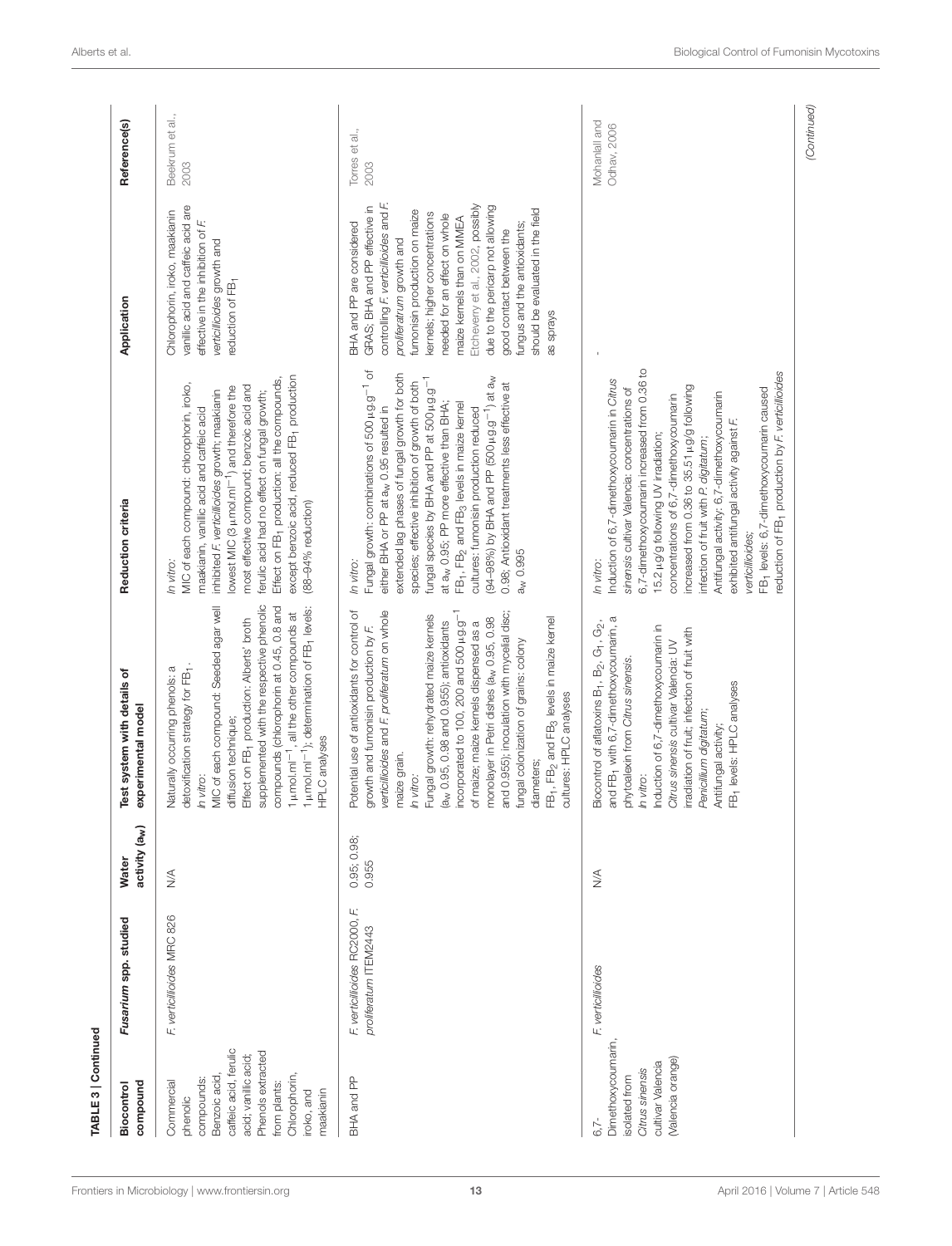**TABLE 3 | Continued**

| Biocontrol compound | *Fusarium* spp. studied | Water activity ($a_w$) | Test system with details of experimental model | Reduction criteria | Application | Reference(s) |
|---|---|---|---|---|---|---|
| Commercial phenolic compounds: Benzoic acid, caffeic acid, ferulic acid; vanillic acid; Phenols extracted from plants: Chlorophorin, iroko, and maakianin | *F. verticillioides* MRC 826 | N/A | Naturally occurring phenols: a detoxification strategy for $FB_1$.<br>*In vitro*:<br>MIC of each compound: Seeded agar well diffusion technique;<br>Effect on $FB_1$ production: Alberts' broth supplemented with the respective phenolic compounds (chlorophorin at 0.45, 0.8 and 1 μmol.ml$^{-1}$, all the other compounds at 1 μmol.ml$^{-1}$); determination of $FB_1$ levels: HPLC analyses | *In vitro*:<br>MIC of each compound: chlorophorin, iroko, maakianin, vanillic acid and caffeic acid inhibited *F. verticillioides* growth; maakianin lowest MIC (3 μmol.ml$^{-1}$) and therefore the most effective compound; benzoic acid and ferulic acid had no effect on fungal growth;<br>Effect on $FB_1$ production: all the compounds, except benzoic acid, reduced $FB_1$ production (88–94% reduction) | Chlorophorin, iroko, maakianin vanillic acid and caffeic acid are effective in the inhibition of *F. verticillioides* growth and reduction of $FB_1$ | Beekrum et al., 2003 |
| BHA and PP | *F. verticillioides* RC2000, *F. proliferatum* ITEM2443 | 0.95; 0.98; 0.955 | Potential use of antioxidants for control of growth and fumonisin production by *F. verticillioides* and *F. proliferatum* on whole maize grain.<br>*In vitro*:<br>Fungal growth: rehydrated maize kernels ($a_w$ 0.95, 0.98 and 0.955); antioxidants incorporated to 100, 200 and 500 μg.g$^{-1}$ of maize; maize kernels dispersed as a monolayer in Petri dishes ($a_w$ 0.95, 0.98 and 0.955); inoculation with mycelial disc; fungal colonization of grains: colony diameters;<br>$FB_1$, $FB_2$ and $FB_3$ levels in maize kernel cultures: HPLC analyses | *In vitro*:<br>Fungal growth: combinations of 500 μg.g$^{-1}$ of either BHA or PP at $a_w$ 0.95 resulted in extended lag phases of fungal growth for both species; effective inhibition of growth of both fungal species by BHA and PP at 500 μg.g$^{-1}$ at $a_w$ 0.95; PP more effective than BHA;<br>$FB_1$, $FB_2$ and $FB_3$ levels in maize kernel cultures: fumonisin production reduced (94–98%) by BHA and PP (500 μg.g$^{-1}$) at $a_w$ 0.98; Antioxidant treatments less effective at $a_w$ 0.995 | BHA and PP are considered GRAS; BHA and PP effective in controlling *F. verticillioides* and *F. proliferatum* growth and fumonisin production on maize kernels; higher concentrations needed for an effect on whole maize kernels than on MMEA Etcheverry et al., 2002, possibly due to the pericarp not allowing good contact between the fungus and the antioxidants; should be evaluated in the field as sprays | Torres et al., 2003 |
| 6,7-Dimethoxycoumarin, isolated from *Citrus sinensis* cultivar Valencia (Valencia orange) | *F. verticillioides* | N/A | Biocontrol of aflatoxins $B_1$, $B_2$, $G_1$, $G_2$, and $FB_1$ with 6,7-dimethoxycoumarin, a phytoalexin from *Citrus sinensis*.<br>*In vitro*:<br>Induction of 6,7-dimethoxycoumarin in *Citrus sinensis* cultivar Valencia: UV irradiation of fruit; infection of fruit with *Penicillium digitatum*;<br>Antifungal activity;<br>$FB_1$ levels: HPLC analyses | *In vitro*:<br>Induction of 6,7-dimethoxycoumarin in *Citrus sinensis* cultivar Valencia: concentrations of 6,7-dimethoxycoumarin increased from 0.36 to 15.2 μg/g following UV irradiation; concentrations of 6,7-dimethoxycoumarin increased from 0.36 to 35.51 μg/g following infection of fruit with *P. digitatum*;<br>Antifungal activity: 6,7-dimethoxycoumarin exhibited antifungal activity against *F. verticillioides*;<br>$FB_1$ levels: 6,7-dimethoxycoumarin caused reduction of $FB_1$ production by *F. verticillioides* | - | Mohanlall and Odhav, 2006 |

*(Continued)*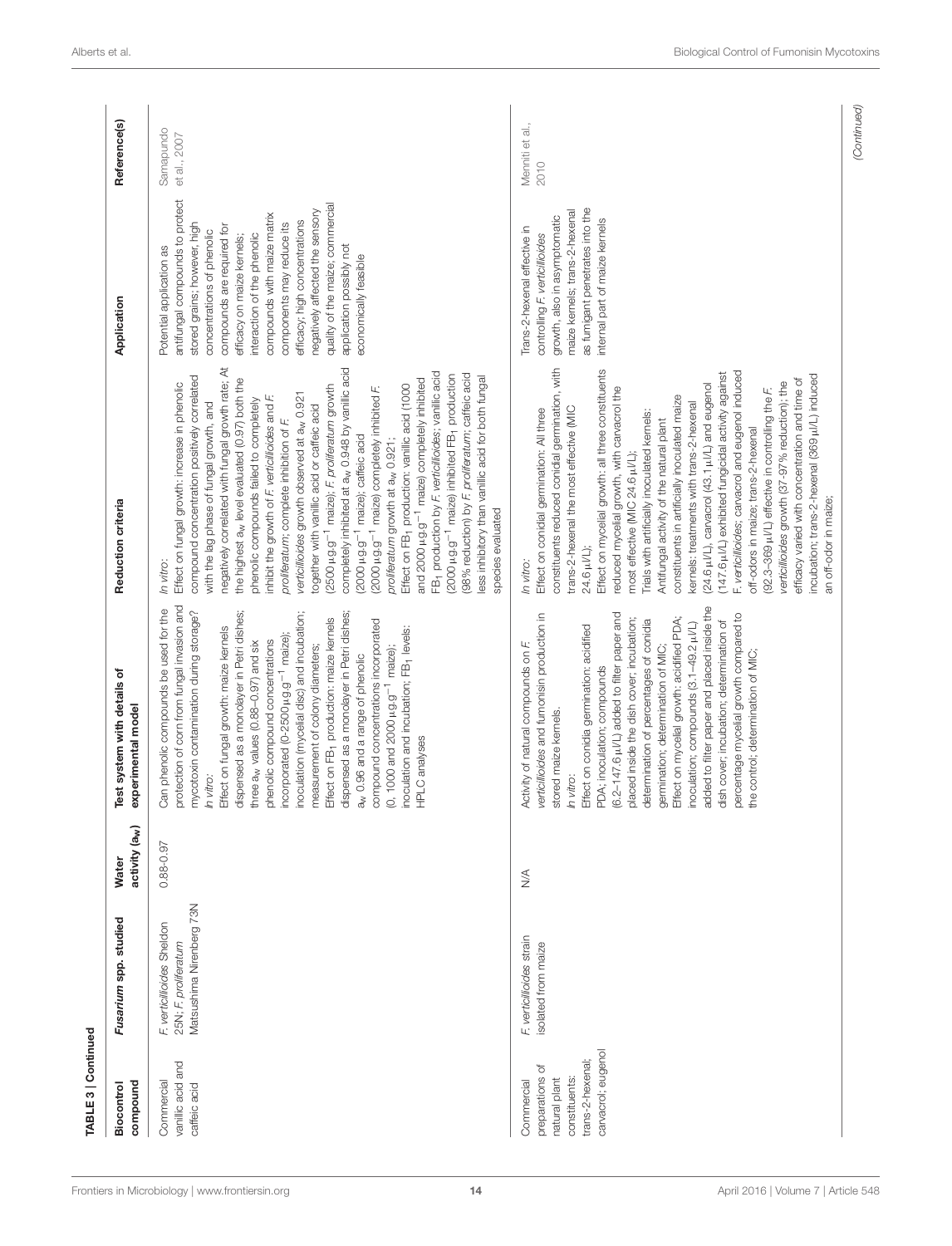**TABLE 3 | Continued**

| Biocontrol compound | *Fusarium* spp. studied | Water activity ($a_w$) | Test system with details of experimental model | Reduction criteria | Application | Reference(s) |
|---|---|---|---|---|---|---|
| Commercial vanillic acid and caffeic acid | *F. verticillioides* Sheldon 25N; *F. proliferatum* Matsushima Nirenberg 73N | 0.88–0.97 | Can phenolic compounds be used for the protection of corn from fungal invasion and mycotoxin contamination during storage? *In vitro*: Effect on fungal growth: maize kernels dispensed as a monolayer in Petri dishes; three $a_w$ values (0.88–0.97) and six phenolic compound concentrations incorporated (0–2500 μg.g$^{-1}$ maize); inoculation (mycelial disc) and incubation; measurement of colony diameters; Effect on $FB_1$ production: maize kernels dispensed as a monolayer in Petri dishes; $a_w$ 0.96 and a range of phenolic compound concentrations incorporated (0, 1000 and 2000 μg.g$^{-1}$ maize); inoculation and incubation; $FB_1$ levels: HPLC analyses | *In vitro*: Effect on fungal growth: increase in phenolic compound concentration positively correlated with the lag phase of fungal growth, and negatively correlated with fungal growth rate; At the highest $a_w$ level evaluated (0.97) both the phenolic compounds failed to completely inhibit the growth of *F. verticillioides* and *F. proliferatum*; complete inhibition of *F. verticillioides* growth observed at $a_w$ 0.921 together with vanillic acid or caffeic acid (2500 μg.g$^{-1}$ maize); *F. proliferatum* growth completely inhibited at $a_w$ 0.948 by vanillic acid (2000 μg.g$^{-1}$ maize); caffeic acid (2000 μg.g$^{-1}$ maize) completely inhibited *F. proliferatum* growth at $a_w$ 0.921; Effect on $FB_1$ production: vanillic acid (1000 and 2000 μg.g$^{-1}$ maize) completely inhibited $FB_1$ production by *F. verticillioides*; vanillic acid (2000 μg.g$^{-1}$ maize) inhibited $FB_1$ production (98% reduction) by *F. proliferatum*; caffeic acid less inhibitory than vanillic acid for both fungal species evaluated | Potential application as antifungal compounds to protect stored grains; however, high concentrations of phenolic compounds are required for efficacy on maize kernels; interaction of the phenolic compounds with maize matrix components may reduce its efficacy; high concentrations negatively affected the sensory quality of the maize; commercial application possibly not economically feasible | Samapundo et al., 2007 |
| Commercial preparations of natural plant constituents: trans-2-hexenal; carvacrol; eugenol | *F. verticillioides* strain isolated from maize | N/A | Activity of natural compounds on *F. verticillioides* and fumonisin production in stored maize kernels. *In vitro*: Effect on conidia germination: acidified PDA; inoculation; compounds (6.2–147.6 μl/L) added to filter paper and placed inside the dish cover; incubation; determination of percentages of conidia germination; determination of MIC; Effect on mycelial growth: acidified PDA; inoculation; compounds (3.1–49.2 μl/L) added to filter paper and placed inside the dish cover; incubation; determination of percentage mycelial growth compared to the control; determination of MIC; | *In vitro*: Effect on conidial germination: All three constituents reduced conidial germination, with trans-2-hexenal the most effective (MIC 24.6 μl/L); Effect on mycelial growth: all three constituents reduced mycelial growth, with carvacrol the most effective (MIC 24.6 μl/L); Trials with artificially inoculated kernels: Antifungal activity of the natural plant constituents in artificially inoculated maize kernels: treatments with trans-2-hexenal (24.6 μl/L), carvacrol (43.1 μl/L) and eugenol (147.6 μl/L) exhibited fungicidal activity against *F. verticillioides*; carvacrol and eugenol induced off-odors in maize; trans-2-hexenal (92.3–369 μl/L) effective in controlling the *F. verticillioides* growth (37–97% reduction); the efficacy varied with concentration and time of incubation; trans-2-hexenal (369 μl/L) induced an off-odor in maize; | Trans-2-hexenal effective in controlling *F. verticillioides* growth, also in asymptomatic maize kernels; trans-2-hexenal as fumigant penetrates into the internal part of maize kernels | Menniti et al., 2010 |

*(Continued)*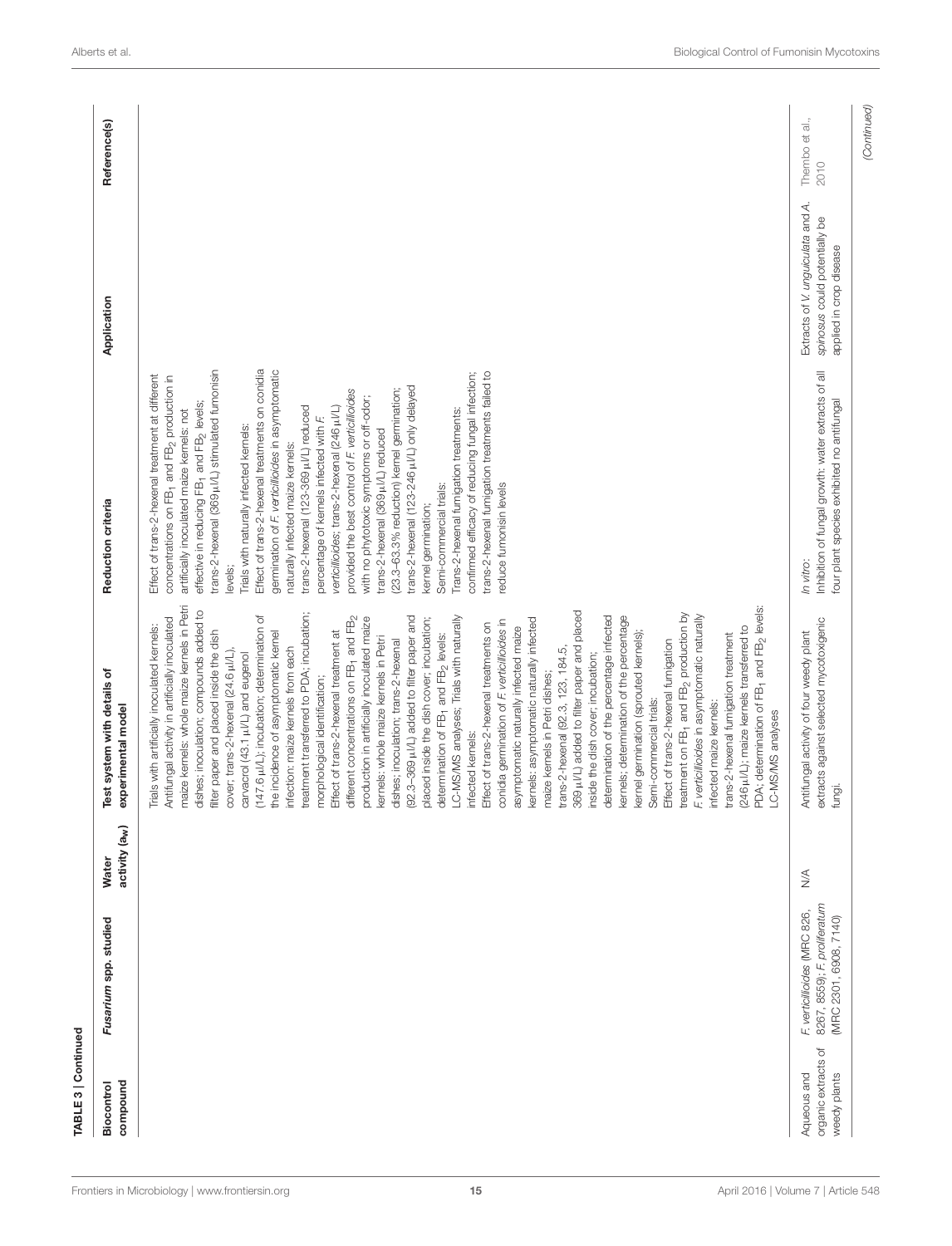**TABLE 3 | Continued**

| Biocontrol compound | *Fusarium* spp. studied | Water activity ($a_w$) | Test system with details of experimental model | Reduction criteria | Application | Reference(s) |
|---|---|---|---|---|---|---|
| | | | Trials with artificially inoculated kernels: Antifungal activity in artificially inoculated maize kernels: whole maize kernels in Petri dishes; inoculation; compounds added to filter paper and placed inside the dish cover; trans-2-hexenal (24.6 µl/L), carvacrol (43.1 µl/L) and eugenol (147.6 µl/L); incubation; determination of the incidence of asymptomatic kernel infection: maize kernels from each treatment transferred to PDA; incubation; morphological identification; Effect of trans-2-hexenal treatment at different concentrations on $FB_1$ and $FB_2$ production in artificially inoculated maize kernels: whole maize kernels in Petri dishes; inoculation; trans-2-hexenal (92.3–369 µl/L) added to filter paper and placed inside the dish cover; incubation; determination of $FB_1$ and $FB_2$ levels: LC-MS/MS analyses; Trials with naturally infected kernels: Effect of trans-2-hexenal treatments on conidia germination of *F. verticillioides* in asymptomatic naturally infected maize kernels: asymptomatic naturally infected maize kernels in Petri dishes; trans-2-hexenal (92.3, 123, 184.5, 369 µl/L) added to filter paper and placed inside the dish cover; incubation; determination of the percentage infected kernels; determination of the percentage kernel germination (sprouted kernels); Semi-commercial trials: Effect of trans-2-hexenal fumigation treatment on $FB_1$ and $FB_2$ production by *F. verticillioides* in asymptomatic naturally infected maize kernels: trans-2-hexenal fumigation treatment (246 µl/L); maize kernels transferred to PDA; determination of $FB_1$ and $FB_2$ levels: LC-MS/MS analyses | Effect of trans-2-hexenal treatment at different concentrations on $FB_1$ and $FB_2$ production in artificially inoculated maize kernels: not effective in reducing $FB_1$ and $FB_2$ levels; trans-2-hexenal (369 µl/L) stimulated fumonisin levels; Trials with naturally infected kernels: Effect of trans-2-hexenal treatments on conidia germination of *F. verticillioides* in asymptomatic naturally infected maize kernels: trans-2-hexenal (123-369 µl/L) reduced percentage of kernels infected with *F. verticillioides*; trans-2-hexenal (246 µl/L) provided the best control of *F. verticillioides* with no phytotoxic symptoms or off-odor; trans-2-hexenal (369 µl/L) reduced (23.3–63.3% reduction) kernel germination; trans-2-hexenal (123-246 µl/L) only delayed kernel germination; Semi-commercial trials: Trans-2-hexenal fumigation treatments: confirmed efficacy of reducing fungal infection; trans-2-hexenal fumigation treatments failed to reduce fumonisin levels | | |
| Aqueous and organic extracts of weedy plants | *F. verticillioides* (MRC 826, 8267, 8559); *F. proliferatum* (MRC 2301, 6908, 7140) | N/A | Antifungal activity of four weedy plant extracts against selected mycotoxigenic fungi. | *In vitro*: Inhibition of fungal growth: water extracts of all four plant species exhibited no antifungal | Extracts of *V. unguiculata* and *A. spinosus* could potentially be applied in crop disease | Thembo et al., 2010 |

*(Continued)*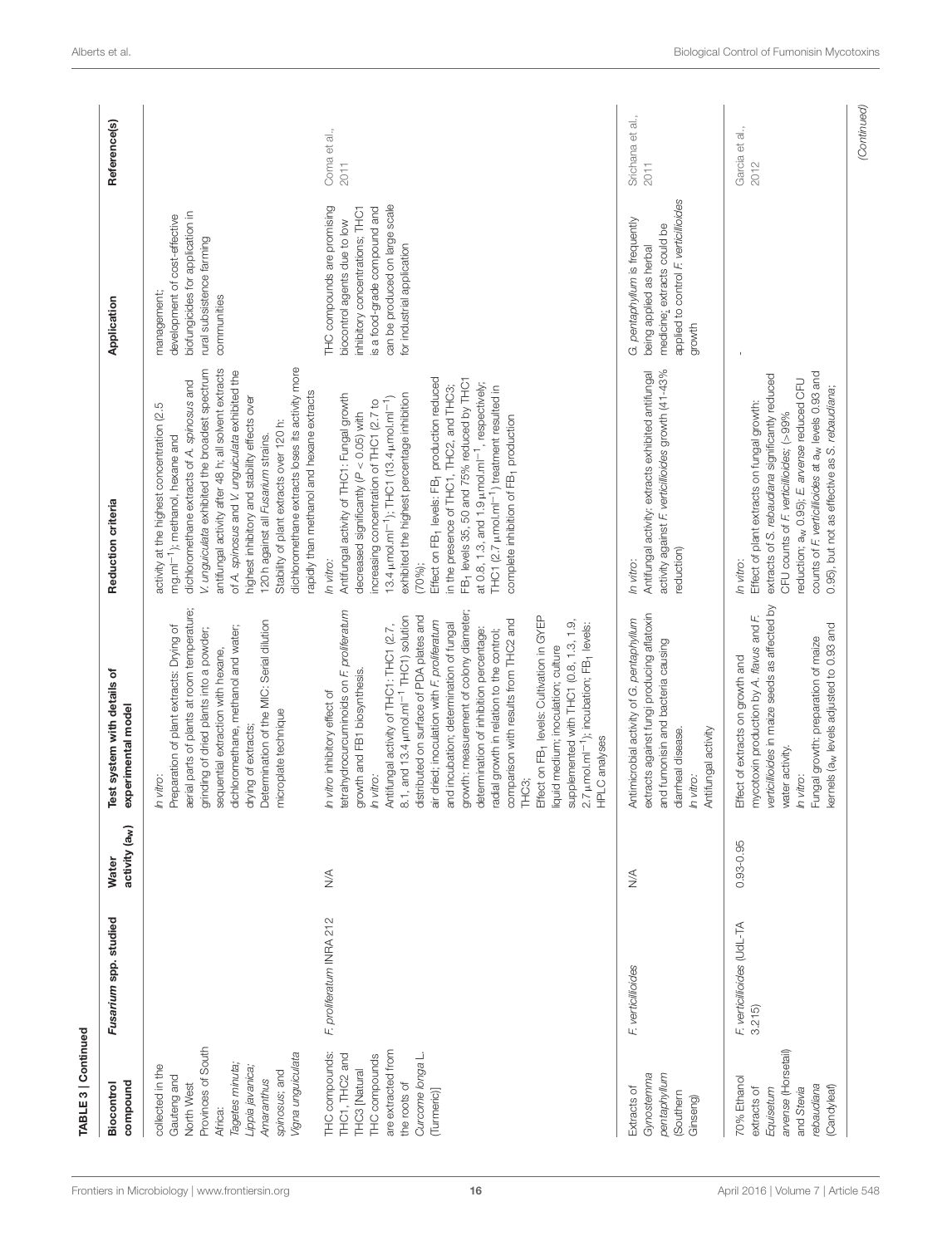**TABLE 3 | Continued**

| Biocontrol compound | *Fusarium* spp. studied | Water activity ($a_w$) | Test system with details of experimental model | Reduction criteria | Application | Reference(s) |
|---|---|---|---|---|---|---|
| collected in the Gauteng and North West Provinces of South Africa: *Tagetes minuta*; *Lippia javanica*; *Amaranthus spinosus*; and *Vigna unguiculata* | | | *In vitro*: Preparation of plant extracts: Drying of aerial parts of plants at room temperature; grinding of dried plants into a powder; sequential extraction with hexane, dichloromethane, methanol and water; drying of extracts; Determination of the MIC: Serial dilution microplate technique | activity at the highest concentration (2.5 mg.ml$^{-1}$); methanol, hexane and dichloromethane extracts of *A. spinosus* and *V. unguiculata* exhibited the broadest spectrum antifungal activity after 48 h; all solvent extracts of *A. spinosus* and *V. unguiculata* exhibited the highest inhibitory and stability effects over 120 h against all *Fusarium* strains. Stability of plant extracts over 120 h: dichloromethane extracts loses its activity more rapidly than methanol and hexane extracts | management; development of cost-effective biofungicides for application in rural subsistence farming communities | |
| THC compounds: THC1, THC2 and THC3 [Natural THC compounds are extracted from the roots of *Curcuma longa* L. (Turmeric)] | *F. proliferatum* INRA 212 | N/A | *In vitro* inhibitory effect of tetrahydrocurcuminoids on *F. proliferatum* growth and FB1 biosynthesis. *In vitro*: Antifungal activity of THC1: THC1 (2.7, 8.1, and 13.4 μmol.ml$^{-1}$ THC1) solution distributed on surface of PDA plates and air dried; inoculation with *F. proliferatum* and incubation; determination of fungal growth: measurement of colony diameter; determination of inhibition percentage: radial growth in relation to the control; comparison with results from THC2 and THC3; Effect on $FB_1$ levels: Cultivation in GYEP liquid medium; inoculation; culture supplemented with THC1 (0.8, 1.3, 1.9, 2.7 μmol.ml$^{-1}$); incubation; $FB_1$ levels: HPLC analyses | *In vitro*: Antifungal activity of THC1: Fungal growth decreased significantly ($P < 0.05$) with increasing concentration of THC1 (2.7 to 13.4 μmol.ml$^{-1}$); THC1 (13.4 μmol.ml$^{-1}$) exhibited the highest percentage inhibition (70%); Effect on $FB_1$ levels: $FB_1$ production reduced in the presence of THC1, THC2, and THC3; $FB_1$ levels 35, 50 and 75% reduced by THC1 at 0.8, 1.3, and 1.9 μmol.ml$^{-1}$, respectively; THC1 (2.7 μmol.ml$^{-1}$) treatment resulted in complete inhibition of $FB_1$ production | THC compounds are promising biocontrol agents due to low inhibitory concentrations; THC1 is a food-grade compound and can be produced on large scale for industrial application | Coma et al., 2011 |
| Extracts of *Gynostemma pentaphyllum* (Southern Ginseng) | *F. verticillioides* | N/A | Antimicrobial activity of *G. pentaphyllum* extracts against fungi producing aflatoxin and fumonisin and bacteria causing diarrheal disease. *In vitro*: Antifungal activity | *In vitro*: Antifungal activity: extracts exhibited antifungal activity against *F. verticillioides* growth (41-43% reduction) | *G. pentaphyllum* is frequently being applied as herbal medicine; extracts could be applied to control *F. verticillioides* growth | Srichana et al., 2011 |
| 70% Ethanol extracts of *Equisetum arvense* (Horsetail) and *Stevia rebaudiana* (Candyleaf) | *F. verticillioides* (UdL-TA 3.215) | 0.93-0.95 | Effect of extracts on growth and mycotoxin production by *A. flavus* and *F. verticillioides* in maize seeds as affected by water activity. *In vitro*: Fungal growth: preparation of maize kernels ($a_w$ levels adjusted to 0.93 and | *In vitro*: Effect of plant extracts on fungal growth: extracts of *S. rebaudiana* significantly reduced CFU counts of *F. verticillioides*; (>99% reduction; $a_w$ 0.95); *E. arvense* reduced CFU counts of *F. verticillioides* at $a_w$ levels 0.93 and 0.95), but not as effective as *S. rebaudiana*; | - | Garcia et al., 2012 |

*(Continued)*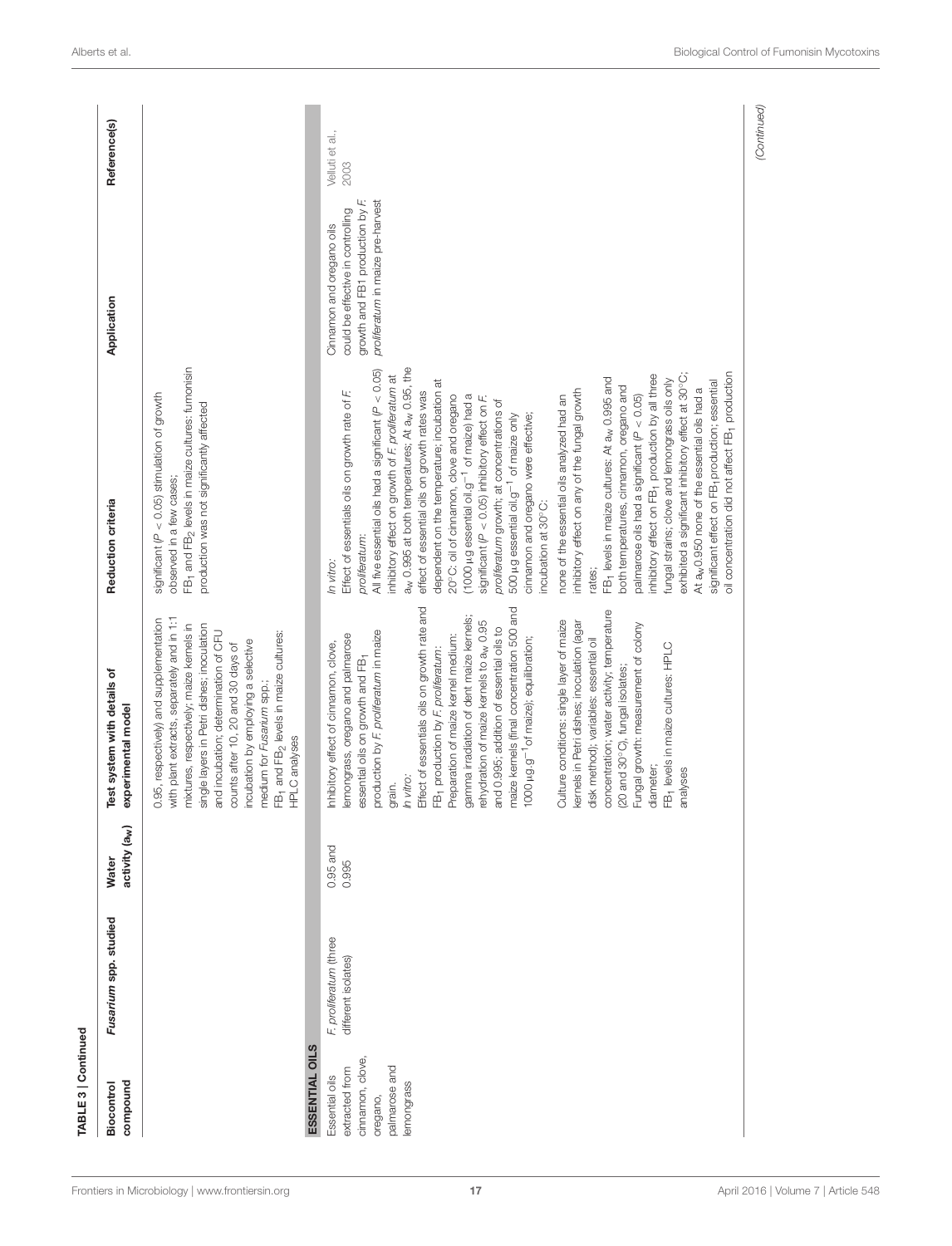TABLE 3 | Continued

| Biocontrol compound | *Fusarium* spp. studied | Water activity ($a_w$) | Test system with details of experimental model | Reduction criteria | Application | Reference(s) |
|---|---|---|---|---|---|---|
| | | | 0.95, respectively) and supplementation with plant extracts, separately and in 1:1 mixtures, respectively; maize kernels in single layers in Petri dishes; inoculation and incubation; determination of CFU counts after 10, 20 and 30 days of incubation by employing a selective medium for *Fusarium* spp.; $FB_1$ and $FB_2$ levels in maize cultures: HPLC analyses | significant ($P < 0.05$) stimulation of growth observed in a few cases; $FB_1$ and $FB_2$ levels in maize cultures: fumonisin production was not significantly affected | | |
| **ESSENTIAL OILS** | | | | | | |
| Essential oils extracted from cinnamon, clove, oregano, palmarose and lemongrass | *F. proliferatum* (three different isolates) | 0.95 and 0.995 | Inhibitory effect of cinnamon, clove, lemongrass, oregano and palmarose essential oils on growth and $FB_1$ production by *F. proliferatum* in maize grain. *In vitro*: Effect of essentials oils on growth rate and $FB_1$ production by *F. proliferatum*: Preparation of maize kernel medium: gamma irradiation of dent maize kernels; rehydration of maize kernels to $a_w$ 0.95 and 0.995; addition of essential oils to maize kernels (final concentration 500 and 1000 µg.g$^{-1}$of maize); equilibration; Culture conditions: single layer of maize kernels in Petri dishes; inoculation (agar disk method); variables: essential oil concentration; water activity; temperature (20 and 30°C), fungal isolates; Fungal growth: measurement of colony diameter; $FB_1$ levels in maize cultures: HPLC analyses | *In vitro*: Effect of essentials oils on growth rate of *F. proliferatum*: All five essential oils had a significant ($P < 0.05$) inhibitory effect on growth of *F. proliferatum* at $a_w$ 0.995 at both temperatures; At $a_w$ 0.95, the effect of essential oils on growth rates was dependent on the temperature; incubation at 20°C: oil of cinnamon, clove and oregano (1000 µg essential oil.g$^{-1}$ of maize) had a significant ($P < 0.05$) inhibitory effect on *F. proliferatum* growth; at concentrations of 500 µg essential oil.g$^{-1}$ of maize only cinnamon and oregano were effective; incubation at 30°C: none of the essential oils analyzed had an inhibitory effect on any of the fungal growth rates; $FB_1$ levels in maize cultures: At $a_w$ 0.995 and both temperatures, cinnamon, oregano and palmarose oils had a significant ($P < 0.05$) inhibitory effect on $FB_1$ production by all three fungal strains; clove and lemongrass oils only exhibited a significant inhibitory effect at 30°C; At $a_w$0.950 none of the essential oils had a significant effect on $FB_1$production; essential oil concentration did not affect $FB_1$ production | Cinnamon and oregano oils could be effective in controlling growth and FB1 production by *F. proliferatum* in maize pre-harvest | Velluti et al., 2003 |

(Continued)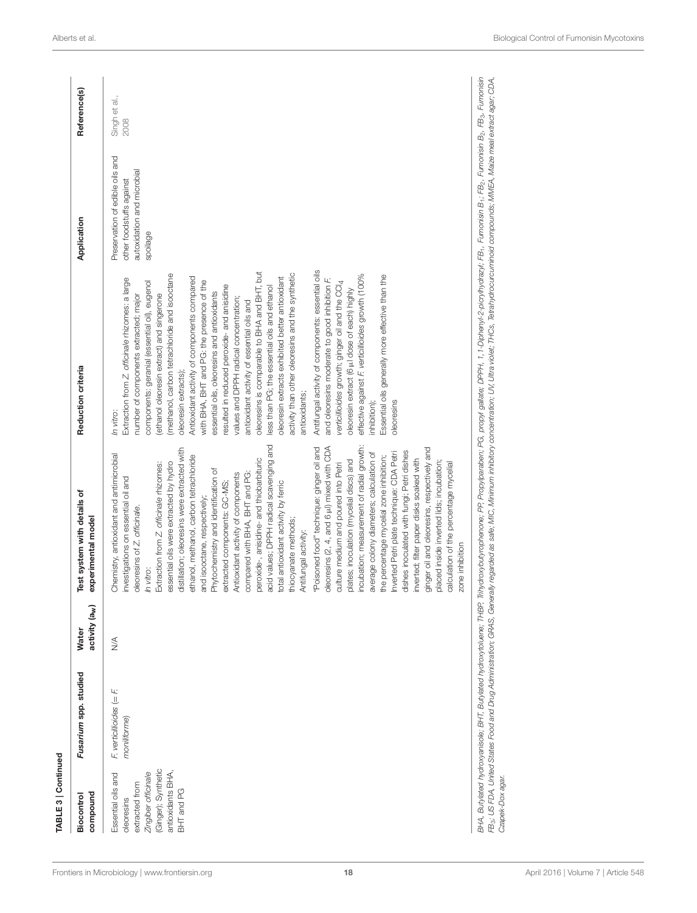**TABLE 3 | Continued**

| Biocontrol compound | *Fusarium* spp. studied | Water activity ($a_w$) | Test system with details of experimental model | Reduction criteria | Application | Reference(s) |
|---|---|---|---|---|---|---|
| Essential oils and oleoresins extracted from *Zingiber officinale* (Ginger); Synthetic antioxidants BHA, BHT and PG | *F. verticillioides* (= *F. moniliforme*) | N/A | Chemistry, antioxidant and antimicrobial investigations on essential oil and oleoresins of *Z. officinale*. *In vitro*: Extraction from *Z. officinale* rhizomes: essential oils were extracted by hydro distillation; oleoresins were extracted with ethanol, methanol, carbon tetrachloride and isooctane, respectively; Phytochemistry and identification of extracted components: GC-MS; Antioxidant activity of components compared with BHA, BHT and PG: peroxide-, anisidine- and thiobarbituric acid values; DPPH radical scavenging and total antioxidant activity by ferric thiocyanate methods; Antifungal activity: "Poisoned food" technique: ginger oil and oleoresins (2, 4, and 6 µl) mixed with CDA culture medium and poured into Petri plates; inoculation (mycelial discs) and incubation; measurement of radial growth: average colony diameters; calculation of the percentage mycelial zone inhibition; Inverted Petri plate technique: CDA Petri dishes inoculated with fungi; Petri dishes inverted; filter paper disks soaked with ginger oil and oleoresins, respectively and placed inside inverted lids; incubation; calculation of the percentage mycelial zone inhibition | *In vitro*: Extraction from *Z. officinale* rhizomes: a large number of components extracted; major components: geranial (essential oil), eugenol (ethanol oleoresin extract) and singerone (methanol, carbon tetrachloride and isooctane oleoresin extracts); Antioxidant activity of components compared with BHA, BHT and PG: the presence of the essential oils, oleoresins and antioxidants resulted in reduced peroxide- and anisidine values and DPPH radical concentration; antioxidant activity of essential oils and oleoresins is comparable to BHA and BHT, but less than PG; the essential oils and ethanol oleoresin extracts exhibited better antioxidant activity than other oleoresins and the synthetic antioxidants; Antifungal activity of components: essential oils and oleoresins moderate to good inhibition *F. verticillioides* growth; ginger oil and the $CCl_4$ oleoresin extract (6 µl dose of each) highly effective against *F. verticillioides* growth (100% inhibition); Essential oils generally more effective than the oleoresins | Preservation of edible oils and other foodstuffs against autoxidation and microbial spoilage | Singh et al., 2008 |

*BHA, Butylated hydroxyanisole; BHT, Butylated hydroxytoluene; THBP, Trihydroxybutyrophenone; PP, Propylparaben; PG, propyl gallate; DPPH, 1,1-Diphenyl-2-picrylhydrazyl; FB₁, Fumonisin B₁; FB₂, Fumonisin B₂; FB₃, Fumonisin FB₃; US FDA, United States Food and Drug Administration; GRAS, Generally regarded as safe; MIC, Minimum inhibitory concentration; UV, Ultra violet; THCs, Tetrahydrocurcuminoid compounds; MMEA, Maize meal extract agar; CDA, Czapek-Dox agar.*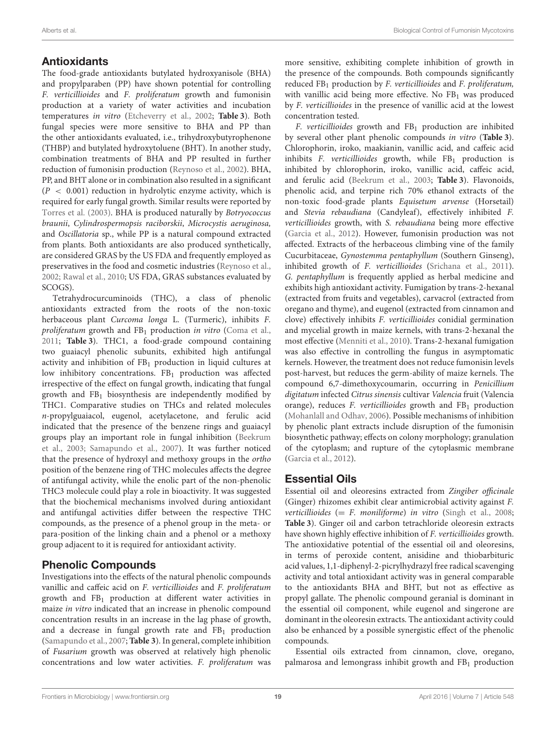## Antioxidants

The food-grade antioxidants butylated hydroxyanisole (BHA) and propylparaben (PP) have shown potential for controlling *F. verticillioides* and *F. proliferatum* growth and fumonisin production at a variety of water activities and incubation temperatures *in vitro* (Etcheverry et al., 2002; **Table 3**). Both fungal species were more sensitive to BHA and PP than the other antioxidants evaluated, i.e., trihydroxybutyrophenone (THBP) and butylated hydroxytoluene (BHT). In another study, combination treatments of BHA and PP resulted in further reduction of fumonisin production (Reynoso et al., 2002). BHA, PP, and BHT alone or in combination also resulted in a significant ($P < 0.001$) reduction in hydrolytic enzyme activity, which is required for early fungal growth. Similar results were reported by Torres et al. (2003). BHA is produced naturally by *Botryococcus braunii*, *Cylindrospermopsis raciborskii*, *Microcystis aeruginosa,* and *Oscillatoria* sp., while PP is a natural compound extracted from plants. Both antioxidants are also produced synthetically, are considered GRAS by the US FDA and frequently employed as preservatives in the food and cosmetic industries (Reynoso et al., 2002; Rawal et al., 2010; US FDA, GRAS substances evaluated by SCOGS).

Tetrahydrocurcuminoids (THC), a class of phenolic antioxidants extracted from the roots of the non-toxic herbaceous plant *Curcoma longa* L. (Turmeric), inhibits *F. proliferatum* growth and $FB_1$ production *in vitro* (Coma et al., 2011; **Table 3**). THC1, a food-grade compound containing two guaiacyl phenolic subunits, exhibited high antifungal activity and inhibition of $FB_1$ production in liquid cultures at low inhibitory concentrations. $FB_1$ production was affected irrespective of the effect on fungal growth, indicating that fungal growth and $FB_1$ biosynthesis are independently modified by THC1. Comparative studies on THCs and related molecules *n*-propylguaiacol, eugenol, acetylacetone, and ferulic acid indicated that the presence of the benzene rings and guaiacyl groups play an important role in fungal inhibition (Beekrum et al., 2003; Samapundo et al., 2007). It was further noticed that the presence of hydroxyl and methoxy groups in the *ortho* position of the benzene ring of THC molecules affects the degree of antifungal activity, while the enolic part of the non-phenolic THC3 molecule could play a role in bioactivity. It was suggested that the biochemical mechanisms involved during antioxidant and antifungal activities differ between the respective THC compounds, as the presence of a phenol group in the meta- or para-position of the linking chain and a phenol or a methoxy group adjacent to it is required for antioxidant activity.

## Phenolic Compounds

Investigations into the effects of the natural phenolic compounds vanillic and caffeic acid on *F. verticillioides* and *F. proliferatum* growth and $FB_1$ production at different water activities in maize *in vitro* indicated that an increase in phenolic compound concentration results in an increase in the lag phase of growth, and a decrease in fungal growth rate and $FB_1$ production (Samapundo et al., 2007; **Table 3**). In general, complete inhibition of *Fusarium* growth was observed at relatively high phenolic concentrations and low water activities. *F. proliferatum* was more sensitive, exhibiting complete inhibition of growth in the presence of the compounds. Both compounds significantly reduced $FB_1$ production by *F. verticillioides* and *F. proliferatum,* with vanillic acid being more effective. No $FB_1$ was produced by *F. verticillioides* in the presence of vanillic acid at the lowest concentration tested.

*F. verticillioides* growth and $FB_1$ production are inhibited by several other plant phenolic compounds *in vitro* (**Table 3**). Chlorophorin, iroko, maakianin, vanillic acid, and caffeic acid inhibits *F. verticillioides* growth, while $FB_1$ production is inhibited by chlorophorin, iroko, vanillic acid, caffeic acid, and ferulic acid (Beekrum et al., 2003; **Table 3**). Flavonoids, phenolic acid, and terpine rich 70% ethanol extracts of the non-toxic food-grade plants *Equisetum arvense* (Horsetail) and *Stevia rebaudiana* (Candyleaf), effectively inhibited *F. verticillioides* growth, with *S. rebaudiana* being more effective (Garcia et al., 2012). However, fumonisin production was not affected. Extracts of the herbaceous climbing vine of the family Cucurbitaceae, *Gynostemma pentaphyllum* (Southern Ginseng), inhibited growth of *F. verticillioides* (Srichana et al., 2011). *G. pentaphyllum* is frequently applied as herbal medicine and exhibits high antioxidant activity. Fumigation by trans-2-hexanal (extracted from fruits and vegetables), carvacrol (extracted from oregano and thyme), and eugenol (extracted from cinnamon and clove) effectively inhibits *F. verticillioides* conidial germination and mycelial growth in maize kernels, with trans-2-hexanal the most effective (Menniti et al., 2010). Trans-2-hexanal fumigation was also effective in controlling the fungus in asymptomatic kernels. However, the treatment does not reduce fumonisin levels post-harvest, but reduces the germ-ability of maize kernels. The compound 6,7-dimethoxycoumarin, occurring in *Penicillium digitatum* infected *Citrus sinensis* cultivar *Valencia* fruit (Valencia orange), reduces *F. verticillioides* growth and $FB_1$ production (Mohanlall and Odhav, 2006). Possible mechanisms of inhibition by phenolic plant extracts include disruption of the fumonisin biosynthetic pathway; effects on colony morphology; granulation of the cytoplasm; and rupture of the cytoplasmic membrane (Garcia et al., 2012).

## Essential Oils

Essential oil and oleoresins extracted from *Zingiber officinale* (Ginger) rhizomes exhibit clear antimicrobial activity against *F. verticillioides* (= *F. moniliforme*) *in vitro* (Singh et al., 2008; **Table 3**). Ginger oil and carbon tetrachloride oleoresin extracts have shown highly effective inhibition of *F. verticillioides* growth. The antioxidative potential of the essential oil and oleoresins, in terms of peroxide content, anisidine and thiobarbituric acid values, 1,1-diphenyl-2-picrylhydrazyl free radical scavenging activity and total antioxidant activity was in general comparable to the antioxidants BHA and BHT, but not as effective as propyl gallate. The phenolic compound geranial is dominant in the essential oil component, while eugenol and singerone are dominant in the oleoresin extracts. The antioxidant activity could also be enhanced by a possible synergistic effect of the phenolic compounds.

Essential oils extracted from cinnamon, clove, oregano, palmarosa and lemongrass inhibit growth and $FB_1$ production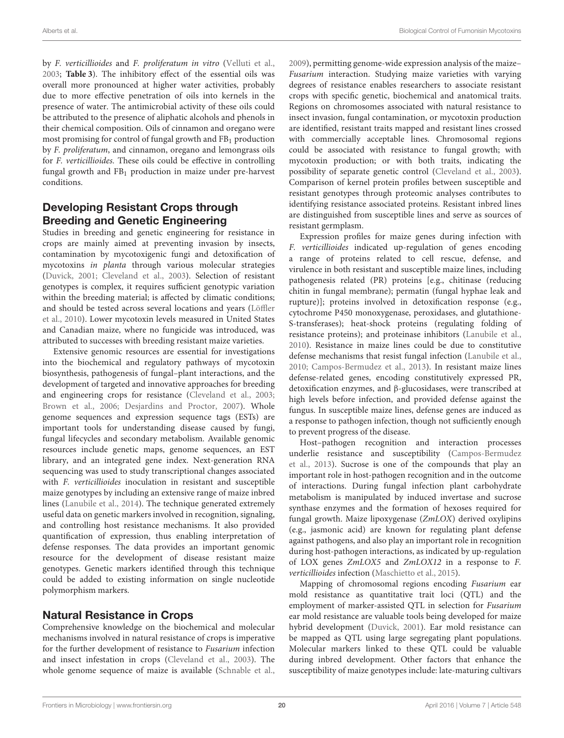by *F. verticillioides* and *F. proliferatum in vitro* (Velluti et al., 2003; **Table 3**). The inhibitory effect of the essential oils was overall more pronounced at higher water activities, probably due to more effective penetration of oils into kernels in the presence of water. The antimicrobial activity of these oils could be attributed to the presence of aliphatic alcohols and phenols in their chemical composition. Oils of cinnamon and oregano were most promising for control of fungal growth and $FB_1$ production by *F. proliferatum*, and cinnamon, oregano and lemongrass oils for *F. verticillioides.* These oils could be effective in controlling fungal growth and $FB_1$ production in maize under pre-harvest conditions.

## Developing Resistant Crops through Breeding and Genetic Engineering

Studies in breeding and genetic engineering for resistance in crops are mainly aimed at preventing invasion by insects, contamination by mycotoxigenic fungi and detoxification of mycotoxins *in planta* through various molecular strategies (Duvick, 2001; Cleveland et al., 2003). Selection of resistant genotypes is complex, it requires sufficient genotypic variation within the breeding material; is affected by climatic conditions; and should be tested across several locations and years (Löffler et al., 2010). Lower mycotoxin levels measured in United States and Canadian maize, where no fungicide was introduced, was attributed to successes with breeding resistant maize varieties.

Extensive genomic resources are essential for investigations into the biochemical and regulatory pathways of mycotoxin biosynthesis, pathogenesis of fungal–plant interactions, and the development of targeted and innovative approaches for breeding and engineering crops for resistance (Cleveland et al., 2003; Brown et al., 2006; Desjardins and Proctor, 2007). Whole genome sequences and expression sequence tags (ESTs) are important tools for understanding disease caused by fungi, fungal lifecycles and secondary metabolism. Available genomic resources include genetic maps, genome sequences, an EST library, and an integrated gene index. Next-generation RNA sequencing was used to study transcriptional changes associated with *F. verticillioides* inoculation in resistant and susceptible maize genotypes by including an extensive range of maize inbred lines (Lanubile et al., 2014). The technique generated extremely useful data on genetic markers involved in recognition, signaling, and controlling host resistance mechanisms. It also provided quantification of expression, thus enabling interpretation of defense responses. The data provides an important genomic resource for the development of disease resistant maize genotypes. Genetic markers identified through this technique could be added to existing information on single nucleotide polymorphism markers.

## Natural Resistance in Crops

Comprehensive knowledge on the biochemical and molecular mechanisms involved in natural resistance of crops is imperative for the further development of resistance to *Fusarium* infection and insect infestation in crops (Cleveland et al., 2003). The whole genome sequence of maize is available (Schnable et al., 2009), permitting genome-wide expression analysis of the maize–*Fusarium* interaction. Studying maize varieties with varying degrees of resistance enables researchers to associate resistant crops with specific genetic, biochemical and anatomical traits. Regions on chromosomes associated with natural resistance to insect invasion, fungal contamination, or mycotoxin production are identified, resistant traits mapped and resistant lines crossed with commercially acceptable lines. Chromosomal regions could be associated with resistance to fungal growth; with mycotoxin production; or with both traits, indicating the possibility of separate genetic control (Cleveland et al., 2003). Comparison of kernel protein profiles between susceptible and resistant genotypes through proteomic analyses contributes to identifying resistance associated proteins. Resistant inbred lines are distinguished from susceptible lines and serve as sources of resistant germplasm.

Expression profiles for maize genes during infection with *F. verticillioides* indicated up-regulation of genes encoding a range of proteins related to cell rescue, defense, and virulence in both resistant and susceptible maize lines, including pathogenesis related (PR) proteins [e.g., chitinase (reducing chitin in fungal membrane); permatin (fungal hyphae leak and rupture)]; proteins involved in detoxification response (e.g., cytochrome P450 monoxygenase, peroxidases, and glutathione-S-transferases); heat-shock proteins (regulating folding of resistance proteins); and proteinase inhibitors) (Lanubile et al., 2010). Resistance in maize lines could be due to constitutive defense mechanisms that resist fungal infection (Lanubile et al., 2010; Campos-Bermudez et al., 2013). In resistant maize lines defense-related genes, encoding constitutively expressed PR, detoxification enzymes, and β-glucosidases, were transcribed at high levels before infection, and provided defense against the fungus. In susceptible maize lines, defense genes are induced as a response to pathogen infection, though not sufficiently enough to prevent progress of the disease.

Host–pathogen recognition and interaction processes underlie resistance and susceptibility (Campos-Bermudez et al., 2013). Sucrose is one of the compounds that play an important role in host-pathogen recognition and in the outcome of interactions. During fungal infection plant carbohydrate metabolism is manipulated by induced invertase and sucrose synthase enzymes and the formation of hexoses required for fungal growth. Maize lipoxygenase (*ZmLOX*) derived oxylipins (e.g., jasmonic acid) are known for regulating plant defense against pathogens, and also play an important role in recognition during host-pathogen interactions, as indicated by up-regulation of LOX genes *ZmLOX5* and *ZmLOX12* in a response to *F. verticillioides* infection (Maschietto et al., 2015).

Mapping of chromosomal regions encoding *Fusarium* ear mold resistance as quantitative trait loci (QTL) and the employment of marker-assisted QTL in selection for *Fusarium* ear mold resistance are valuable tools being developed for maize hybrid development (Duvick, 2001). Ear mold resistance can be mapped as QTL using large segregating plant populations. Molecular markers linked to these QTL could be valuable during inbred development. Other factors that enhance the susceptibility of maize genotypes include: late-maturing cultivars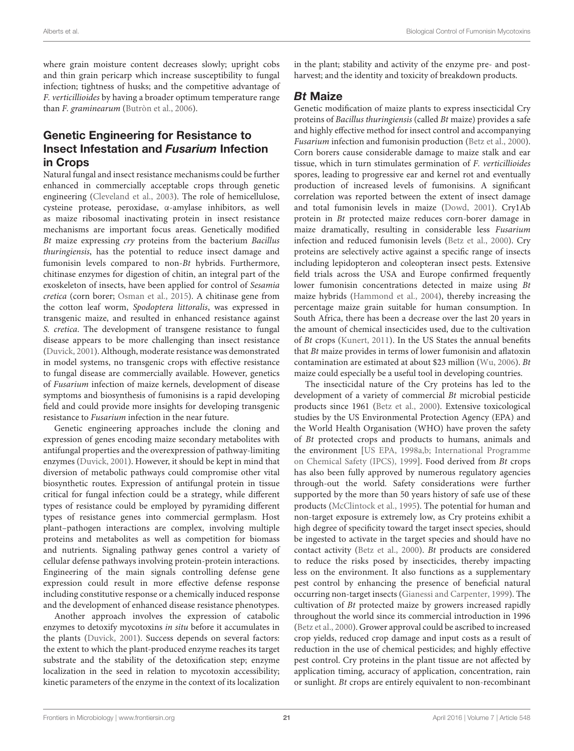where grain moisture content decreases slowly; upright cobs and thin grain pericarp which increase susceptibility to fungal infection; tightness of husks; and the competitive advantage of *F. verticillioides* by having a broader optimum temperature range than *F. graminearum* (Butròn et al., 2006).

## Genetic Engineering for Resistance to Insect Infestation and *Fusarium* Infection in Crops

Natural fungal and insect resistance mechanisms could be further enhanced in commercially acceptable crops through genetic engineering (Cleveland et al., 2003). The role of hemicellulose, cysteine protease, peroxidase, α-amylase inhibitors, as well as maize ribosomal inactivating protein in insect resistance mechanisms are important focus areas. Genetically modified *Bt* maize expressing *cry* proteins from the bacterium *Bacillus thuringiensis*, has the potential to reduce insect damage and fumonisin levels compared to non-*Bt* hybrids. Furthermore, chitinase enzymes for digestion of chitin, an integral part of the exoskeleton of insects, have been applied for control of *Sesamia cretica* (corn borer; Osman et al., 2015). A chitinase gene from the cotton leaf worm, *Spodoptera littoralis*, was expressed in transgenic maize, and resulted in enhanced resistance against *S. cretica*. The development of transgene resistance to fungal disease appears to be more challenging than insect resistance (Duvick, 2001). Although, moderate resistance was demonstrated in model systems, no transgenic crops with effective resistance to fungal disease are commercially available. However, genetics of *Fusarium* infection of maize kernels, development of disease symptoms and biosynthesis of fumonisins is a rapid developing field and could provide more insights for developing transgenic resistance to *Fusarium* infection in the near future.

Genetic engineering approaches include the cloning and expression of genes encoding maize secondary metabolites with antifungal properties and the overexpression of pathway-limiting enzymes (Duvick, 2001). However, it should be kept in mind that diversion of metabolic pathways could compromise other vital biosynthetic routes. Expression of antifungal protein in tissue critical for fungal infection could be a strategy, while different types of resistance could be employed by pyramiding different types of resistance genes into commercial germplasm. Host plant–pathogen interactions are complex, involving multiple proteins and metabolites as well as competition for biomass and nutrients. Signaling pathway genes control a variety of cellular defense pathways involving protein-protein interactions. Engineering of the main signals controlling defense gene expression could result in more effective defense response including constitutive response or a chemically induced response and the development of enhanced disease resistance phenotypes.

Another approach involves the expression of catabolic enzymes to detoxify mycotoxins *in situ* before it accumulates in the plants (Duvick, 2001). Success depends on several factors: the extent to which the plant-produced enzyme reaches its target substrate and the stability of the detoxification step; enzyme localization in the seed in relation to mycotoxin accessibility; kinetic parameters of the enzyme in the context of its localization in the plant; stability and activity of the enzyme pre- and post-harvest; and the identity and toxicity of breakdown products.

### *Bt* Maize

Genetic modification of maize plants to express insecticidal Cry proteins of *Bacillus thuringiensis* (called *Bt* maize) provides a safe and highly effective method for insect control and accompanying *Fusarium* infection and fumonisin production (Betz et al., 2000). Corn borers cause considerable damage to maize stalk and ear tissue, which in turn stimulates germination of *F. verticillioides* spores, leading to progressive ear and kernel rot and eventually production of increased levels of fumonisins. A significant correlation was reported between the extent of insect damage and total fumonisin levels in maize (Dowd, 2001). Cry1Ab protein in *Bt* protected maize reduces corn-borer damage in maize dramatically, resulting in considerable less *Fusarium* infection and reduced fumonisin levels (Betz et al., 2000). Cry proteins are selectively active against a specific range of insects including lepidopteron and coleopteran insect pests. Extensive field trials across the USA and Europe confirmed frequently lower fumonisin concentrations detected in maize using *Bt* maize hybrids (Hammond et al., 2004), thereby increasing the percentage maize grain suitable for human consumption. In South Africa, there has been a decrease over the last 20 years in the amount of chemical insecticides used, due to the cultivation of *Bt* crops (Kunert, 2011). In the US States the annual benefits that *Bt* maize provides in terms of lower fumonisin and aflatoxin contamination are estimated at about $23 million (Wu, 2006). *Bt* maize could especially be a useful tool in developing countries.

The insecticidal nature of the Cry proteins has led to the development of a variety of commercial *Bt* microbial pesticide products since 1961 (Betz et al., 2000). Extensive toxicological studies by the US Environmental Protection Agency (EPA) and the World Health Organisation (WHO) have proven the safety of *Bt* protected crops and products to humans, animals and the environment [US EPA, 1998a,b; International Programme on Chemical Safety (IPCS), 1999]. Food derived from *Bt* crops has also been fully approved by numerous regulatory agencies through-out the world. Safety considerations were further supported by the more than 50 years history of safe use of these products (McClintock et al., 1995). The potential for human and non-target exposure is extremely low, as Cry proteins exhibit a high degree of specificity toward the target insect species, should be ingested to activate in the target species and should have no contact activity (Betz et al., 2000). *Bt* products are considered to reduce the risks posed by insecticides, thereby impacting less on the environment. It also functions as a supplementary pest control by enhancing the presence of beneficial natural occurring non-target insects (Gianessi and Carpenter, 1999). The cultivation of *Bt* protected maize by growers increased rapidly throughout the world since its commercial introduction in 1996 (Betz et al., 2000). Grower approval could be ascribed to increased crop yields, reduced crop damage and input costs as a result of reduction in the use of chemical pesticides; and highly effective pest control. Cry proteins in the plant tissue are not affected by application timing, accuracy of application, concentration, rain or sunlight. *Bt* crops are entirely equivalent to non-recombinant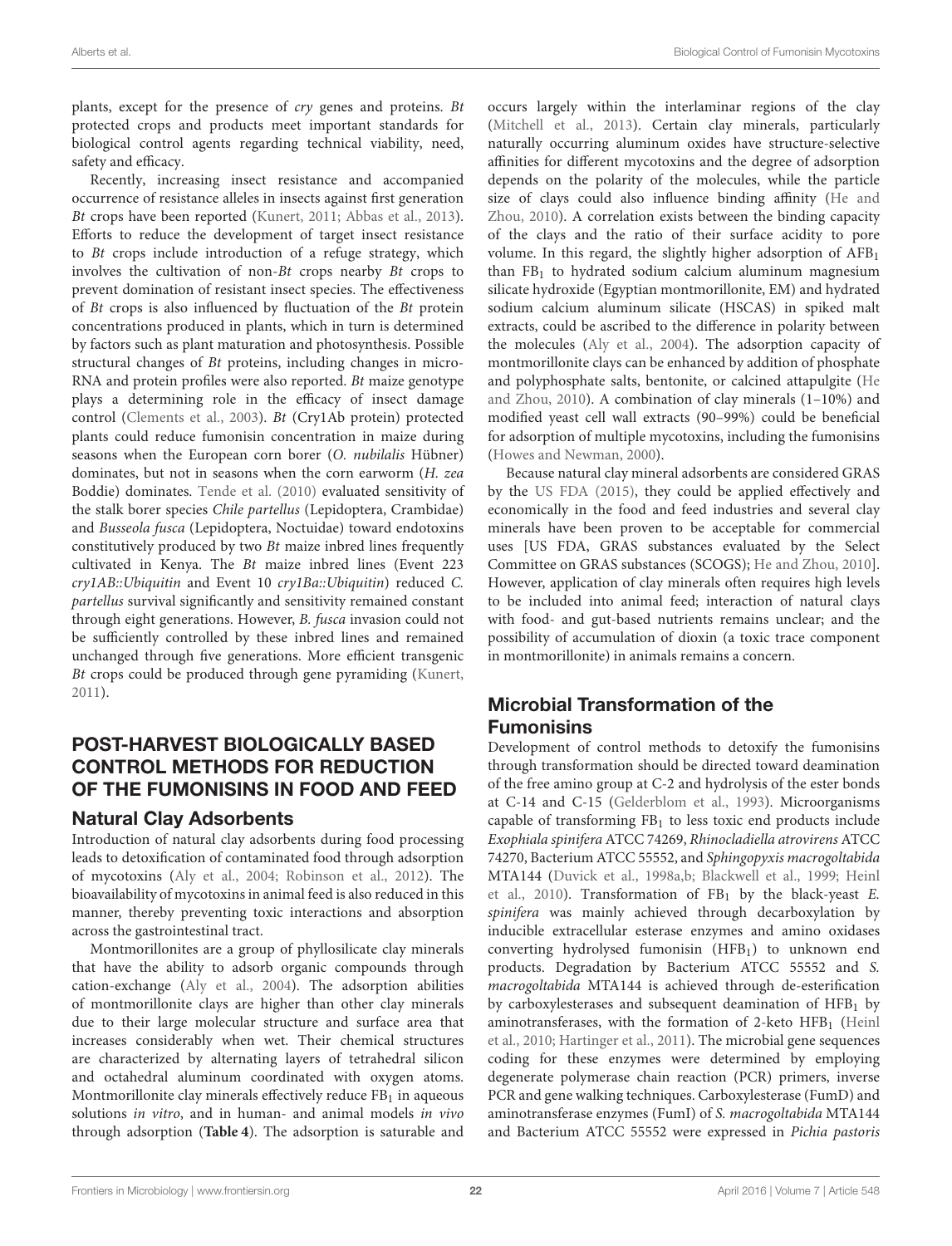plants, except for the presence of *cry* genes and proteins. *Bt* protected crops and products meet important standards for biological control agents regarding technical viability, need, safety and efficacy.

Recently, increasing insect resistance and accompanied occurrence of resistance alleles in insects against first generation *Bt* crops have been reported (Kunert, 2011; Abbas et al., 2013). Efforts to reduce the development of target insect resistance to *Bt* crops include introduction of a refuge strategy, which involves the cultivation of non-*Bt* crops nearby *Bt* crops to prevent domination of resistant insect species. The effectiveness of *Bt* crops is also influenced by fluctuation of the *Bt* protein concentrations produced in plants, which in turn is determined by factors such as plant maturation and photosynthesis. Possible structural changes of *Bt* proteins, including changes in micro-RNA and protein profiles were also reported. *Bt* maize genotype plays a determining role in the efficacy of insect damage control (Clements et al., 2003). *Bt* (Cry1Ab protein) protected plants could reduce fumonisin concentration in maize during seasons when the European corn borer (*O. nubilalis* Hübner) dominates, but not in seasons when the corn earworm (*H. zea* Boddie) dominates. Tende et al. (2010) evaluated sensitivity of the stalk borer species *Chile partellus* (Lepidoptera, Crambidae) and *Busseola fusca* (Lepidoptera, Noctuidae) toward endotoxins constitutively produced by two *Bt* maize inbred lines frequently cultivated in Kenya. The *Bt* maize inbred lines (Event 223 *cry1AB::Ubiquitin* and Event 10 *cry1Ba::Ubiquitin*) reduced *C. partellus* survival significantly and sensitivity remained constant through eight generations. However, *B. fusca* invasion could not be sufficiently controlled by these inbred lines and remained unchanged through five generations. More efficient transgenic *Bt* crops could be produced through gene pyramiding (Kunert, 2011).

## POST-HARVEST BIOLOGICALLY BASED CONTROL METHODS FOR REDUCTION OF THE FUMONISINS IN FOOD AND FEED

### Natural Clay Adsorbents

Introduction of natural clay adsorbents during food processing leads to detoxification of contaminated food through adsorption of mycotoxins (Aly et al., 2004; Robinson et al., 2012). The bioavailability of mycotoxins in animal feed is also reduced in this manner, thereby preventing toxic interactions and absorption across the gastrointestinal tract.

Montmorillonites are a group of phyllosilicate clay minerals that have the ability to adsorb organic compounds through cation-exchange (Aly et al., 2004). The adsorption abilities of montmorillonite clays are higher than other clay minerals due to their large molecular structure and surface area that increases considerably when wet. Their chemical structures are characterized by alternating layers of tetrahedral silicon and octahedral aluminum coordinated with oxygen atoms. Montmorillonite clay minerals effectively reduce $FB_1$ in aqueous solutions *in vitro*, and in human- and animal models *in vivo* through adsorption (**Table 4**). The adsorption is saturable and occurs largely within the interlaminar regions of the clay (Mitchell et al., 2013). Certain clay minerals, particularly naturally occurring aluminum oxides have structure-selective affinities for different mycotoxins and the degree of adsorption depends on the polarity of the molecules, while the particle size of clays could also influence binding affinity (He and Zhou, 2010). A correlation exists between the binding capacity of the clays and the ratio of their surface acidity to pore volume. In this regard, the slightly higher adsorption of $AFB_1$ than $FB_1$ to hydrated sodium calcium aluminum magnesium silicate hydroxide (Egyptian montmorillonite, EM) and hydrated sodium calcium aluminum silicate (HSCAS) in spiked malt extracts, could be ascribed to the difference in polarity between the molecules (Aly et al., 2004). The adsorption capacity of montmorillonite clays can be enhanced by addition of phosphate and polyphosphate salts, bentonite, or calcined attapulgite (He and Zhou, 2010). A combination of clay minerals (1–10%) and modified yeast cell wall extracts (90–99%) could be beneficial for adsorption of multiple mycotoxins, including the fumonisins (Howes and Newman, 2000).

Because natural clay mineral adsorbents are considered GRAS by the US FDA (2015), they could be applied effectively and economically in the food and feed industries and several clay minerals have been proven to be acceptable for commercial uses [US FDA, GRAS substances evaluated by the Select Committee on GRAS substances (SCOGS); He and Zhou, 2010]. However, application of clay minerals often requires high levels to be included into animal feed; interaction of natural clays with food- and gut-based nutrients remains unclear; and the possibility of accumulation of dioxin (a toxic trace component in montmorillonite) in animals remains a concern.

### Microbial Transformation of the Fumonisins

Development of control methods to detoxify the fumonisins through transformation should be directed toward deamination of the free amino group at C-2 and hydrolysis of the ester bonds at C-14 and C-15 (Gelderblom et al., 1993). Microorganisms capable of transforming $FB_1$ to less toxic end products include *Exophiala spinifera* ATCC 74269, *Rhinocladiella atrovirens* ATCC 74270, Bacterium ATCC 55552, and *Sphingopyxis macrogoltabida* MTA144 (Duvick et al., 1998a,b; Blackwell et al., 1999; Heinl et al., 2010). Transformation of $FB_1$ by the black-yeast *E. spinifera* was mainly achieved through decarboxylation by inducible extracellular esterase enzymes and amino oxidases converting hydrolysed fumonisin ($HFB_1$) to unknown end products. Degradation by Bacterium ATCC 55552 and *S. macrogoltabida* MTA144 is achieved through de-esterification by carboxylesterases and subsequent deamination of $HFB_1$ by aminotransferases, with the formation of 2-keto $HFB_1$ (Heinl et al., 2010; Hartinger et al., 2011). The microbial gene sequences coding for these enzymes were determined by employing degenerate polymerase chain reaction (PCR) primers, inverse PCR and gene walking techniques. Carboxylesterase (FumD) and aminotransferase enzymes (FumI) of *S. macrogoltabida* MTA144 and Bacterium ATCC 55552 were expressed in *Pichia pastoris*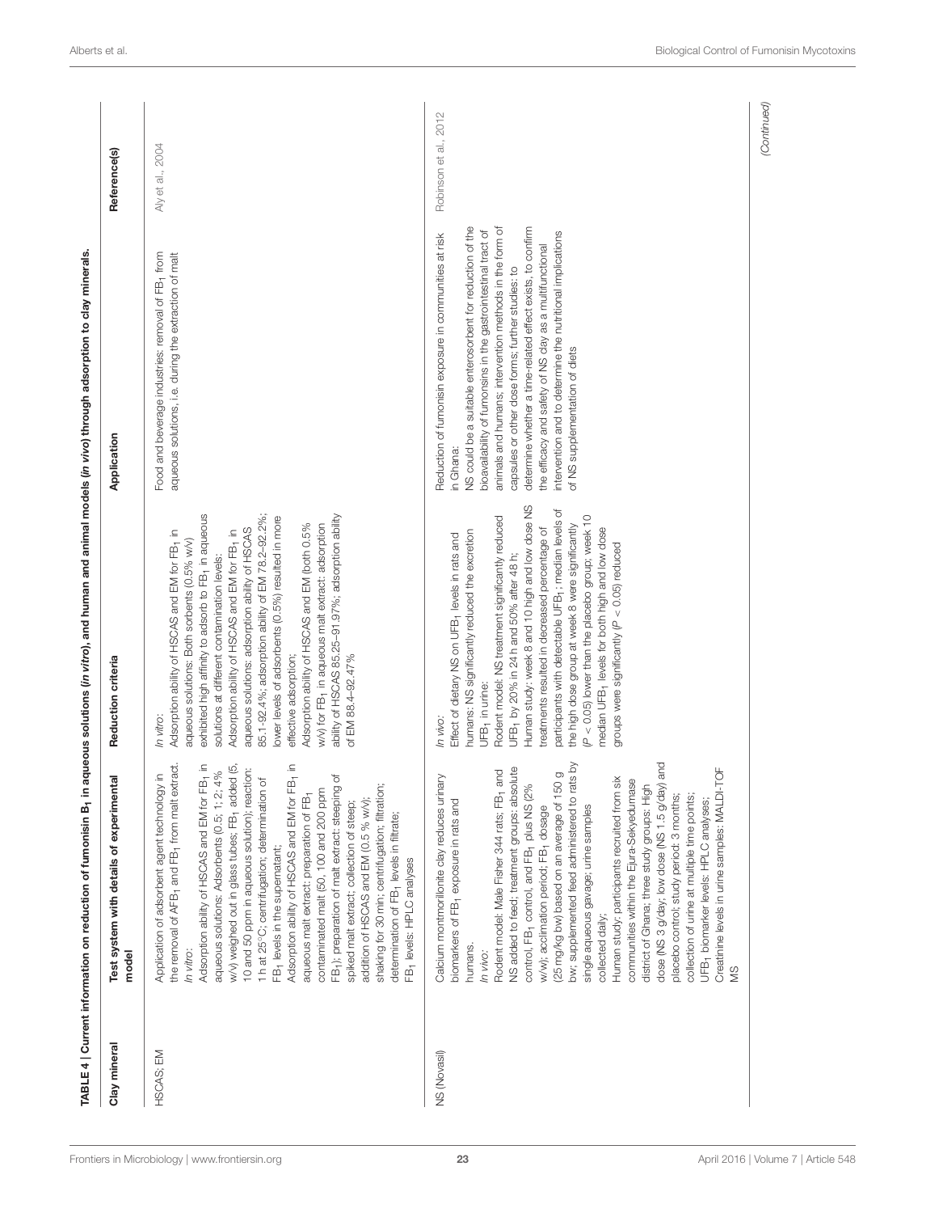**TABLE 4 | Current information on reduction of fumonisin $B_1$ in aqueous solutions (*in vitro*), and human and animal models (*in vivo*) through adsorption to clay minerals.**

| Clay mineral | Test system with details of experimental model | Reduction criteria | Application | Reference(s) |
|---|---|---|---|---|
| HSCAS; EM | Application of adsorbent agent technology in the removal of $AFB_1$ and $FB_1$ from malt extract.<br>*In vitro*:<br>Adsorption ability of HSCAS and EM for $FB_1$ in aqueous solutions: Adsorbents (0.5; 1; 2; 4% w/v) weighed out in glass tubes; $FB_1$ added (5, 10 and 50 ppm in aqueous solution); reaction: 1 h at 25°C; centrifugation; determination of $FB_1$ levels in the supernatant;<br>Adsorption ability of HSCAS and EM for $FB_1$ in aqueous malt extract: preparation of $FB_1$ contaminated malt (50, 100 and 200 ppm $FB_1$); preparation of malt extract: steeping of spiked malt extract; collection of steep; addition of HSCAS and EM (0.5 % w/v); shaking for 30 min; centrifugation; filtration; determination of $FB_1$ levels in filtrate; $FB_1$ levels: HPLC analyses | *In vitro*:<br>Adsorption ability of HSCAS and EM for $FB_1$ in aqueous solutions: Both sorbents (0.5% w/v) exhibited high affinity to adsorb to $FB_1$ in aqueous solutions at different contamination levels;<br>Adsorption ability of HSCAS and EM for $FB_1$ in aqueous solutions: adsorption ability of HSCAS 85.1–92.4%; adsorption ability of EM 78.2–92.2%; lower levels of adsorbents (0.5%) resulted in more effective adsorption;<br>Adsorption ability of HSCAS and EM (both 0.5% w/v) for $FB_1$ in aqueous malt extract: adsorption ability of HSCAS 85.25–91.97%; adsorption ability of EM 88.4–92.47% | Food and beverage industries: removal of $FB_1$ from aqueous solutions, i.e. during the extraction of malt | Aly et al., 2004 |
| NS (Novasil) | Calcium montmorillonite clay reduces urinary biomarkers of $FB_1$ exposure in rats and humans.<br>*In vivo*:<br>Rodent model: Male Fisher 344 rats; $FB_1$ and NS added to feed; treatment groups: absolute control, $FB_1$ control, and $FB_1$ plus NS (2% w/w); acclimation period; $FB_1$ dosage (25 mg/kg bw) based on an average of 150 g bw; supplemented feed administered to rats by single aqueous gavage; urine samples collected daily;<br>Human study: participants recruited from six communities within the Ejura-Sekyedumase district of Ghana; three study groups: High dose (NS 3 g/day; low dose (NS 1.5 g/day) and placebo control; study period: 3 months; collection of urine at multiple time points; $UFB_1$ biomarker levels: HPLC analyses; Creatinine levels in urine samples: MALDI-TOF MS | *In vivo*:<br>Effect of dietary NS on $UFB_1$ levels in rats and humans: NS significantly reduced the excretion $UFB_1$ in urine:<br>Rodent model: NS treatment significantly reduced $UFB_1$ by 20% in 24 h and 50% after 48 h;<br>Human study: week 8 and 10 high and low dose NS treatments resulted in decreased percentage of participants with detectable $UFB_1$; median levels of the high dose group at week 8 were significantly ($P < 0.05$) lower than the placebo group; week 10 median $UFB_1$ levels for both high and low dose groups were significantly ($P < 0.05$) reduced | Reduction of fumonisin exposure in communities at risk in Ghana:<br>NS could be a suitable enterosorbent for reduction of the bioavailability of fumonisins in the gastrointestinal tract of animals and humans; intervention methods in the form of capsules or other dose forms; further studies: to determine whether a time-related effect exists, to confirm the efficacy and safety of NS clay as a multifunctional intervention and to determine the nutritional implications of NS supplementation of diets | Robinson et al., 2012 |

*(Continued)*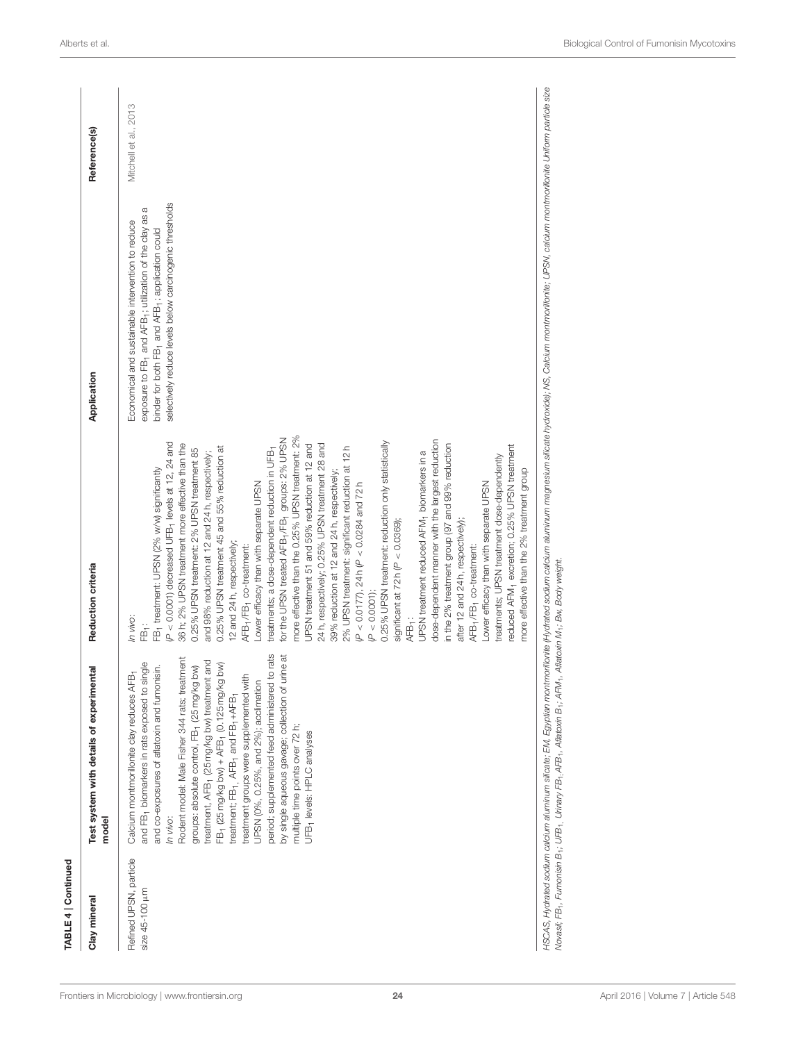**TABLE 4 | Continued**

| Clay mineral | Test system with details of experimental model | Reduction criteria | Application | Reference(s) |
|---|---|---|---|---|
| Refined UPSN, particle size 45-100 µm | Calcium montmorillonite clay reduces $AFB_1$ and $FB_1$ biomarkers in rats exposed to single and co-exposures of aflatoxin and fumonisin. *In vivo*: Rodent model: Male Fisher 344 rats; treatment groups: absolute control, $FB_1$ (25 mg/kg bw) treatment, $AFB_1$ (25 mg/kg bw) treatment and $FB_1$ (25 mg/kg bw) + $AFB_1$ (0.125 mg/kg bw) treatment; $FB_1$, $AFB_1$ and $FB_1$+$AFB_1$ treatment groups were supplemented with UPSN (0%, 0.25%, and 2%); acclimation period; supplemented feed administered to rats by single aqueous gavage; collection of urine at multiple time points over 72 h; $UFB_1$ levels: HPLC analyses | *In vivo*: $FB_1$: $FB_1$ treatment: UPSN (2% w/w) significantly ($P < 0.0001$) decreased $UFB_1$ levels at 12, 24 and 36 h; 2% UPSN treatment more effective than the 0.25% UPSN treatment: 2% UPSN treatment 85 and 98% reduction at 12 and 24 h, respectively; 0.25% UPSN treatment 45 and 55% reduction at 12 and 24 h, respectively; $AFB_1$/$FB_1$ co-treatment: Lower efficacy than with separate UPSN treatments; a dose-dependent reduction in $UFB_1$ for the UPSN treated $AFB_1$/$FB_1$ groups: 2% UPSN more effective than the 0.25% UPSN treatment: 2% UPSN treatment 51 and 59% reduction at 12 and 24 h, respectively; 0.25% UPSN treatment 28 and 39% reduction at 12 and 24 h, respectively; 2% UPSN treatment: significant reduction at 12 h ($P < 0.0177$), 24 h ($P < 0.0284$ and 72 h ($P < 0.0001$); 0.25% UPSN treatment: reduction only statistically significant at 72 h ($P < 0.0369$); $AFB_1$: UPSN treatment reduced $AFM_1$ biomarkers in a dose-dependent manner with the largest reduction in the 2% treatment group (97 and 99% reduction after 12 and 24 h, respectively); $AFB_1$/$FB_1$ co-treatment: Lower efficacy than with separate UPSN treatments; UPSN treatment dose-dependently reduced $AFM_1$ excretion; 0.25% UPSN treatment more effective than the 2% treatment group | Economical and sustainable intervention to reduce exposure to $FB_1$ and $AFB_1$; utilization of the clay as a binder for both $FB_1$ and $AFB_1$; application could selectively reduce levels below carcinogenic thresholds | Mitchell et al., 2013 |

*HSCAS, Hydrated sodium calcium aluminum silicate; EM, Egyptian montmorillonite (Hydrated sodium calcium aluminum magnesium silicate hydroxide); NS, Calcium montmorillonite; UPSN, calcium montmorillonite Uniform particle size Novasil; $FB_1$, Fumonisin $B_1$; $UFB_1$, Urinary $FB_1$; $AFB_1$, Aflatoxin $B_1$; $AFM_1$, Aflatoxin $M_1$; Bw, Body weight.*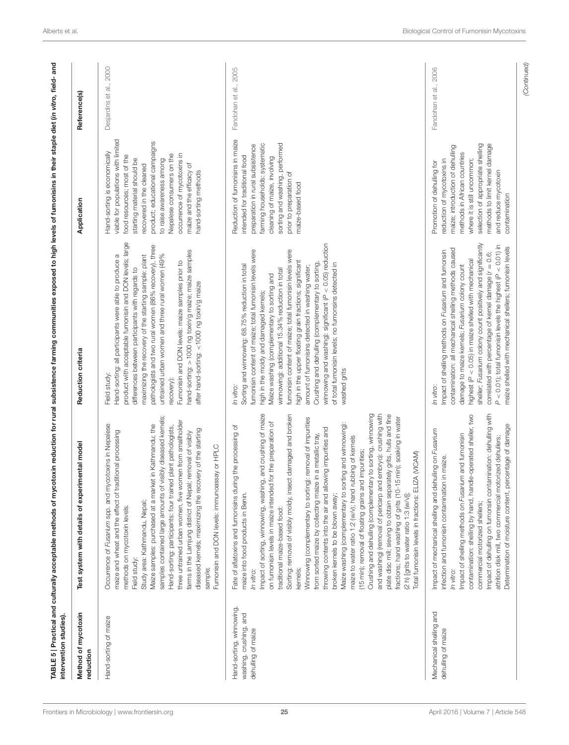**TABLE 5 | Practical and culturally acceptable methods of mycotoxin reduction for rural subsistence farming communities exposed to high levels of fumonisins in their staple diet (*in vitro*, field- and intervention studies).**

| Method of mycotoxin reduction | Test system with details of experimental model | Reduction criteria | Application | Reference(s) |
|---|---|---|---|---|
| Hand-sorting of maize | Occurrence of *Fusarium* spp. and mycotoxins in Nepalese maize and wheat and the effect of traditional processing methods on mycotoxin levels.<br>Field study:<br>Study area: Kathmandu, Nepal;<br>Maize samples: purchased at a market in Kathmandu; the samples contained large amounts of visibly diseased kernels;<br>Hand-sorting: participants: four trained plant pathologists, three untrained urban women, five women from smallholder farms in the Lamjung district of Nepal; removal of visibly diseased kernels; maximizing the recovery of the starting sample;<br>Fumonisin and DON levels: immunoassay or HPLC | Field study:<br>Hand-sorting: all participants were able to produce a product with acceptable fumonisin and DON levels; large differences between participants with regards to maximizing the recovery of the starting sample: plant pathologists and two rural women (86% recovery), three untrained urban women and three rural women (49% recovery);<br>Fumonisin and DON levels: maize samples prior to hand-sorting: > 1000 ng toxin/g maize; maize samples after hand-sorting: <1000 ng toxin/g maize | Hand-sorting is economically viable for populations with limited food resources; most of the starting material should be recovered in the cleaned product; educational campaigns to raise awareness among Nepalese consumers on the occurrence of mycotoxins in maize and the efficacy of hand-sorting methods | Desjardins et al., 2000 |
| Hand-sorting, winnowing, washing, crushing, and dehulling of maize | Fate of aflatoxins and fumonisins during the processing of maize into food products in Benin.<br>*In vitro*:<br>Impact of sorting, winnowing, washing, and crushing of maize on fumonisin levels in maize intended for the preparation of traditional maize-based food;<br>Sorting: removal of visibly moldy, insect damaged and broken kernels;<br>Winnowing (complementary to sorting): removal of impurities from sorted maize by collecting maize in a metallic tray, throwing contents into the air and allowing impurities and broken kernels to be blown away;<br>Maize washing (complementary to sorting and winnowing): maize to water ratio 1:2 (w/v); hand rubbing of kernels (15 min); removal of floating grains and impurities;<br>Crushing and dehulling (complementary to sorting, winnowing and washing) (removal of pericarp and embryo): crushing with plate disc mill; sieving to obtain separately grits, hulls and fine fractions; hand washing of grits (10-15 min); soaking in water (2 h) [grits to water ratio 1:3 (w/v)];<br>Total fumonisin levels in fractions: ELIZA (VICAM) | *In vitro*:<br>Sorting and winnowing: 68.75% reduction in total fumonisin content of maize; total fumonisin levels were high in the moldy and damaged kernels;<br>Maize washing (complementary to sorting and winnowing): additional 15.34% reduction in total fumonisin content of maize; total fumonisin levels were high in the upper floating grain fractions; significant amount of fumonisins detected in washing water;<br>Crushing and dehulling (complementary to sorting, winnowing and washing): significant ($P < 0.05$) reduction of total fumonisin levels; no fumonisins detected in washed grits | Reduction of fumonisins in maize intended for traditional food preparation in rural subsistence farming households: systematic cleaning of maize, involving sorting and washing, performed prior to preparation of maize-based food | Fandohan et al., 2005 |
| Mechanical shelling and dehulling of maize | Impact of mechanical shelling and dehulling on *Fusarium* infection and fumonisin contamination in maize.<br>*In vitro*:<br>Impact of shelling methods on *Fusarium* and fumonisin contamination: shelling by hand, handle-operated sheller, two commercial motorized shellers;<br>Impact of dehulling on fumonisin contamination: dehulling with attrition disk mill, two commercial motorized dehullers;<br>Determination of moisture content, percentage of damage | *In vitro*:<br>Impact of shelling methods on *Fusarium* and fumonisin contamination: all mechanical shelling methods caused damage to maize kernels; *Fusarium* colony count highest ($P < 0.05$) in maize shelled with mechanical sheller; *Fusarium* colony count positively and significantly correlated with percentage of kernel damage ($r = 0.6$; $P < 0.01$); total fumonisin levels the highest ($P < 0.01$) in maize shelled with mechanical shellers; fumonisin levels | Promotion of dehulling for reduction of mycotoxins in maize; introduction of dehulling methods in African countries where it is still uncommon; selection of appropriate shelling methods to limit kernel damage and reduce mycotoxin contamination | Fandohan et al., 2006 |

*(Continued)*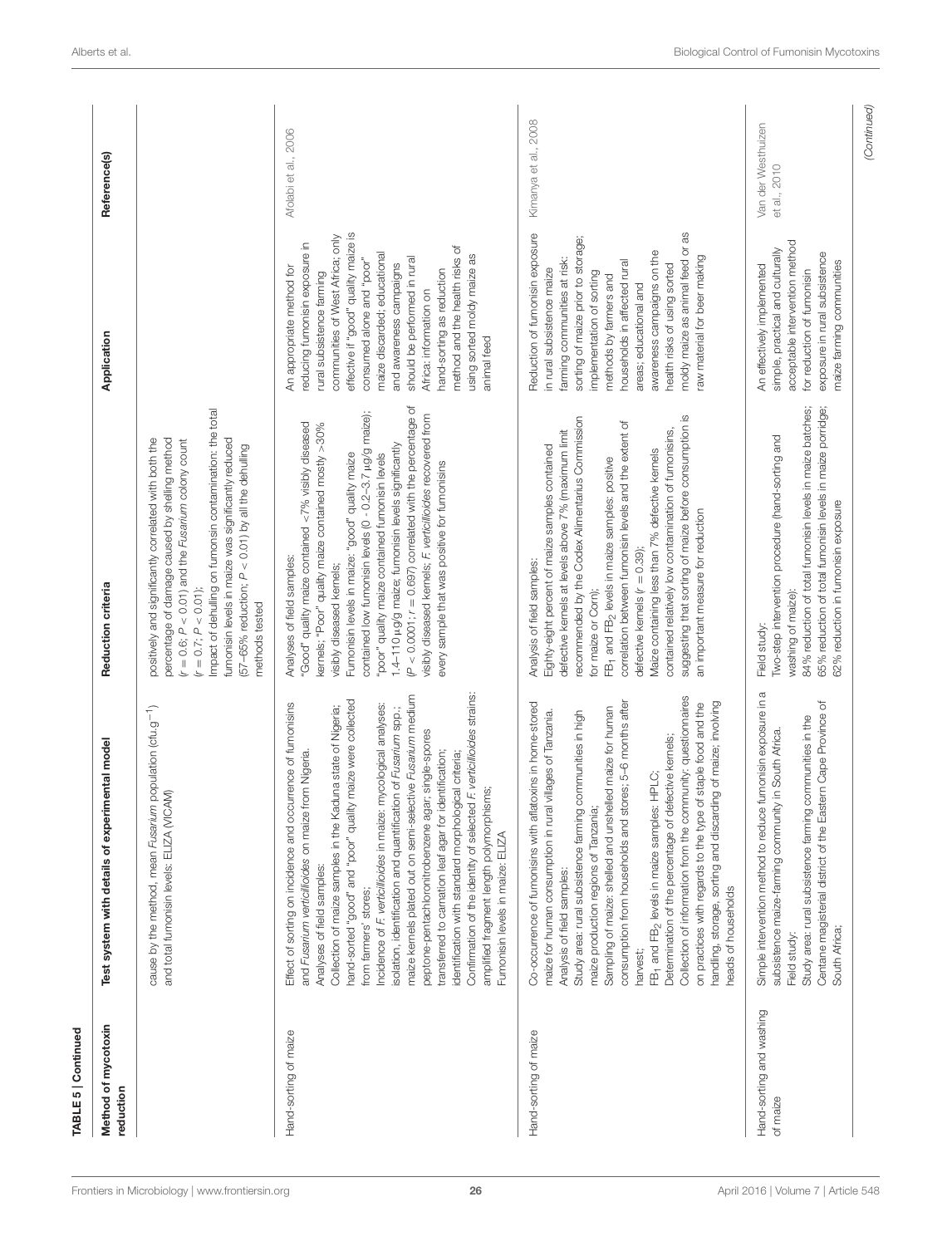**TABLE 5 | Continued**

| Method of mycotoxin reduction | Test system with details of experimental model | Reduction criteria | Application | Reference(s) |
|---|---|---|---|---|
| | cause by the method, mean *Fusarium* population (cfu.g$^{-1}$) and total fumonisin levels: ELIZA (VICAM) | positively and significantly correlated with both the percentage of damage caused by shelling method ($r = 0.6$; $P < 0.01$) and the *Fusarium* colony count ($r = 0.7$; $P < 0.01$);<br>Impact of dehulling on fumonsin contamination: the total fumonisin levels in maize was significantly reduced (57–65% reduction; $P < 0.01$) by all the dehulling methods tested | | |
| Hand-sorting of maize | Effect of sorting on incidence and occurrence of fumonisins and *Fusarium verticillioides* on maize from Nigeria.<br>Analyses of field samples:<br>Collection of maize samples in the Kaduna state of Nigeria; hand-sorted "good" and "poor" quality maize were collected from farmers' stores;<br>Incidence of *F. verticillioides* in maize: mycological analyses: isolation, identification and quantification of *Fusarium* spp.; maize kernels plated out on semi-selective *Fusarium* medium peptone-pentachloronitrobenzene agar; single-spores transferred to carnation leaf agar for identification; identification with standard morphological criteria;<br>Confirmation of the identity of selected *F. verticillioides* strains: amplified fragment length polymorphisms;<br>Fumonisin levels in maize: ELIZA | Analyses of field samples:<br>"Good" quality maize contained <7% visibly diseased kernels; "Poor" quality maize contained mostly >30% visibly diseased kernels;<br>Fumonisin levels in maize: "good" quality maize contained low fumonisin levels (0 - 0.2–3.7 μg/g maize); "poor" quality maize contained fumonisin levels 1.4–110 μg/g maize; fumonisin levels significantly ($P < 0.0001$; $r = 0.697$) correlated with the percentage of visibly diseased kernels; *F. verticillioides* recovered from every sample that was positive for fumonisins | An appropriate method for reducing fumonisin exposure in rural subsistence farming communities of West Africa; only effective if "good" quality maize is consumed alone and "poor" maize discarded; educational and awareness campaigns should be performed in rural Africa: information on hand-sorting as reduction method and the health risks of using sorted moldy maize as animal feed | Afolabi et al., 2006 |
| Hand-sorting of maize | Co-occurrence of fumonisins with aflatoxins in home-stored maize for human consumption in rural villages of Tanzania.<br>Analysis of field samples:<br>Study area: rural subsistence farming communities in high maize production regions of Tanzania;<br>Sampling of maize: shelled and unshelled maize for human consumption from households and stores; 5–6 months after harvest;<br>$FB_1$ and $FB_2$ levels in maize samples: HPLC;<br>Determination of the percentage of defective kernels;<br>Collection of information from the community: questionnaires on practices with regards to the type of staple food and the handling, storage, sorting and discarding of maize; involving heads of households | Analysis of field samples:<br>Eighty-eight percent of maize samples contained defective kernels at levels above 7% (maximum limit recommended by the Codex Alimentarius Commission for maize or Corn);<br>$FB_1$ and $FB_2$ levels in maize samples: positive correlation between fumonisin levels and the extent of defective kernels ($r = 0.39$);<br>Maize containing less than 7% defective kernels contained relatively low contamination of fumonisins, suggesting that sorting of maize before consumption is an important measure for reduction | Reduction of fumonisin exposure in rural subsistence maize farming communities at risk; sorting of maize prior to storage; implementation of sorting methods by farmers and households in affected rural areas; educational and awareness campaigns on the health risks of using sorted moldy maize as animal feed or as raw material for beer making | Kimanya et al., 2008 |
| Hand-sorting and washing of maize | Simple intervention method to reduce fumonisin exposure in a subsistence maize-farming community in South Africa.<br>Field study:<br>Study area: rural subsistence farming communities in the Centane magisterial district of the Eastern Cape Province of South Africa; | Field study:<br>Two-step intervention procedure (hand-sorting and washing of maize):<br>84% reduction of total fumonisin levels in maize batches;<br>65% reduction of total fumonisin levels in maize porridge;<br>62% reduction in fumonisin exposure | An effectively implemented simple, practical and culturally acceptable intervention method for reduction of fumonisin exposure in rural subsistence maize farming communities | Van der Westhuizen et al., 2010 |

*(Continued)*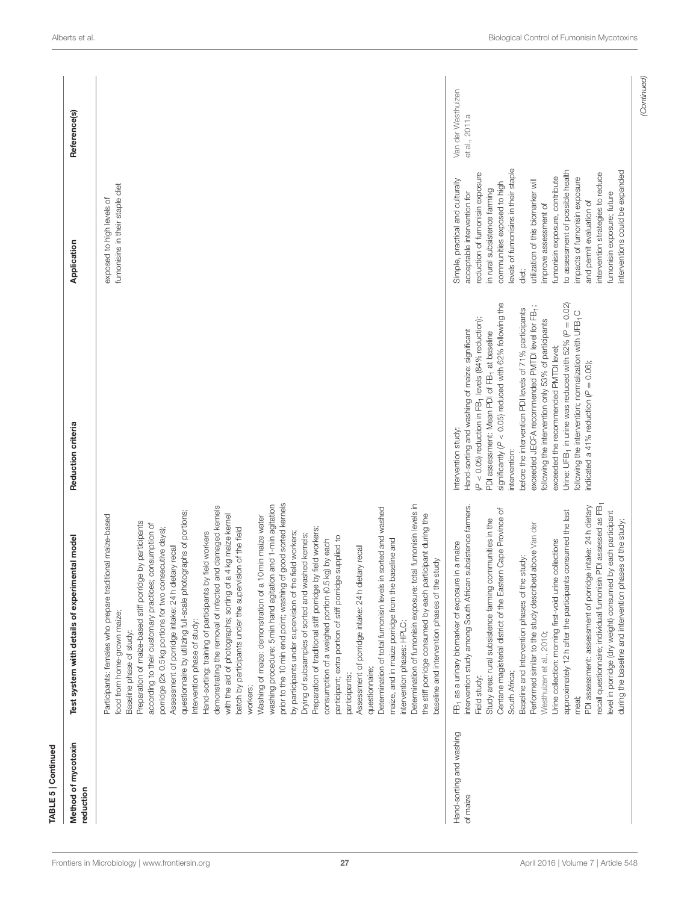**TABLE 5 | Continued**

| Method of mycotoxin reduction | Test system with details of experimental model | Reduction criteria | Application | Reference(s) |
|---|---|---|---|---|
| | Participants: females who prepare traditional maize-based food from home-grown maize; Baseline phase of study: Preparation of maize-based stiff porridge by participants according to their customary practices; consumption of porridge (2x 0.5 kg portions for two consecutive days); Assessment of porridge intake: 24 h dietary recall questionnaire by utilizing full-scale photographs of portions; Intervention phase of study: Hand-sorting: training of participants by field workers demonstrating the removal of infected and damaged kernels with the aid of photographs; sorting of a 4 kg maize kernel batch by participants under the supervision of the field workers; Washing of maize: demonstration of a 10 min maize water washing procedure: 5 min hand agitation and 1-min agitation prior to the 10 min end point; washing of good sorted kernels by participants under supervision of the field workers; Drying of subsamples of sorted and washed kernels; Preparation of traditional stiff porridge by field workers; consumption of a weighed portion (0.5 kg) by each participant; extra portion of stiff porridge supplied to participants; Assessment of porridge intake: 24 h dietary recall questionnaire; Determination of total fumonisin levels in sorted and washed maize, and in maize porridge from the baseline and intervention phases: HPLC; Determination of fumonisin exposure: total fumonisin levels in the stiff porridge consumed by each participant during the baseline and intervention phases of the study | | exposed to high levels of fumonisins in their staple diet | |
| Hand-sorting and washing of maize | $FB_1$ as a urinary biomarker of exposure in a maize intervention study among South African subsistence farmers. Field study: Study area: rural subsistence farming communities in the Centane magisterial district of the Eastern Cape Province of South Africa; Baseline and Intervention phases of the study: Performed similar to the study described above Van der Westhuizen et al., 2010; Urine collection: morning first-void urine collections approximately 12 h after the participants consumed the last meal; PDI assessment: assessment of porridge intake: 24 h dietary recall questionnaire; individual fumonisin PDI assessed as $FB_1$ level in porridge (dry weight) consumed by each participant during the baseline and intervention phases of the study; | Intervention study: Hand-sorting and washing of maize: significant ($P < 0.05$) reduction in $FB_1$ levels (84% reduction); PDI assessment: Mean PDI of $FB_1$ at baseline significantly ($P < 0.05$) reduced with 62% following the intervention: before the intervention PDI levels of 71% participants exceeded JECFA recommended PMTDI level for $FB_1$; following the intervention only 53% of participants exceeded the recommended PMTDI level; Urine: $UFB_1$ in urine was reduced with 52% ($P = 0.02$) following the intervention; normalization with $UFB_1$ C indicated a 41% reduction ($P = 0.06$); | Simple, practical and culturally acceptable intervention for reduction of fumonisin exposure in rural subsistence farming communities exposed to high levels of fumonisins in their staple diet; utilization of this biomarker will improve assessment of fumonisin exposure, contribute to assessment of possible health impacts of fumonisin exposure and permit evaluation of intervention strategies to reduce fumonisin exposure; future interventions could be expanded | Van der Westhuizen et al., 2011a |

*(Continued)*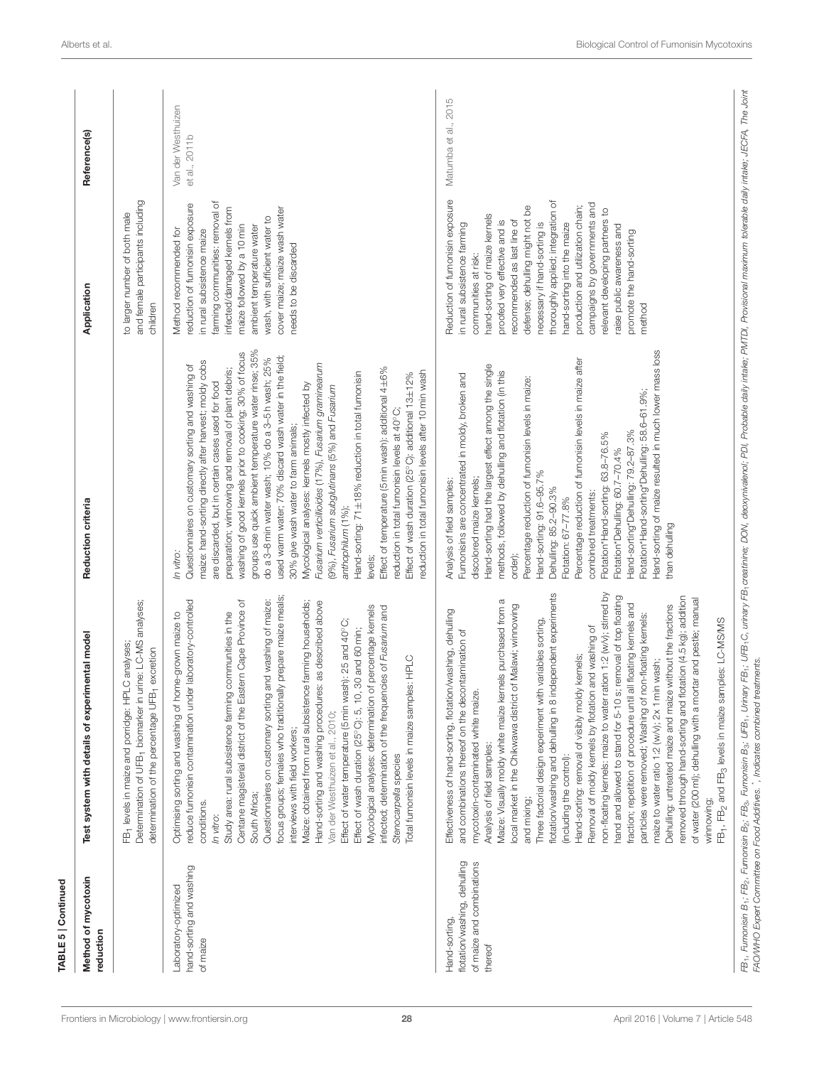**TABLE 5 | Continued**

| Method of mycotoxin reduction | Test system with details of experimental model | Reduction criteria | Application | Reference(s) |
|---|---|---|---|---|
| | $FB_1$ levels in maize and porridge: HPLC analyses; Determination of $UFB_1$ biomarker in urine: LC-MS analyses; determination of the percentage $UFB_1$ excretion | | to larger number of both male and female participants including children | |
| Laboratory-optimized hand-sorting and washing of maize | Optimising sorting and washing of home-grown maize to reduce fumonisin contamination under laboratory-controlled conditions. *In vitro*: Study area: rural subsistence farming communities in the Centane magisterial district of the Eastern Cape Province of South Africa; Questionnaires on customary sorting and washing of maize: focus groups; females who traditionally prepare maize meals; interviews with field workers; Maize: obtained from rural subsistence farming households; Hand-sorting and washing procedures: as described above Van der Westhuizen et al., 2010; Effect of water temperature (5 min wash): 25 and 40°C; Effect of wash duration (25°C): 5, 10, 30 and 60 min; Mycological analyses: determination of percentage kernels infected; determination of the frequencies of *Fusarium* and *Stenocarpella* species Total fumonisin levels in maize samples: HPLC | *In vitro*: Questionnaires on customary sorting and washing of maize: hand-sorting directly after harvest; moldy cobs are discarded, but in certain cases used for food preparation; winnowing and removal of plant debris; washing of good kernels prior to cooking; 30% of focus groups use quick ambient temperature water rinse; 35% do a 3–8 min water wash; 10% do a 3–5 h wash; 25% used warm water; 70% discard wash water in the field; 30% give wash water to farm animals; Mycological analyses: kernels mostly infected by *Fusarium verticillioides* (17%), *Fusarium graminearum* (9%), *Fusarium subglutinans* (5%) and *Fusarium anthophilum* (1%); Hand-sorting: 71±18% reduction in total fumonisin levels; Effect of temperature (5 min wash): additional 4±6% reduction in total fumonisin levels at 40°C; Effect of wash duration (25°C): additional 13±12% reduction in total fumonisin levels after 10 min wash | Method recommended for reduction of fumonisin exposure in rural subsistence maize farming communities: removal of infected/damaged kernels from maize followed by a 10 min ambient temperature water wash, with sufficient water to cover maize; maize wash water needs to be discarded | Van der Westhuizen et al., 2011b |
| Hand-sorting, flotation/washing, dehulling of maize and combinations thereof | Effectiveness of hand-sorting, flotation/washing, dehulling and combinations thereof on the decontamination of mycotoxin-contaminated white maize. Analysis of field samples: Maize: Visually moldy white maize kernels purchased from a local market in the Chikwawa district of Malawi; winnowing and mixing; Three factorial design experiment with variables sorting, flotation/washing and dehulling in 8 independent experiments (including the control); Hand-sorting: removal of visibly moldy kernels; Removal of moldy kernels by flotation and washing of non-floating kernels: maize to water ration 1:2 (w/v); stirred by hand and allowed to stand for 5-10 s; removal of top floating fraction; repetition of procedure until all floating kernels and particles were removed; Washing of non-floating kernels: maize to water ratio 1:2 (w/v); 2x 1 min wash; Dehulling: untreated maize and maize without the fractions removed through hand-sorting and flotation (4.5 kg); addition of water (200 ml); dehulling with a mortar and pestle; manual winnowing; $FB_1$, $FB_2$ and $FB_3$ levels in maize samples: LC-MS/MS | Analysis of field samples: Fumonisins are concentrated in moldy, broken and discolored maize kernels; Hand-sorting had the largest effect among the single methods, followed by dehulling and flotation (in this order); Percentage reduction of fumonisin levels in maize: Hand-sorting: 91.6–95.7% Dehulling: 85.2–90.3% Flotation: 67–77.8% Percentage reduction of fumonisin levels in maize after combined treatments: Flotation*Hand-sorting: 63.8–76.5% Flotation*Dehulling: 60.7–70.4% Hand-sorting*Dehulling: 79.2–87.3% Flotation*Hand-sorting*Dehulling: 58.6–61.9%; Hand-sorting of maize resulted in much lower mass loss than dehulling | Reduction of fumonisin exposure in rural subsistence farming communities at risk: hand-sorting of maize kernels proofed very effective and is recommended as last line of defense; dehulling might not be necessary if hand-sorting is thoroughly applied; integration of hand-sorting into the maize production and utilization chain; campaigns by governments and relevant developing partners to raise public awareness and promote the hand-sorting method | Matumba et al., 2015 |

$FB_1$, Fumonisin $B_1$; $FB_2$, Fumonisin $B_2$; $FB_3$, Fumonisin $B_3$; $UFB_1$, Urinary $FB_1$; $UFB_1C$, urinary $FB_1$:creatinine; DON, deoxynivalenol; PDI, Probable daily intake; PMTDI, Provisional maximum tolerable daily intake; JECFA, The Joint FAO/WHO Expert Committee on Food Additives. *, Indicates combined treatments.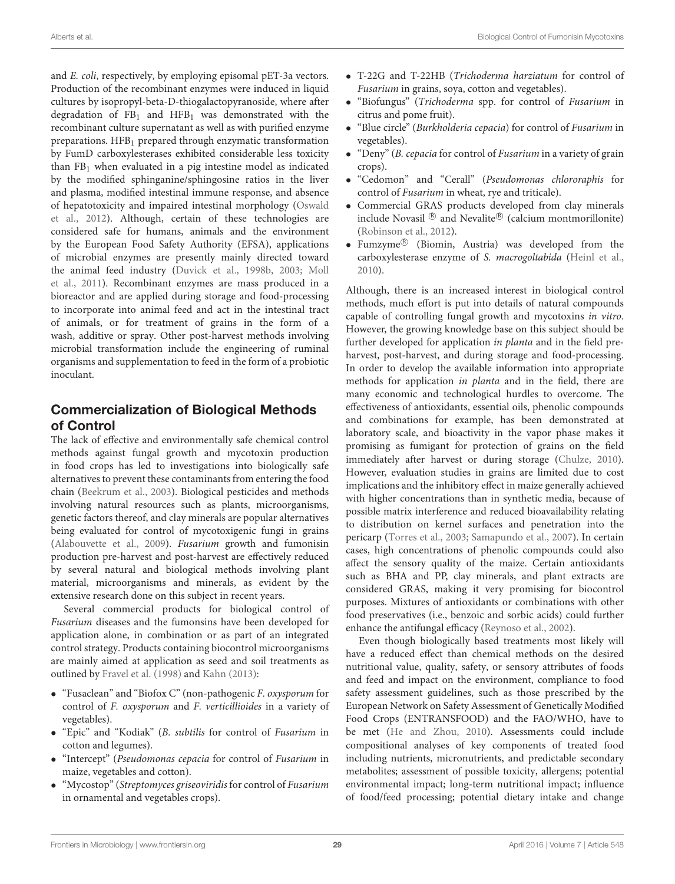and *E. coli*, respectively, by employing episomal pET-3a vectors. Production of the recombinant enzymes were induced in liquid cultures by isopropyl-beta-D-thiogalactopyranoside, where after degradation of $FB_1$ and $HFB_1$ was demonstrated with the recombinant culture supernatant as well as with purified enzyme preparations. $HFB_1$ prepared through enzymatic transformation by FumD carboxylesterases exhibited considerable less toxicity than $FB_1$ when evaluated in a pig intestine model as indicated by the modified sphinganine/sphingosine ratios in the liver and plasma, modified intestinal immune response, and absence of hepatotoxicity and impaired intestinal morphology (Oswald et al., 2012). Although, certain of these technologies are considered safe for humans, animals and the environment by the European Food Safety Authority (EFSA), applications of microbial enzymes are presently mainly directed toward the animal feed industry (Duvick et al., 1998b, 2003; Moll et al., 2011). Recombinant enzymes are mass produced in a bioreactor and are applied during storage and food-processing to incorporate into animal feed and act in the intestinal tract of animals, or for treatment of grains in the form of a wash, additive or spray. Other post-harvest methods involving microbial transformation include the engineering of ruminal organisms and supplementation to feed in the form of a probiotic inoculant.

## Commercialization of Biological Methods of Control

The lack of effective and environmentally safe chemical control methods against fungal growth and mycotoxin production in food crops has led to investigations into biologically safe alternatives to prevent these contaminants from entering the food chain (Beekrum et al., 2003). Biological pesticides and methods involving natural resources such as plants, microorganisms, genetic factors thereof, and clay minerals are popular alternatives being evaluated for control of mycotoxigenic fungi in grains (Alabouvette et al., 2009). *Fusarium* growth and fumonisin production pre-harvest and post-harvest are effectively reduced by several natural and biological methods involving plant material, microorganisms and minerals, as evident by the extensive research done on this subject in recent years.

Several commercial products for biological control of *Fusarium* diseases and the fumonsins have been developed for application alone, in combination or as part of an integrated control strategy. Products containing biocontrol microorganisms are mainly aimed at application as seed and soil treatments as outlined by Fravel et al. (1998) and Kahn (2013):

- "Fusaclean" and "Biofox C" (non-pathogenic *F. oxysporum* for control of *F. oxysporum* and *F. verticillioides* in a variety of vegetables).
- "Epic" and "Kodiak" (*B. subtilis* for control of *Fusarium* in cotton and legumes).
- "Intercept" (*Pseudomonas cepacia* for control of *Fusarium* in maize, vegetables and cotton).
- "Mycostop" (*Streptomyces griseoviridis* for control of *Fusarium* in ornamental and vegetables crops).
- T-22G and T-22HB (*Trichoderma harziatum* for control of *Fusarium* in grains, soya, cotton and vegetables).
- "Biofungus" (*Trichoderma* spp. for control of *Fusarium* in citrus and pome fruit).
- "Blue circle" (*Burkholderia cepacia*) for control of *Fusarium* in vegetables).
- "Deny" (*B. cepacia* for control of *Fusarium* in a variety of grain crops).
- "Cedomon" and "Cerall" (*Pseudomonas chlororaphis* for control of *Fusarium* in wheat, rye and triticale).
- Commercial GRAS products developed from clay minerals include Novasil ® and Nevalite® (calcium montmorillonite) (Robinson et al., 2012).
- Fumzyme® (Biomin, Austria) was developed from the carboxylesterase enzyme of *S. macrogoltabida* (Heinl et al., 2010).

Although, there is an increased interest in biological control methods, much effort is put into details of natural compounds capable of controlling fungal growth and mycotoxins *in vitro*. However, the growing knowledge base on this subject should be further developed for application *in planta* and in the field pre-harvest, post-harvest, and during storage and food-processing. In order to develop the available information into appropriate methods for application *in planta* and in the field, there are many economic and technological hurdles to overcome. The effectiveness of antioxidants, essential oils, phenolic compounds and combinations for example, has been demonstrated at laboratory scale, and bioactivity in the vapor phase makes it promising as fumigant for protection of grains on the field immediately after harvest or during storage (Chulze, 2010). However, evaluation studies in grains are limited due to cost implications and the inhibitory effect in maize generally achieved with higher concentrations than in synthetic media, because of possible matrix interference and reduced bioavailability relating to distribution on kernel surfaces and penetration into the pericarp (Torres et al., 2003; Samapundo et al., 2007). In certain cases, high concentrations of phenolic compounds could also affect the sensory quality of the maize. Certain antioxidants such as BHA and PP, clay minerals, and plant extracts are considered GRAS, making it very promising for biocontrol purposes. Mixtures of antioxidants or combinations with other food preservatives (i.e., benzoic and sorbic acids) could further enhance the antifungal efficacy (Reynoso et al., 2002).

Even though biologically based treatments most likely will have a reduced effect than chemical methods on the desired nutritional value, quality, safety, or sensory attributes of foods and feed and impact on the environment, compliance to food safety assessment guidelines, such as those prescribed by the European Network on Safety Assessment of Genetically Modified Food Crops (ENTRANSFOOD) and the FAO/WHO, have to be met (He and Zhou, 2010). Assessments could include compositional analyses of key components of treated food including nutrients, micronutrients, and predictable secondary metabolites; assessment of possible toxicity, allergens; potential environmental impact; long-term nutritional impact; influence of food/feed processing; potential dietary intake and change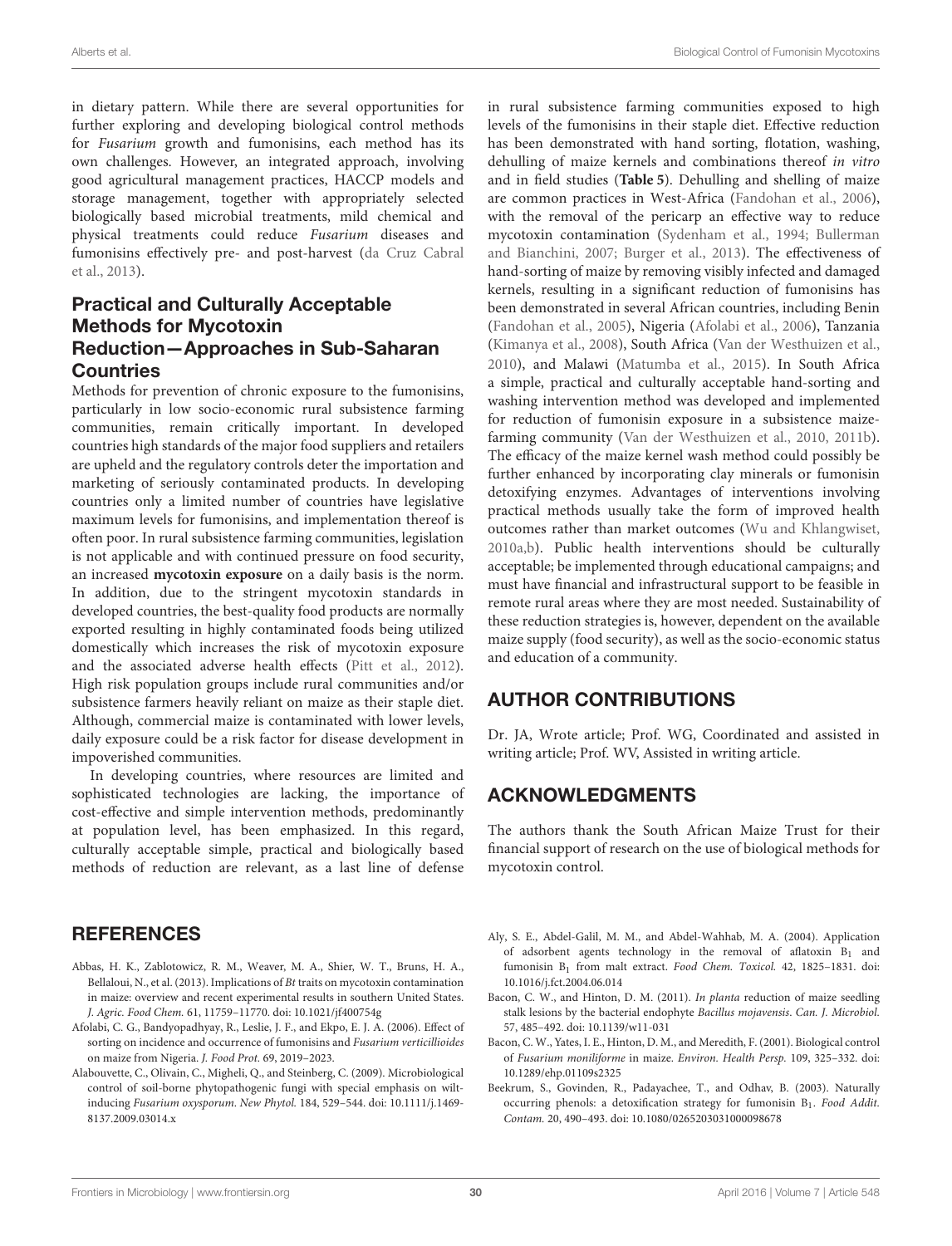in dietary pattern. While there are several opportunities for further exploring and developing biological control methods for *Fusarium* growth and fumonisins, each method has its own challenges. However, an integrated approach, involving good agricultural management practices, HACCP models and storage management, together with appropriately selected biologically based microbial treatments, mild chemical and physical treatments could reduce *Fusarium* diseases and fumonisins effectively pre- and post-harvest (da Cruz Cabral et al., 2013).

## Practical and Culturally Acceptable Methods for Mycotoxin Reduction—Approaches in Sub-Saharan Countries

Methods for prevention of chronic exposure to the fumonisins, particularly in low socio-economic rural subsistence farming communities, remain critically important. In developed countries high standards of the major food suppliers and retailers are upheld and the regulatory controls deter the importation and marketing of seriously contaminated products. In developing countries only a limited number of countries have legislative maximum levels for fumonisins, and implementation thereof is often poor. In rural subsistence farming communities, legislation is not applicable and with continued pressure on food security, an increased **mycotoxin exposure** on a daily basis is the norm. In addition, due to the stringent mycotoxin standards in developed countries, the best-quality food products are normally exported resulting in highly contaminated foods being utilized domestically which increases the risk of mycotoxin exposure and the associated adverse health effects (Pitt et al., 2012). High risk population groups include rural communities and/or subsistence farmers heavily reliant on maize as their staple diet. Although, commercial maize is contaminated with lower levels, daily exposure could be a risk factor for disease development in impoverished communities.

In developing countries, where resources are limited and sophisticated technologies are lacking, the importance of cost-effective and simple intervention methods, predominantly at population level, has been emphasized. In this regard, culturally acceptable simple, practical and biologically based methods of reduction are relevant, as a last line of defense in rural subsistence farming communities exposed to high levels of the fumonisins in their staple diet. Effective reduction has been demonstrated with hand sorting, flotation, washing, dehulling of maize kernels and combinations thereof *in vitro* and in field studies (**Table 5**). Dehulling and shelling of maize are common practices in West-Africa (Fandohan et al., 2006), with the removal of the pericarp an effective way to reduce mycotoxin contamination (Sydenham et al., 1994; Bullerman and Bianchini, 2007; Burger et al., 2013). The effectiveness of hand-sorting of maize by removing visibly infected and damaged kernels, resulting in a significant reduction of fumonisins has been demonstrated in several African countries, including Benin (Fandohan et al., 2005), Nigeria (Afolabi et al., 2006), Tanzania (Kimanya et al., 2008), South Africa (Van der Westhuizen et al., 2010), and Malawi (Matumba et al., 2015). In South Africa a simple, practical and culturally acceptable hand-sorting and washing intervention method was developed and implemented for reduction of fumonisin exposure in a subsistence maize-farming community (Van der Westhuizen et al., 2010, 2011b). The efficacy of the maize kernel wash method could possibly be further enhanced by incorporating clay minerals or fumonisin detoxifying enzymes. Advantages of interventions involving practical methods usually take the form of improved health outcomes rather than market outcomes (Wu and Khlangwiset, 2010a,b). Public health interventions should be culturally acceptable; be implemented through educational campaigns; and must have financial and infrastructural support to be feasible in remote rural areas where they are most needed. Sustainability of these reduction strategies is, however, dependent on the available maize supply (food security), as well as the socio-economic status and education of a community.

# AUTHOR CONTRIBUTIONS

Dr. JA, Wrote article; Prof. WG, Coordinated and assisted in writing article; Prof. WV, Assisted in writing article.

# ACKNOWLEDGMENTS

The authors thank the South African Maize Trust for their financial support of research on the use of biological methods for mycotoxin control.

# REFERENCES

Abbas, H. K., Zablotowicz, R. M., Weaver, M. A., Shier, W. T., Bruns, H. A., Bellaloui, N., et al. (2013). Implications of *Bt* traits on mycotoxin contamination in maize: overview and recent experimental results in southern United States. *J. Agric. Food Chem.* 61, 11759–11770. doi: 10.1021/jf400754g

Afolabi, C. G., Bandyopadhyay, R., Leslie, J. F., and Ekpo, E. J. A. (2006). Effect of sorting on incidence and occurrence of fumonisins and *Fusarium verticillioides* on maize from Nigeria. *J. Food Prot.* 69, 2019–2023.

Alabouvette, C., Olivain, C., Migheli, Q., and Steinberg, C. (2009). Microbiological control of soil-borne phytopathogenic fungi with special emphasis on wilt-inducing *Fusarium oxysporum*. *New Phytol.* 184, 529–544. doi: 10.1111/j.1469-8137.2009.03014.x

Aly, S. E., Abdel-Galil, M. M., and Abdel-Wahhab, M. A. (2004). Application of adsorbent agents technology in the removal of aflatoxin $B_1$ and fumonisin $B_1$ from malt extract. *Food Chem. Toxicol.* 42, 1825–1831. doi: 10.1016/j.fct.2004.06.014

Bacon, C. W., and Hinton, D. M. (2011). *In planta* reduction of maize seedling stalk lesions by the bacterial endophyte *Bacillus mojavensis*. *Can. J. Microbiol.* 57, 485–492. doi: 10.1139/w11-031

Bacon, C. W., Yates, I. E., Hinton, D. M., and Meredith, F. (2001). Biological control of *Fusarium moniliforme* in maize. *Environ. Health Persp.* 109, 325–332. doi: 10.1289/ehp.01109s2325

Beekrum, S., Govinden, R., Padayachee, T., and Odhav, B. (2003). Naturally occurring phenols: a detoxification strategy for fumonisin $B_1$. *Food Addit. Contam.* 20, 490–493. doi: 10.1080/0265203031000098678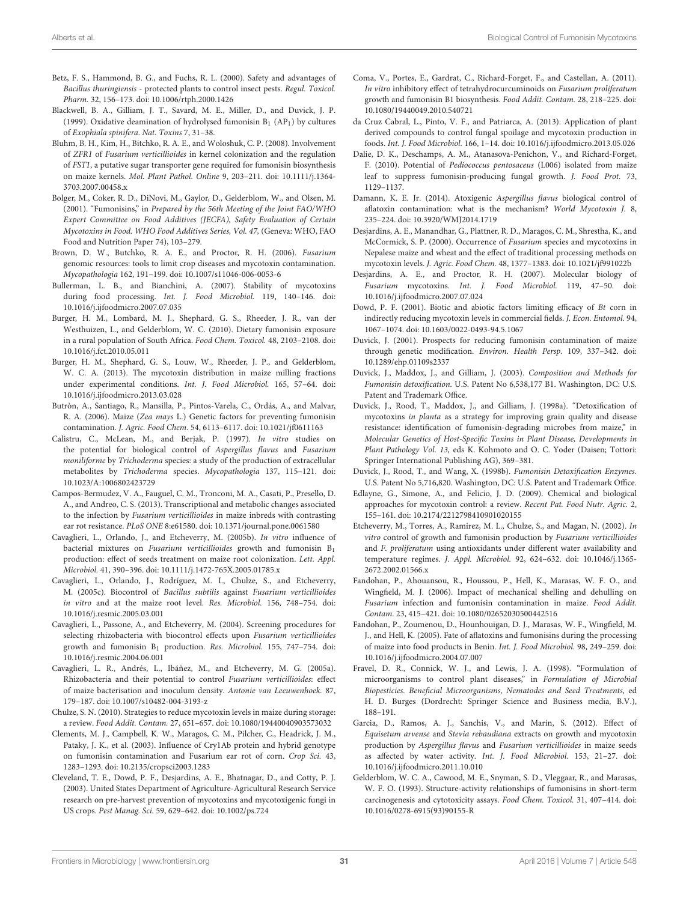Betz, F. S., Hammond, B. G., and Fuchs, R. L. (2000). Safety and advantages of *Bacillus thuringiensis* - protected plants to control insect pests. *Regul. Toxicol. Pharm.* 32, 156–173. doi: 10.1006/rtph.2000.1426

Blackwell, B. A., Gilliam, J. T., Savard, M. E., Miller, D., and Duvick, J. P. (1999). Oxidative deamination of hydrolysed fumonisin $B_1$ ($AP_1$) by cultures of *Exophiala spinifera*. *Nat. Toxins* 7, 31–38.

Bluhm, B. H., Kim, H., Bitchko, R. A. E., and Woloshuk, C. P. (2008). Involvement of *ZFR1* of *Fusarium verticillioides* in kernel colonization and the regulation of *FST1*, a putative sugar transporter gene required for fumonisin biosynthesis on maize kernels. *Mol. Plant Pathol. Online* 9, 203–211. doi: 10.1111/j.1364-3703.2007.00458.x

Bolger, M., Coker, R. D., DiNovi, M., Gaylor, D., Gelderblom, W., and Olsen, M. (2001). "Fumonisins," in *Prepared by the 56th Meeting of the Joint FAO/WHO Expert Committee on Food Additives (JECFA), Safety Evaluation of Certain Mycotoxins in Food. WHO Food Additives Series, Vol. 47,* (Geneva: WHO, FAO Food and Nutrition Paper 74), 103–279.

Brown, D. W., Butchko, R. A. E., and Proctor, R. H. (2006). *Fusarium* genomic resources: tools to limit crop diseases and mycotoxin contamination. *Mycopathologia* 162, 191–199. doi: 10.1007/s11046-006-0053-6

Bullerman, L. B., and Bianchini, A. (2007). Stability of mycotoxins during food processing. *Int. J. Food Microbiol.* 119, 140–146. doi: 10.1016/j.ijfoodmicro.2007.07.035

Burger, H. M., Lombard, M. J., Shephard, G. S., Rheeder, J. R., van der Westhuizen, L., and Gelderblom, W. C. (2010). Dietary fumonisin exposure in a rural population of South Africa. *Food Chem. Toxicol.* 48, 2103–2108. doi: 10.1016/j.fct.2010.05.011

Burger, H. M., Shephard, G. S., Louw, W., Rheeder, J. P., and Gelderblom, W. C. A. (2013). The mycotoxin distribution in maize milling fractions under experimental conditions. *Int. J. Food Microbiol.* 165, 57–64. doi: 10.1016/j.ijfoodmicro.2013.03.028

Butròn, A., Santiago, R., Mansilla, P., Pintos-Varela, C., Ordás, A., and Malvar, R. A. (2006). Maize (*Zea mays* L.) Genetic factors for preventing fumonisin contamination. *J. Agric. Food Chem.* 54, 6113–6117. doi: 10.1021/jf0611163

Calistru, C., McLean, M., and Berjak, P. (1997). *In vitro* studies on the potential for biological control of *Aspergillus flavus* and *Fusarium moniliforme* by *Trichoderma* species: a study of the production of extracellular metabolites by *Trichoderma* species. *Mycopathologia* 137, 115–121. doi: 10.1023/A:1006802423729

Campos-Bermudez, V. A., Fauguel, C. M., Tronconi, M. A., Casati, P., Presello, D. A., and Andreo, C. S. (2013). Transcriptional and metabolic changes associated to the infection by *Fusarium verticillioides* in maize inbreds with contrasting ear rot resistance. *PLoS ONE* 8:e61580. doi: 10.1371/journal.pone.0061580

Cavaglieri, L., Orlando, J., and Etcheverry, M. (2005b). *In vitro* influence of bacterial mixtures on *Fusarium verticillioides* growth and fumonisin $B_1$ production: effect of seeds treatment on maize root colonization. *Lett. Appl. Microbiol.* 41, 390–396. doi: 10.1111/j.1472-765X.2005.01785.x

Cavaglieri, L., Orlando, J., Rodríguez, M. I., Chulze, S., and Etcheverry, M. (2005c). Biocontrol of *Bacillus subtilis* against *Fusarium verticillioides in vitro* and at the maize root level. *Res. Microbiol.* 156, 748–754. doi: 10.1016/j.resmic.2005.03.001

Cavaglieri, L., Passone, A., and Etcheverry, M. (2004). Screening procedures for selecting rhizobacteria with biocontrol effects upon *Fusarium verticillioides* growth and fumonisin $B_1$ production. *Res. Microbiol.* 155, 747–754. doi: 10.1016/j.resmic.2004.06.001

Cavaglieri, L. R., Andrés, L., Ibáñez, M., and Etcheverry, M. G. (2005a). Rhizobacteria and their potential to control *Fusarium verticillioides*: effect of maize bacterisation and inoculum density. *Antonie van Leeuwenhoek.* 87, 179–187. doi: 10.1007/s10482-004-3193-z

Chulze, S. N. (2010). Strategies to reduce mycotoxin levels in maize during storage: a review. *Food Addit. Contam.* 27, 651–657. doi: 10.1080/19440040903573032

Clements, M. J., Campbell, K. W., Maragos, C. M., Pilcher, C., Headrick, J. M., Pataky, J. K., et al. (2003). Influence of Cry1Ab protein and hybrid genotype on fumonisin contamination and Fusarium ear rot of corn. *Crop Sci.* 43, 1283–1293. doi: 10.2135/cropsci2003.1283

Cleveland, T. E., Dowd, P. F., Desjardins, A. E., Bhatnagar, D., and Cotty, P. J. (2003). United States Department of Agriculture-Agricultural Research Service research on pre-harvest prevention of mycotoxins and mycotoxigenic fungi in US crops. *Pest Manag. Sci.* 59, 629–642. doi: 10.1002/ps.724

Coma, V., Portes, E., Gardrat, C., Richard-Forget, F., and Castellan, A. (2011). *In vitro* inhibitory effect of tetrahydrocurcuminoids on *Fusarium proliferatum* growth and fumonisin B1 biosynthesis. *Food Addit. Contam.* 28, 218–225. doi: 10.1080/19440049.2010.540721

da Cruz Cabral, L., Pinto, V. F., and Patriarca, A. (2013). Application of plant derived compounds to control fungal spoilage and mycotoxin production in foods. *Int. J. Food Microbiol.* 166, 1–14. doi: 10.1016/j.ijfoodmicro.2013.05.026

Dalie, D. K., Deschamps, A. M., Atanasova-Penichon, V., and Richard-Forget, F. (2010). Potential of *Pediococcus pentosaceus* (L006) isolated from maize leaf to suppress fumonisin-producing fungal growth. *J. Food Prot.* 73, 1129–1137.

Damann, K. E. Jr. (2014). Atoxigenic *Aspergillus flavus* biological control of aflatoxin contamination: what is the mechanism? *World Mycotoxin J.* 8, 235–224. doi: 10.3920/WMJ2014.1719

Desjardins, A. E., Manandhar, G., Plattner, R. D., Maragos, C. M., Shrestha, K., and McCormick, S. P. (2000). Occurrence of *Fusarium* species and mycotoxins in Nepalese maize and wheat and the effect of traditional processing methods on mycotoxin levels. *J. Agric. Food Chem.* 48, 1377–1383. doi: 10.1021/jf991022b

Desjardins, A. E., and Proctor, R. H. (2007). Molecular biology of *Fusarium* mycotoxins. *Int. J. Food Microbiol.* 119, 47–50. doi: 10.1016/j.ijfoodmicro.2007.07.024

Dowd, P. F. (2001). Biotic and abiotic factors limiting efficacy of *Bt* corn in indirectly reducing mycotoxin levels in commercial fields. *J. Econ. Entomol.* 94, 1067–1074. doi: 10.1603/0022-0493-94.5.1067

Duvick, J. (2001). Prospects for reducing fumonisin contamination of maize through genetic modification. *Environ. Health Persp.* 109, 337–342. doi: 10.1289/ehp.01109s2337

Duvick, J., Maddox, J., and Gilliam, J. (2003). *Composition and Methods for Fumonisin detoxification.* U.S. Patent No 6,538,177 B1. Washington, DC: U.S. Patent and Trademark Office.

Duvick, J., Rood, T., Maddox, J., and Gilliam, J. (1998a). "Detoxification of mycotoxins *in planta* as a strategy for improving grain quality and disease resistance: identification of fumonisin-degrading microbes from maize," in *Molecular Genetics of Host-Specific Toxins in Plant Disease, Developments in Plant Pathology Vol. 13,* eds K. Kohmoto and O. C. Yoder (Daisen; Tottori: Springer International Publishing AG), 369–381.

Duvick, J., Rood, T., and Wang, X. (1998b). *Fumonisin Detoxification Enzymes.* U.S. Patent No 5,716,820. Washington, DC: U.S. Patent and Trademark Office.

Edlayne, G., Simone, A., and Felicio, J. D. (2009). Chemical and biological approaches for mycotoxin control: a review. *Recent Pat. Food Nutr. Agric.* 2, 155–161. doi: 10.2174/2212798410901020155

Etcheverry, M., Torres, A., Ramirez, M. L., Chulze, S., and Magan, N. (2002). *In vitro* control of growth and fumonisin production by *Fusarium verticillioides* and *F. proliferatum* using antioxidants under different water availability and temperature regimes. *J. Appl. Microbiol.* 92, 624–632. doi: 10.1046/j.1365-2672.2002.01566.x

Fandohan, P., Ahouansou, R., Houssou, P., Hell, K., Marasas, W. F. O., and Wingfield, M. J. (2006). Impact of mechanical shelling and dehulling on *Fusarium* infection and fumonisin contamination in maize. *Food Addit. Contam.* 23, 415–421. doi: 10.1080/02652030500442516

Fandohan, P., Zoumenou, D., Hounhouigan, D. J., Marasas, W. F., Wingfield, M. J., and Hell, K. (2005). Fate of aflatoxins and fumonisins during the processing of maize into food products in Benin. *Int. J. Food Microbiol.* 98, 249–259. doi: 10.1016/j.ijfoodmicro.2004.07.007

Fravel, D. R., Connick, W. J., and Lewis, J. A. (1998). "Formulation of microorganisms to control plant diseases," in *Formulation of Microbial Biopesticies. Beneficial Microorganisms, Nematodes and Seed Treatments,* ed H. D. Burges (Dordrecht: Springer Science and Business media, B.V.), 188–191.

Garcia, D., Ramos, A. J., Sanchis, V., and Marín, S. (2012). Effect of *Equisetum arvense* and *Stevia rebaudiana* extracts on growth and mycotoxin production by *Aspergillus flavus* and *Fusarium verticillioides* in maize seeds as affected by water activity. *Int. J. Food Microbiol.* 153, 21–27. doi: 10.1016/j.ijfoodmicro.2011.10.010

Gelderblom, W. C. A., Cawood, M. E., Snyman, S. D., Vleggaar, R., and Marasas, W. F. O. (1993). Structure-activity relationships of fumonisins in short-term carcinogenesis and cytotoxicity assays. *Food Chem. Toxicol.* 31, 407–414. doi: 10.1016/0278-6915(93)90155-R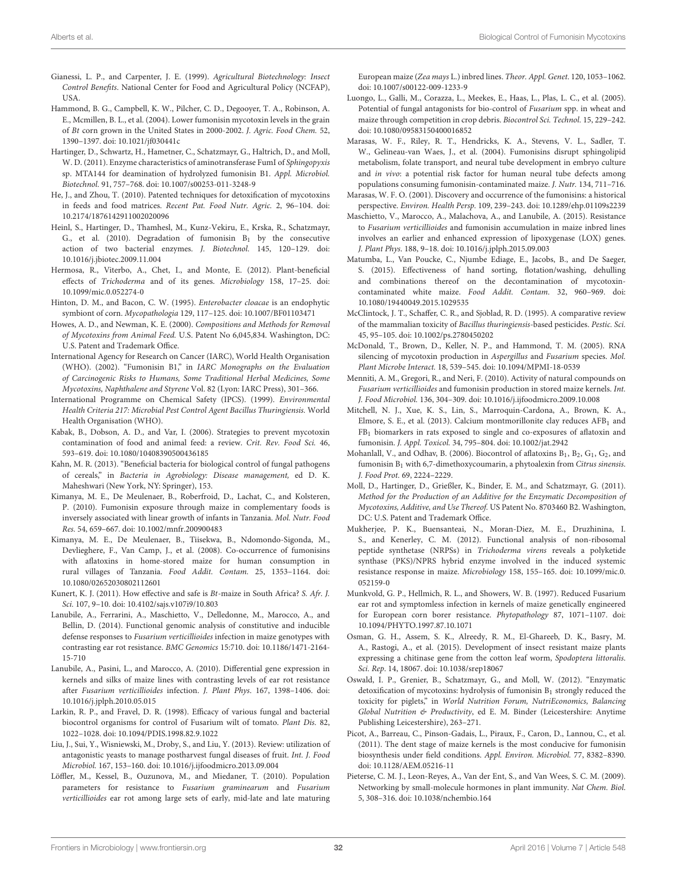Gianessi, L. P., and Carpenter, J. E. (1999). *Agricultural Biotechnology: Insect Control Benefits*. National Center for Food and Agricultural Policy (NCFAP), USA.

Hammond, B. G., Campbell, K. W., Pilcher, C. D., Degooyer, T. A., Robinson, A. E., Mcmillen, B. L., et al. (2004). Lower fumonisin mycotoxin levels in the grain of Bt corn grown in the United States in 2000-2002. *J. Agric. Food Chem.* 52, 1390–1397. doi: 10.1021/jf030441c

Hartinger, D., Schwartz, H., Hametner, C., Schatzmayr, G., Haltrich, D., and Moll, W. D. (2011). Enzyme characteristics of aminotransferase FumI of *Sphingopyxis* sp. MTA144 for deamination of hydrolyzed fumonisin B1. *Appl. Microbiol. Biotechnol.* 91, 757–768. doi: 10.1007/s00253-011-3248-9

He, J., and Zhou, T. (2010). Patented techniques for detoxification of mycotoxins in feeds and food matrices. *Recent Pat. Food Nutr. Agric.* 2, 96–104. doi: 10.2174/1876142911002020096

Heinl, S., Hartinger, D., Thamhesl, M., Kunz-Vekiru, E., Krska, R., Schatzmayr, G., et al. (2010). Degradation of fumonisin $B_1$ by the consecutive action of two bacterial enzymes. *J. Biotechnol.* 145, 120–129. doi: 10.1016/j.jbiotec.2009.11.004

Hermosa, R., Viterbo, A., Chet, I., and Monte, E. (2012). Plant-beneficial effects of *Trichoderma* and of its genes. *Microbiology* 158, 17–25. doi: 10.1099/mic.0.052274-0

Hinton, D. M., and Bacon, C. W. (1995). *Enterobacter cloacae* is an endophytic symbiont of corn. *Mycopathologia* 129, 117–125. doi: 10.1007/BF01103471

Howes, A. D., and Newman, K. E. (2000). *Compositions and Methods for Removal of Mycotoxins from Animal Feed.* U.S. Patent No 6,045,834. Washington, DC: U.S. Patent and Trademark Office.

International Agency for Research on Cancer (IARC), World Health Organisation (WHO). (2002). "Fumonisin B1," in *IARC Monographs on the Evaluation of Carcinogenic Risks to Humans, Some Traditional Herbal Medicines, Some Mycotoxins, Naphthalene and Styrene* Vol. 82 (Lyon: IARC Press), 301–366.

International Programme on Chemical Safety (IPCS). (1999). *Environmental Health Criteria 217: Microbial Pest Control Agent Bacillus Thuringiensis.* World Health Organisation (WHO).

Kabak, B., Dobson, A. D., and Var, I. (2006). Strategies to prevent mycotoxin contamination of food and animal feed: a review. *Crit. Rev. Food Sci.* 46, 593–619. doi: 10.1080/10408390500436185

Kahn, M. R. (2013). "Beneficial bacteria for biological control of fungal pathogens of cereals," in *Bacteria in Agrobiology: Disease management,* ed D. K. Maheshwari (New York, NY: Springer), 153.

Kimanya, M. E., De Meulenaer, B., Roberfroid, D., Lachat, C., and Kolsteren, P. (2010). Fumonisin exposure through maize in complementary foods is inversely associated with linear growth of infants in Tanzania. *Mol. Nutr. Food Res.* 54, 659–667. doi: 10.1002/mnfr.200900483

Kimanya, M. E., De Meulenaer, B., Tiisekwa, B., Ndomondo-Sigonda, M., Devlieghere, F., Van Camp, J., et al. (2008). Co-occurrence of fumonisins with aflatoxins in home-stored maize for human consumption in rural villages of Tanzania. *Food Addit. Contam.* 25, 1353–1164. doi: 10.1080/02652030802112601

Kunert, K. J. (2011). How effective and safe is *Bt*-maize in South Africa? *S. Afr. J. Sci.* 107, 9–10. doi: 10.4102/sajs.v107i9/10.803

Lanubile, A., Ferrarini, A., Maschietto, V., Delledonne, M., Marocco, A., and Bellin, D. (2014). Functional genomic analysis of constitutive and inducible defense responses to *Fusarium verticillioides* infection in maize genotypes with contrasting ear rot resistance. *BMC Genomics* 15:710. doi: 10.1186/1471-2164-15-710

Lanubile, A., Pasini, L., and Marocco, A. (2010). Differential gene expression in kernels and silks of maize lines with contrasting levels of ear rot resistance after *Fusarium verticillioides* infection. *J. Plant Phys.* 167, 1398–1406. doi: 10.1016/j.jplph.2010.05.015

Larkin, R. P., and Fravel, D. R. (1998). Efficacy of various fungal and bacterial biocontrol organisms for control of Fusarium wilt of tomato. *Plant Dis.* 82, 1022–1028. doi: 10.1094/PDIS.1998.82.9.1022

Liu, J., Sui, Y., Wisniewski, M., Droby, S., and Liu, Y. (2013). Review: utilization of antagonistic yeasts to manage postharvest fungal diseases of fruit. *Int. J. Food Microbiol.* 167, 153–160. doi: 10.1016/j.ijfoodmicro.2013.09.004

Löffler, M., Kessel, B., Ouzunova, M., and Miedaner, T. (2010). Population parameters for resistance to *Fusarium graminearum* and *Fusarium verticillioides* ear rot among large sets of early, mid-late and late maturing European maize (*Zea mays* L.) inbred lines. *Theor. Appl. Genet.* 120, 1053–1062. doi: 10.1007/s00122-009-1233-9

Luongo, L., Galli, M., Corazza, L., Meekes, E., Haas, L., Plas, L. C., et al. (2005). Potential of fungal antagonists for bio-control of *Fusarium* spp. in wheat and maize through competition in crop debris. *Biocontrol Sci. Technol.* 15, 229–242. doi: 10.1080/09583150400016852

Marasas, W. F., Riley, R. T., Hendricks, K. A., Stevens, V. L., Sadler, T. W., Gelineau-van Waes, J., et al. (2004). Fumonisins disrupt sphingolipid metabolism, folate transport, and neural tube development in embryo culture and *in vivo*: a potential risk factor for human neural tube defects among populations consuming fumonisin-contaminated maize. *J. Nutr.* 134, 711–716.

Marasas, W. F. O. (2001). Discovery and occurrence of the fumonisins: a historical perspective. *Environ. Health Persp.* 109, 239–243. doi: 10.1289/ehp.01109s2239

Maschietto, V., Marocco, A., Malachova, A., and Lanubile, A. (2015). Resistance to *Fusarium verticillioides* and fumonisin accumulation in maize inbred lines involves an earlier and enhanced expression of lipoxygenase (LOX) genes. *J. Plant Phys.* 188, 9–18. doi: 10.1016/j.jplph.2015.09.003

Matumba, L., Van Poucke, C., Njumbe Ediage, E., Jacobs, B., and De Saeger, S. (2015). Effectiveness of hand sorting, flotation/washing, dehulling and combinations thereof on the decontamination of mycotoxin-contaminated white maize. *Food Addit. Contam.* 32, 960–969. doi: 10.1080/19440049.2015.1029535

McClintock, J. T., Schaffer, C. R., and Sjoblad, R. D. (1995). A comparative review of the mammalian toxicity of *Bacillus thuringiensis*-based pesticides. *Pestic. Sci.* 45, 95–105. doi: 10.1002/ps.2780450202

McDonald, T., Brown, D., Keller, N. P., and Hammond, T. M. (2005). RNA silencing of mycotoxin production in *Aspergillus* and *Fusarium* species. *Mol. Plant Microbe Interact.* 18, 539–545. doi: 10.1094/MPMI-18-0539

Menniti, A. M., Gregori, R., and Neri, F. (2010). Activity of natural compounds on *Fusarium verticillioides* and fumonisin production in stored maize kernels. *Int. J. Food Microbiol.* 136, 304–309. doi: 10.1016/j.ijfoodmicro.2009.10.008

Mitchell, N. J., Xue, K. S., Lin, S., Marroquin-Cardona, A., Brown, K. A., Elmore, S. E., et al. (2013). Calcium montmorillonite clay reduces $AFB_1$ and $FB_1$ biomarkers in rats exposed to single and co-exposures of aflatoxin and fumonisin. *J. Appl. Toxicol.* 34, 795–804. doi: 10.1002/jat.2942

Mohanlall, V., and Odhav, B. (2006). Biocontrol of aflatoxins $B_1$, $B_2$, $G_1$, $G_2$, and fumonisin $B_1$ with 6,7-dimethoxycoumarin, a phytoalexin from *Citrus sinensis*. *J. Food Prot.* 69, 2224–2229.

Moll, D., Hartinger, D., Grießler, K., Binder, E. M., and Schatzmayr, G. (2011). *Method for the Production of an Additive for the Enzymatic Decomposition of Mycotoxins, Additive, and Use Thereof.* US Patent No. 8703460 B2. Washington, DC: U.S. Patent and Trademark Office.

Mukherjee, P. K., Buensanteai, N., Moran-Diez, M. E., Druzhinina, I. S., and Kenerley, C. M. (2012). Functional analysis of non-ribosomal peptide synthetase (NRPSs) in *Trichoderma virens* reveals a polyketide synthase (PKS)/NPRS hybrid enzyme involved in the induced systemic resistance response in maize. *Microbiology* 158, 155–165. doi: 10.1099/mic.0.052159-0

Munkvold, G. P., Hellmich, R. L., and Showers, W. B. (1997). Reduced Fusarium ear rot and symptomless infection in kernels of maize genetically engineered for European corn borer resistance. *Phytopathology* 87, 1071–1107. doi: 10.1094/PHYTO.1997.87.10.1071

Osman, G. H., Assem, S. K., Alreedy, R. M., El-Ghareeb, D. K., Basry, M. A., Rastogi, A., et al. (2015). Development of insect resistant maize plants expressing a chitinase gene from the cotton leaf worm, *Spodoptera littoralis*. *Sci. Rep.* 14, 18067. doi: 10.1038/srep18067

Oswald, I. P., Grenier, B., Schatzmayr, G., and Moll, W. (2012). "Enzymatic detoxification of mycotoxins: hydrolysis of fumonisin $B_1$ strongly reduced the toxicity for piglets," in *World Nutrition Forum, NutriEconomics, Balancing Global Nutrition & Productivity*, ed E. M. Binder (Leicestershire: Anytime Publishing Leicestershire), 263–271.

Picot, A., Barreau, C., Pinson-Gadais, L., Piraux, F., Caron, D., Lannou, C., et al. (2011). The dent stage of maize kernels is the most conducive for fumonisin biosynthesis under field conditions. *Appl. Environ. Microbiol.* 77, 8382–8390. doi: 10.1128/AEM.05216-11

Pieterse, C. M. J., Leon-Reyes, A., Van der Ent, S., and Van Wees, S. C. M. (2009). Networking by small-molecule hormones in plant immunity. *Nat Chem. Biol.* 5, 308–316. doi: 10.1038/nchembio.164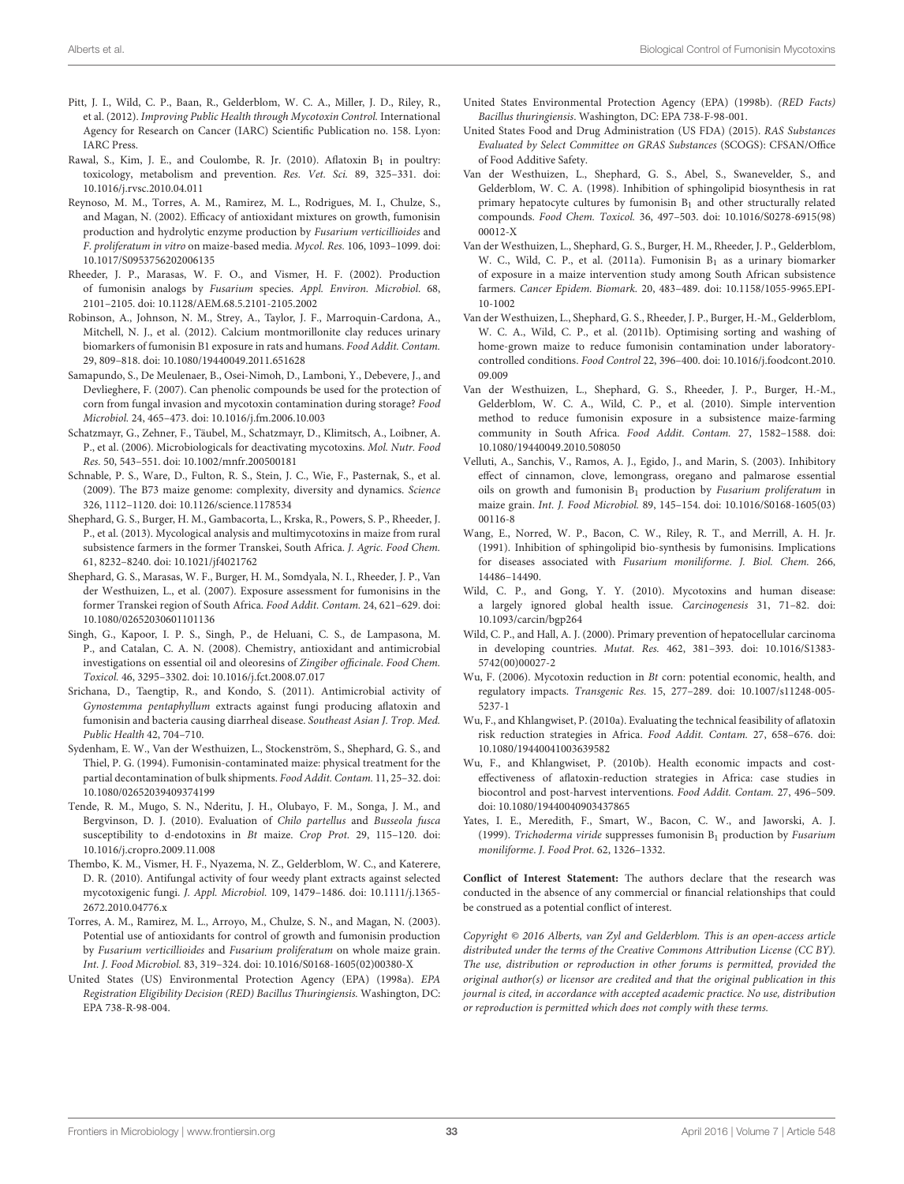Pitt, J. I., Wild, C. P., Baan, R., Gelderblom, W. C. A., Miller, J. D., Riley, R., et al. (2012). *Improving Public Health through Mycotoxin Control.* International Agency for Research on Cancer (IARC) Scientific Publication no. 158. Lyon: IARC Press.

Rawal, S., Kim, J. E., and Coulombe, R. Jr. (2010). Aflatoxin $B_1$ in poultry: toxicology, metabolism and prevention. *Res. Vet. Sci.* 89, 325–331. doi: 10.1016/j.rvsc.2010.04.011

Reynoso, M. M., Torres, A. M., Ramirez, M. L., Rodrigues, M. I., Chulze, S., and Magan, N. (2002). Efficacy of antioxidant mixtures on growth, fumonisin production and hydrolytic enzyme production by *Fusarium verticillioides* and *F. proliferatum in vitro* on maize-based media. *Mycol. Res.* 106, 1093–1099. doi: 10.1017/S0953756202006135

Rheeder, J. P., Marasas, W. F. O., and Vismer, H. F. (2002). Production of fumonisin analogs by *Fusarium* species. *Appl. Environ. Microbiol.* 68, 2101–2105. doi: 10.1128/AEM.68.5.2101-2105.2002

Robinson, A., Johnson, N. M., Strey, A., Taylor, J. F., Marroquin-Cardona, A., Mitchell, N. J., et al. (2012). Calcium montmorillonite clay reduces urinary biomarkers of fumonisin B1 exposure in rats and humans. *Food Addit. Contam.* 29, 809–818. doi: 10.1080/19440049.2011.651628

Samapundo, S., De Meulenaer, B., Osei-Nimoh, D., Lamboni, Y., Debevere, J., and Devlieghere, F. (2007). Can phenolic compounds be used for the protection of corn from fungal invasion and mycotoxin contamination during storage? *Food Microbiol.* 24, 465–473. doi: 10.1016/j.fm.2006.10.003

Schatzmayr, G., Zehner, F., Täubel, M., Schatzmayr, D., Klimitsch, A., Loibner, A. P., et al. (2006). Microbiologicals for deactivating mycotoxins. *Mol. Nutr. Food Res.* 50, 543–551. doi: 10.1002/mnfr.200500181

Schnable, P. S., Ware, D., Fulton, R. S., Stein, J. C., Wie, F., Pasternak, S., et al. (2009). The B73 maize genome: complexity, diversity and dynamics. *Science* 326, 1112–1120. doi: 10.1126/science.1178534

Shephard, G. S., Burger, H. M., Gambacorta, L., Krska, R., Powers, S. P., Rheeder, J. P., et al. (2013). Mycological analysis and multimycotoxins in maize from rural subsistence farmers in the former Transkei, South Africa. *J. Agric. Food Chem.* 61, 8232–8240. doi: 10.1021/jf4021762

Shephard, G. S., Marasas, W. F., Burger, H. M., Somdyala, N. I., Rheeder, J. P., Van der Westhuizen, L., et al. (2007). Exposure assessment for fumonisins in the former Transkei region of South Africa. *Food Addit. Contam.* 24, 621–629. doi: 10.1080/02652030601101136

Singh, G., Kapoor, I. P. S., Singh, P., de Heluani, C. S., de Lampasona, M. P., and Catalan, C. A. N. (2008). Chemistry, antioxidant and antimicrobial investigations on essential oil and oleoresins of *Zingiber officinale*. *Food Chem. Toxicol.* 46, 3295–3302. doi: 10.1016/j.fct.2008.07.017

Srichana, D., Taengtip, R., and Kondo, S. (2011). Antimicrobial activity of *Gynostemma pentaphyllum* extracts against fungi producing aflatoxin and fumonisin and bacteria causing diarrheal disease. *Southeast Asian J. Trop. Med. Public Health* 42, 704–710.

Sydenham, E. W., Van der Westhuizen, L., Stockenström, S., Shephard, G. S., and Thiel, P. G. (1994). Fumonisin-contaminated maize: physical treatment for the partial decontamination of bulk shipments. *Food Addit. Contam.* 11, 25–32. doi: 10.1080/02652039409374199

Tende, R. M., Mugo, S. N., Nderitu, J. H., Olubayo, F. M., Songa, J. M., and Bergvinson, D. J. (2010). Evaluation of *Chilo partellus* and *Busseola fusca* susceptibility to d-endotoxins in *Bt* maize. *Crop Prot.* 29, 115–120. doi: 10.1016/j.cropro.2009.11.008

Thembo, K. M., Vismer, H. F., Nyazema, N. Z., Gelderblom, W. C., and Katerere, D. R. (2010). Antifungal activity of four weedy plant extracts against selected mycotoxigenic fungi. *J. Appl. Microbiol.* 109, 1479–1486. doi: 10.1111/j.1365-2672.2010.04776.x

Torres, A. M., Ramirez, M. L., Arroyo, M., Chulze, S. N., and Magan, N. (2003). Potential use of antioxidants for control of growth and fumonisin production by *Fusarium verticillioides* and *Fusarium proliferatum* on whole maize grain. *Int. J. Food Microbiol.* 83, 319–324. doi: 10.1016/S0168-1605(02)00380-X

United States (US) Environmental Protection Agency (EPA) (1998a). *EPA Registration Eligibility Decision (RED) Bacillus Thuringiensis.* Washington, DC: EPA 738-R-98-004.

United States Environmental Protection Agency (EPA) (1998b). *(RED Facts) Bacillus thuringiensis*. Washington, DC: EPA 738-F-98-001.

United States Food and Drug Administration (US FDA) (2015). *RAS Substances Evaluated by Select Committee on GRAS Substances* (SCOGS): CFSAN/Office of Food Additive Safety.

Van der Westhuizen, L., Shephard, G. S., Abel, S., Swanevelder, S., and Gelderblom, W. C. A. (1998). Inhibition of sphingolipid biosynthesis in rat primary hepatocyte cultures by fumonisin $B_1$ and other structurally related compounds. *Food Chem. Toxicol.* 36, 497–503. doi: 10.1016/S0278-6915(98)00012-X

Van der Westhuizen, L., Shephard, G. S., Burger, H. M., Rheeder, J. P., Gelderblom, W. C., Wild, C. P., et al. (2011a). Fumonisin $B_1$ as a urinary biomarker of exposure in a maize intervention study among South African subsistence farmers. *Cancer Epidem. Biomark.* 20, 483–489. doi: 10.1158/1055-9965.EPI-10-1002

Van der Westhuizen, L., Shephard, G. S., Rheeder, J. P., Burger, H.-M., Gelderblom, W. C. A., Wild, C. P., et al. (2011b). Optimising sorting and washing of home-grown maize to reduce fumonisin contamination under laboratory-controlled conditions. *Food Control* 22, 396–400. doi: 10.1016/j.foodcont.2010.09.009

Van der Westhuizen, L., Shephard, G. S., Rheeder, J. P., Burger, H.-M., Gelderblom, W. C. A., Wild, C. P., et al. (2010). Simple intervention method to reduce fumonisin exposure in a subsistence maize-farming community in South Africa. *Food Addit. Contam.* 27, 1582–1588. doi: 10.1080/19440049.2010.508050

Velluti, A., Sanchis, V., Ramos, A. J., Egido, J., and Marin, S. (2003). Inhibitory effect of cinnamon, clove, lemongrass, oregano and palmarose essential oils on growth and fumonisin $B_1$ production by *Fusarium proliferatum* in maize grain. *Int. J. Food Microbiol.* 89, 145–154. doi: 10.1016/S0168-1605(03)00116-8

Wang, E., Norred, W. P., Bacon, C. W., Riley, R. T., and Merrill, A. H. Jr. (1991). Inhibition of sphingolipid bio-synthesis by fumonisins. Implications for diseases associated with *Fusarium moniliforme*. *J. Biol. Chem.* 266, 14486–14490.

Wild, C. P., and Gong, Y. Y. (2010). Mycotoxins and human disease: a largely ignored global health issue. *Carcinogenesis* 31, 71–82. doi: 10.1093/carcin/bgp264

Wild, C. P., and Hall, A. J. (2000). Primary prevention of hepatocellular carcinoma in developing countries. *Mutat. Res.* 462, 381–393. doi: 10.1016/S1383-5742(00)00027-2

Wu, F. (2006). Mycotoxin reduction in *Bt* corn: potential economic, health, and regulatory impacts. *Transgenic Res.* 15, 277–289. doi: 10.1007/s11248-005-5237-1

Wu, F., and Khlangwiset, P. (2010a). Evaluating the technical feasibility of aflatoxin risk reduction strategies in Africa. *Food Addit. Contam.* 27, 658–676. doi: 10.1080/19440041003639582

Wu, F., and Khlangwiset, P. (2010b). Health economic impacts and cost-effectiveness of aflatoxin-reduction strategies in Africa: case studies in biocontrol and post-harvest interventions. *Food Addit. Contam.* 27, 496–509. doi: 10.1080/19440040903437865

Yates, I. E., Meredith, F., Smart, W., Bacon, C. W., and Jaworski, A. J. (1999). *Trichoderma viride* suppresses fumonisin $B_1$ production by *Fusarium moniliforme*. *J. Food Prot.* 62, 1326–1332.

**Conflict of Interest Statement:** The authors declare that the research was conducted in the absence of any commercial or financial relationships that could be construed as a potential conflict of interest.

*Copyright © 2016 Alberts, van Zyl and Gelderblom. This is an open-access article distributed under the terms of the Creative Commons Attribution License (CC BY). The use, distribution or reproduction in other forums is permitted, provided the original author(s) or licensor are credited and that the original publication in this journal is cited, in accordance with accepted academic practice. No use, distribution or reproduction is permitted which does not comply with these terms.*